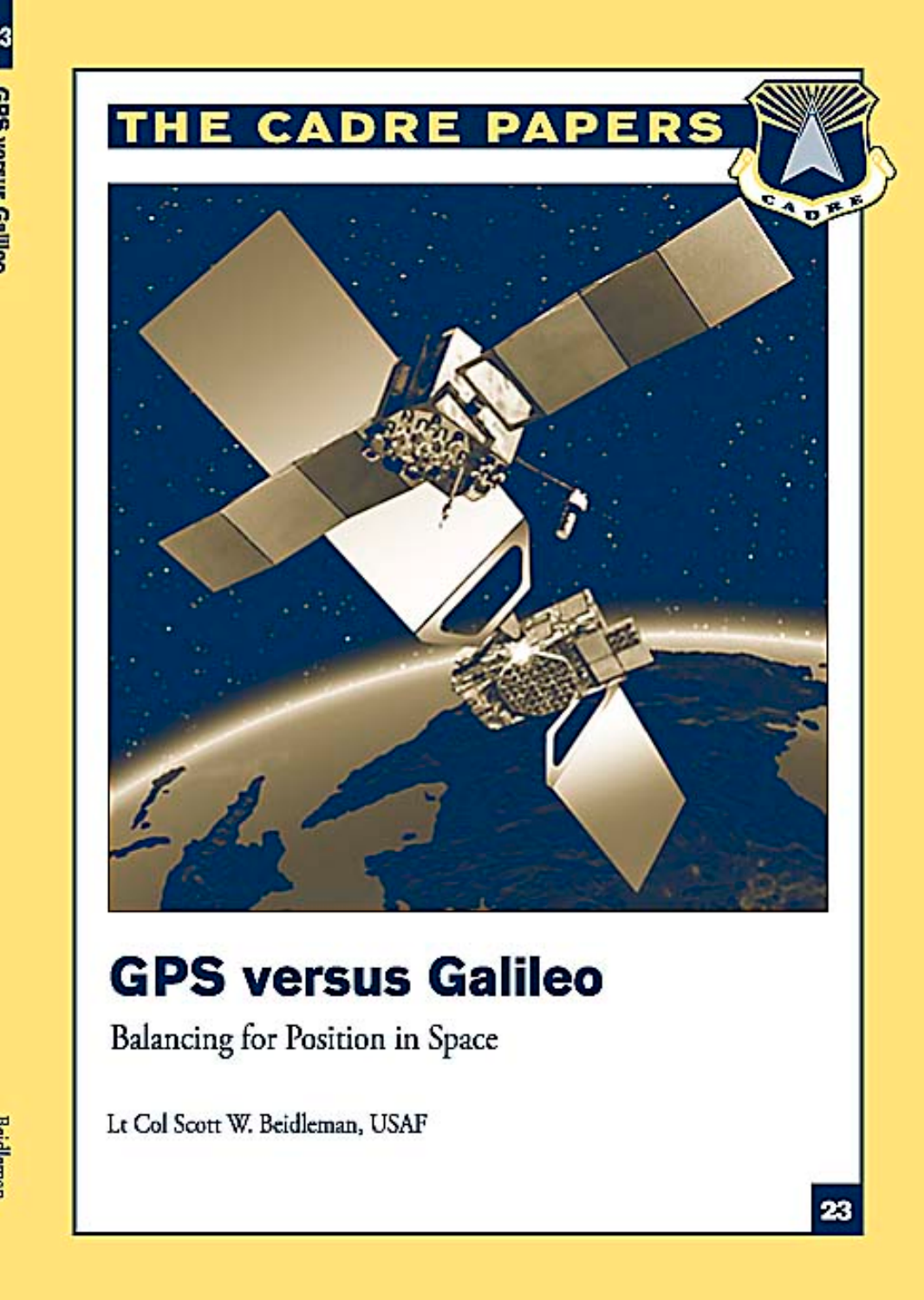# THE CADRE PAPERS

# GPS versus Galileo

## Balancing for Position in Space

Lt Col Scott W. Beidleman, USAF

23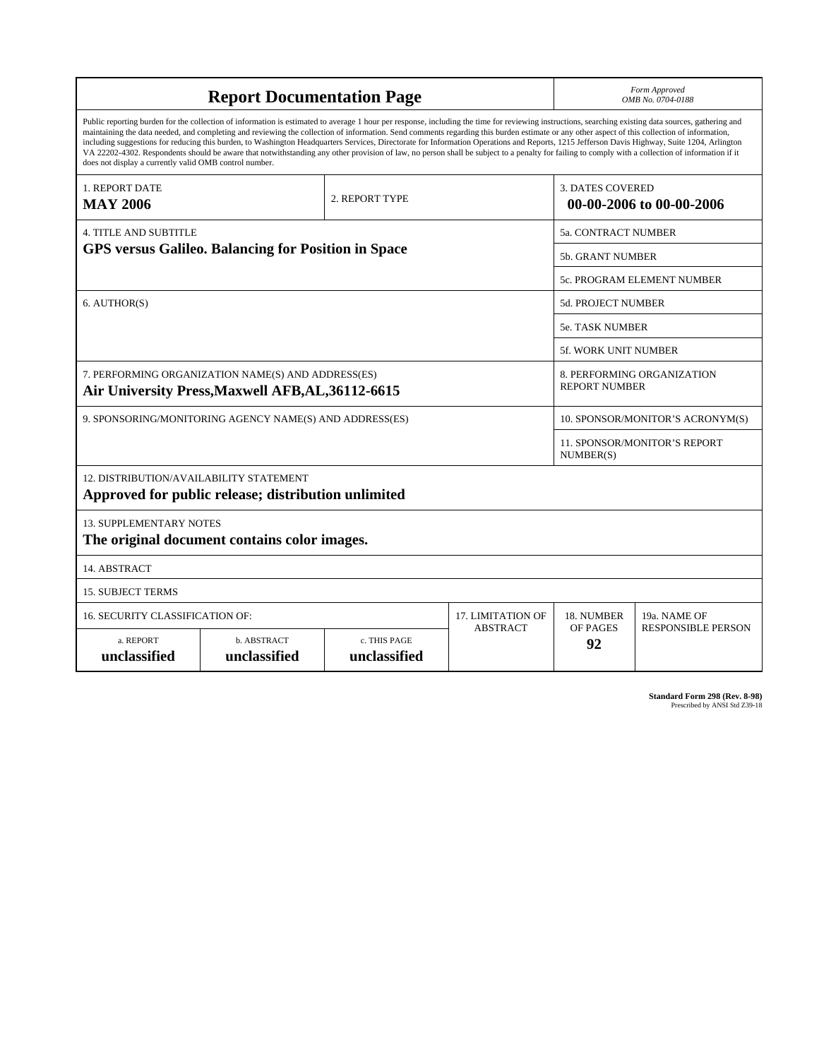| **Report Documentation Page** | | | | | *Form Approved* *OMB No. 0704-0188* |
|---|---|---|---|---|---|
| Public reporting burden for the collection of information is estimated to average 1 hour per response, including the time for reviewing instructions, searching existing data sources, gathering and maintaining the data needed, and completing and reviewing the collection of information. Send comments regarding this burden estimate or any other aspect of this collection of information, including suggestions for reducing this burden, to Washington Headquarters Services, Directorate for Information Operations and Reports, 1215 Jefferson Davis Highway, Suite 1204, Arlington VA 22202-4302. Respondents should be aware that notwithstanding any other provision of law, no person shall be subject to a penalty for failing to comply with a collection of information if it does not display a currently valid OMB control number. | | | | | |
| 1. REPORT DATE **MAY 2006** | | 2. REPORT TYPE | | 3. DATES COVERED **00-00-2006 to 00-00-2006** | |
| 4. TITLE AND SUBTITLE **GPS versus Galileo. Balancing for Position in Space** | | | | 5a. CONTRACT NUMBER | |
| | | | | 5b. GRANT NUMBER | |
| | | | | 5c. PROGRAM ELEMENT NUMBER | |
| 6. AUTHOR(S) | | | | 5d. PROJECT NUMBER | |
| | | | | 5e. TASK NUMBER | |
| | | | | 5f. WORK UNIT NUMBER | |
| 7. PERFORMING ORGANIZATION NAME(S) AND ADDRESS(ES) **Air University Press,Maxwell AFB,AL,36112-6615** | | | | 8. PERFORMING ORGANIZATION REPORT NUMBER | |
| 9. SPONSORING/MONITORING AGENCY NAME(S) AND ADDRESS(ES) | | | | 10. SPONSOR/MONITOR'S ACRONYM(S) | |
| | | | | 11. SPONSOR/MONITOR'S REPORT NUMBER(S) | |
| 12. DISTRIBUTION/AVAILABILITY STATEMENT **Approved for public release; distribution unlimited** | | | | | |
| 13. SUPPLEMENTARY NOTES **The original document contains color images.** | | | | | |
| 14. ABSTRACT | | | | | |
| 15. SUBJECT TERMS | | | | | |
| 16. SECURITY CLASSIFICATION OF: | | | 17. LIMITATION OF ABSTRACT | 18. NUMBER OF PAGES | 19a. NAME OF RESPONSIBLE PERSON |
| a. REPORT **unclassified** | b. ABSTRACT **unclassified** | c. THIS PAGE **unclassified** | | **92** | |

**Standard Form 298 (Rev. 8-98)**
Prescribed by ANSI Std Z39-18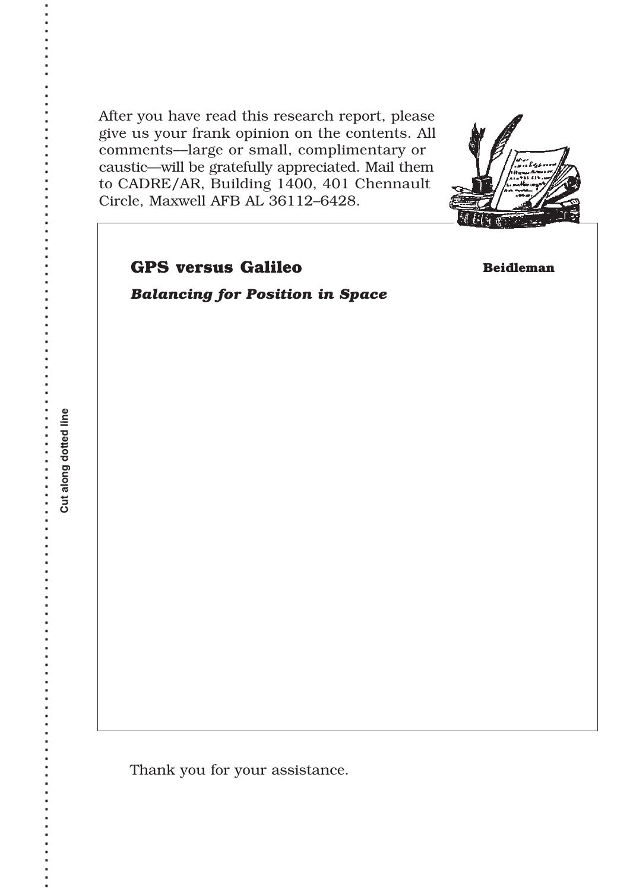After you have read this research report, please give us your frank opinion on the contents. All comments—large or small, complimentary or caustic—will be gratefully appreciated. Mail them to CADRE/AR, Building 1400, 401 Chennault Circle, Maxwell AFB AL 36112–6428.

**GPS versus Galileo** **Beidleman**

***Balancing for Position in Space***

Thank you for your assistance.

Cut along dotted line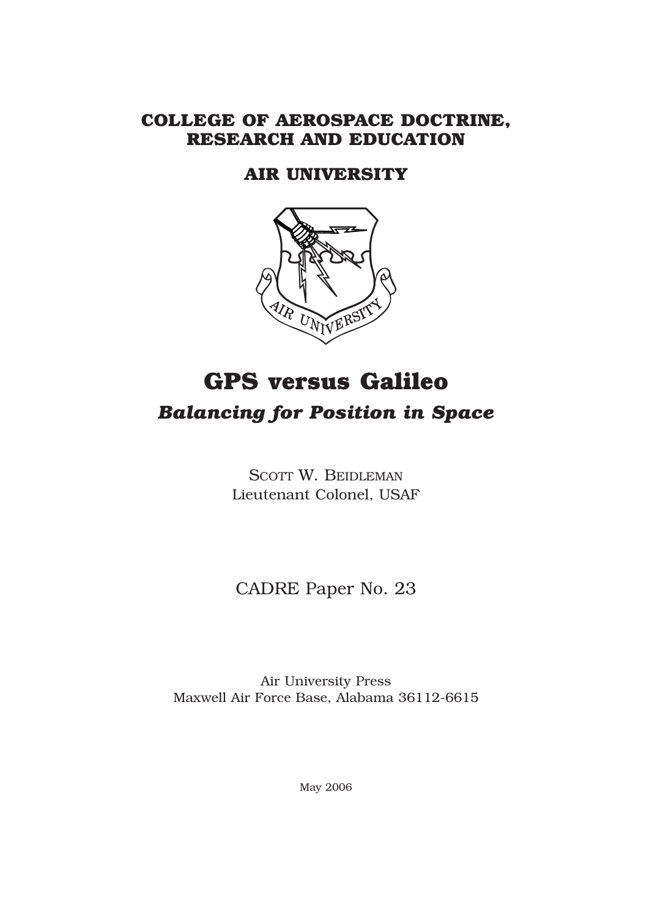**COLLEGE OF AEROSPACE DOCTRINE, RESEARCH AND EDUCATION**

**AIR UNIVERSITY**

# GPS versus Galileo

## *Balancing for Position in Space*

SCOTT W. BEIDLEMAN
Lieutenant Colonel, USAF

CADRE Paper No. 23

Air University Press
Maxwell Air Force Base, Alabama 36112-6615

May 2006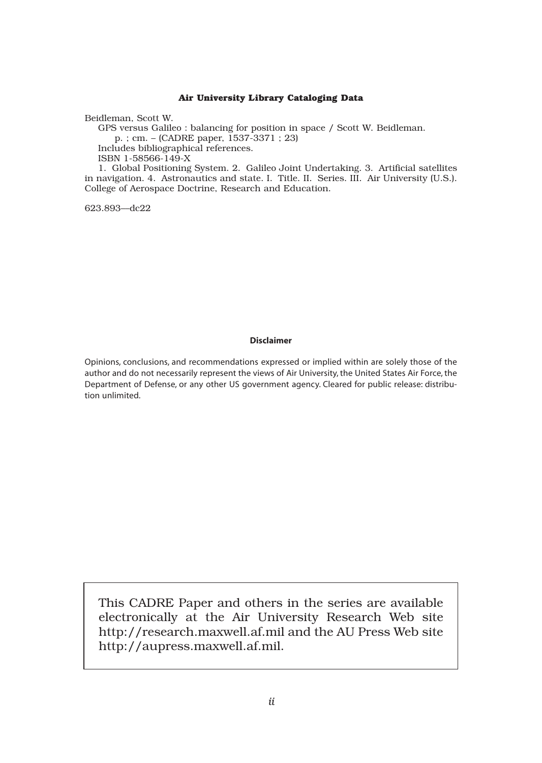**Air University Library Cataloging Data**

Beidleman, Scott W.

GPS versus Galileo : balancing for position in space / Scott W. Beidleman.

p. ; cm. – (CADRE paper, 1537-3371 ; 23)

Includes bibliographical references.

ISBN 1-58566-149-X

1. Global Positioning System. 2. Galileo Joint Undertaking. 3. Artificial satellites in navigation. 4. Astronautics and state. I. Title. II. Series. III. Air University (U.S.). College of Aerospace Doctrine, Research and Education.

623.893—dc22

**Disclaimer**

Opinions, conclusions, and recommendations expressed or implied within are solely those of the author and do not necessarily represent the views of Air University, the United States Air Force, the Department of Defense, or any other US government agency. Cleared for public release: distribution unlimited.

This CADRE Paper and others in the series are available electronically at the Air University Research Web site http://research.maxwell.af.mil and the AU Press Web site http://aupress.maxwell.af.mil.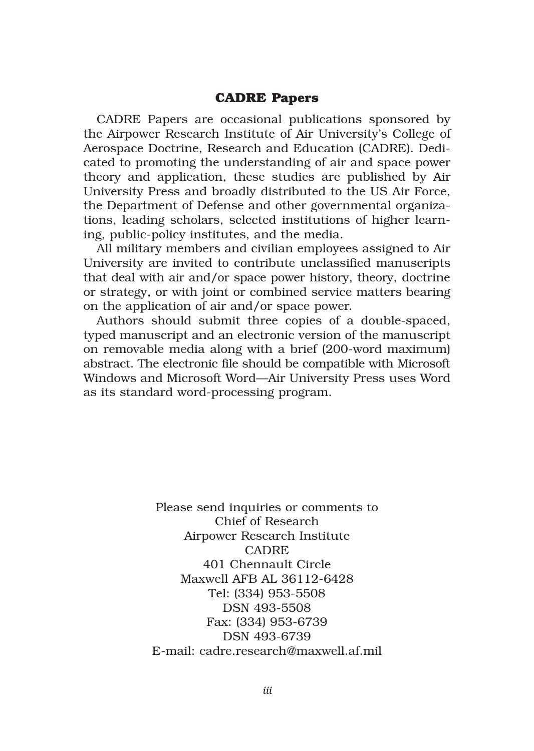## CADRE Papers

CADRE Papers are occasional publications sponsored by the Airpower Research Institute of Air University's College of Aerospace Doctrine, Research and Education (CADRE). Dedicated to promoting the understanding of air and space power theory and application, these studies are published by Air University Press and broadly distributed to the US Air Force, the Department of Defense and other governmental organizations, leading scholars, selected institutions of higher learning, public-policy institutes, and the media.

All military members and civilian employees assigned to Air University are invited to contribute unclassified manuscripts that deal with air and/or space power history, theory, doctrine or strategy, or with joint or combined service matters bearing on the application of air and/or space power.

Authors should submit three copies of a double-spaced, typed manuscript and an electronic version of the manuscript on removable media along with a brief (200-word maximum) abstract. The electronic file should be compatible with Microsoft Windows and Microsoft Word—Air University Press uses Word as its standard word-processing program.

Please send inquiries or comments to
Chief of Research
Airpower Research Institute
CADRE
401 Chennault Circle
Maxwell AFB AL 36112-6428
Tel: (334) 953-5508
DSN 493-5508
Fax: (334) 953-6739
DSN 493-6739
E-mail: cadre.research@maxwell.af.mil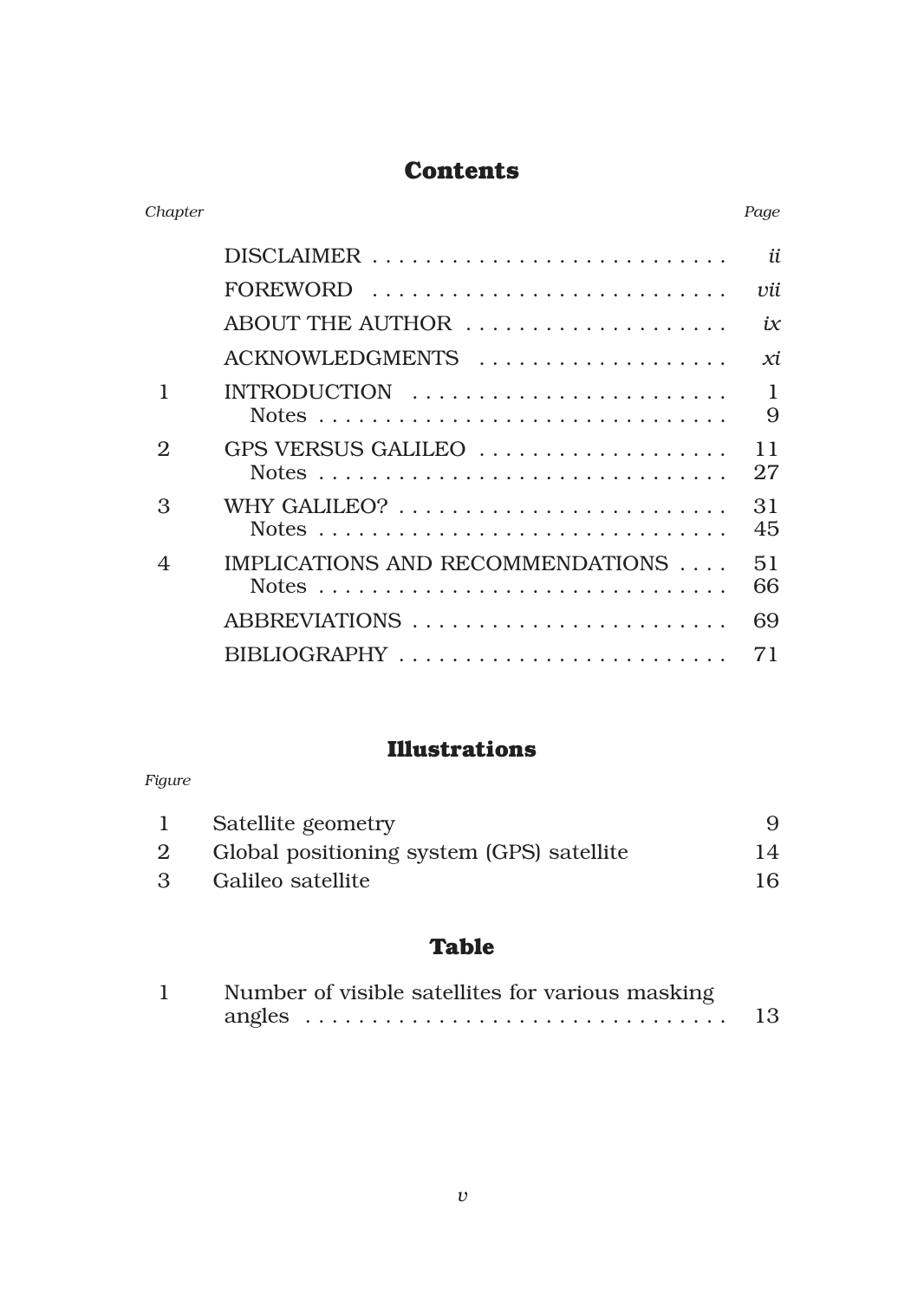## Contents

| *Chapter* | | *Page* |
|---|---|---|
| | DISCLAIMER | *ii* |
| | FOREWORD | *vii* |
| | ABOUT THE AUTHOR | *ix* |
| | ACKNOWLEDGMENTS | *xi* |
| 1 | INTRODUCTION | 1 |
| | Notes | 9 |
| 2 | GPS VERSUS GALILEO | 11 |
| | Notes | 27 |
| 3 | WHY GALILEO? | 31 |
| | Notes | 45 |
| 4 | IMPLICATIONS AND RECOMMENDATIONS | 51 |
| | Notes | 66 |
| | ABBREVIATIONS | 69 |
| | BIBLIOGRAPHY | 71 |

## Illustrations

| *Figure* | | |
|---|---|---|
| 1 | Satellite geometry | 9 |
| 2 | Global positioning system (GPS) satellite | 14 |
| 3 | Galileo satellite | 16 |

## Table

| | | |
|---|---|---|
| 1 | Number of visible satellites for various masking angles | 13 |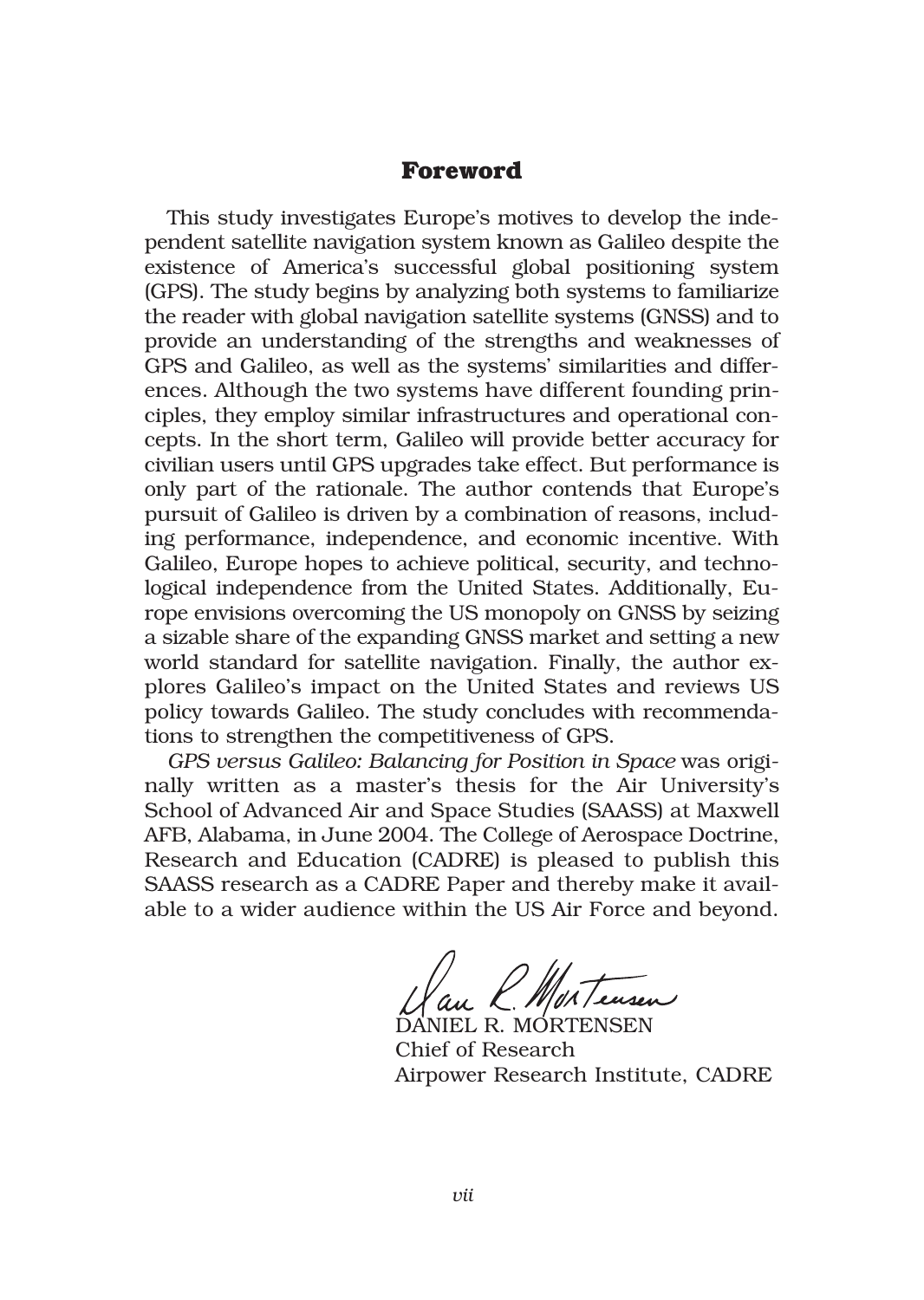# Foreword

This study investigates Europe's motives to develop the independent satellite navigation system known as Galileo despite the existence of America's successful global positioning system (GPS). The study begins by analyzing both systems to familiarize the reader with global navigation satellite systems (GNSS) and to provide an understanding of the strengths and weaknesses of GPS and Galileo, as well as the systems' similarities and differences. Although the two systems have different founding principles, they employ similar infrastructures and operational concepts. In the short term, Galileo will provide better accuracy for civilian users until GPS upgrades take effect. But performance is only part of the rationale. The author contends that Europe's pursuit of Galileo is driven by a combination of reasons, including performance, independence, and economic incentive. With Galileo, Europe hopes to achieve political, security, and technological independence from the United States. Additionally, Europe envisions overcoming the US monopoly on GNSS by seizing a sizable share of the expanding GNSS market and setting a new world standard for satellite navigation. Finally, the author explores Galileo's impact on the United States and reviews US policy towards Galileo. The study concludes with recommendations to strengthen the competitiveness of GPS.

*GPS versus Galileo: Balancing for Position in Space* was originally written as a master's thesis for the Air University's School of Advanced Air and Space Studies (SAASS) at Maxwell AFB, Alabama, in June 2004. The College of Aerospace Doctrine, Research and Education (CADRE) is pleased to publish this SAASS research as a CADRE Paper and thereby make it available to a wider audience within the US Air Force and beyond.

DANIEL R. MORTENSEN
Chief of Research
Airpower Research Institute, CADRE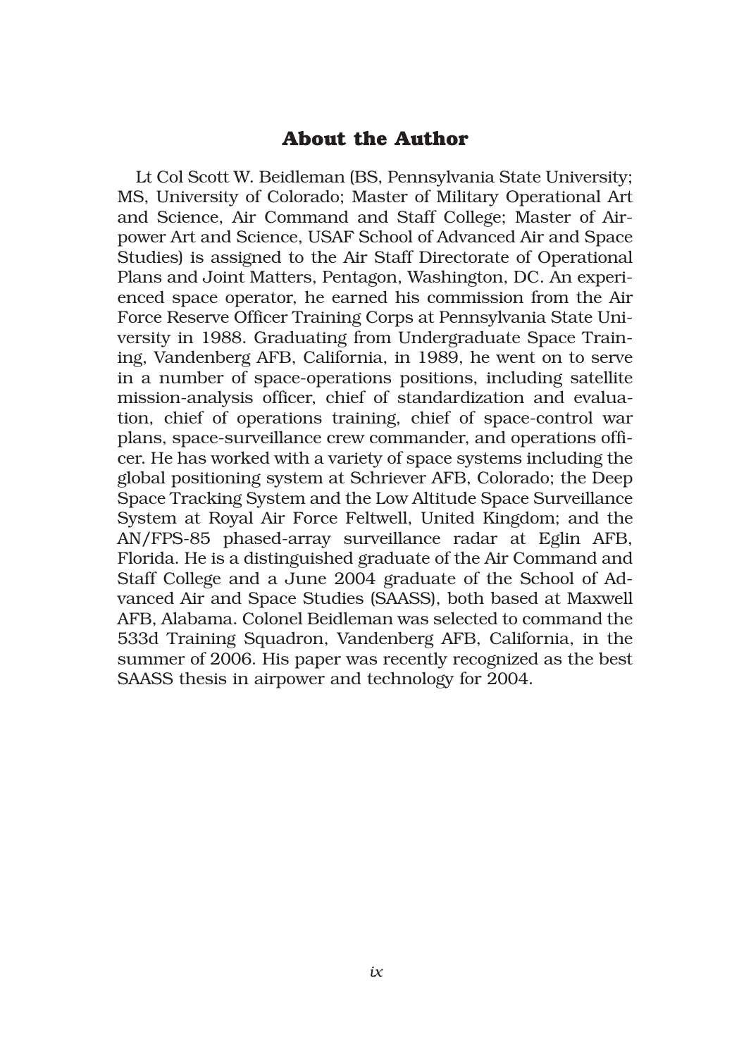## About the Author

Lt Col Scott W. Beidleman (BS, Pennsylvania State University; MS, University of Colorado; Master of Military Operational Art and Science, Air Command and Staff College; Master of Airpower Art and Science, USAF School of Advanced Air and Space Studies) is assigned to the Air Staff Directorate of Operational Plans and Joint Matters, Pentagon, Washington, DC. An experienced space operator, he earned his commission from the Air Force Reserve Officer Training Corps at Pennsylvania State University in 1988. Graduating from Undergraduate Space Training, Vandenberg AFB, California, in 1989, he went on to serve in a number of space-operations positions, including satellite mission-analysis officer, chief of standardization and evaluation, chief of operations training, chief of space-control war plans, space-surveillance crew commander, and operations officer. He has worked with a variety of space systems including the global positioning system at Schriever AFB, Colorado; the Deep Space Tracking System and the Low Altitude Space Surveillance System at Royal Air Force Feltwell, United Kingdom; and the AN/FPS-85 phased-array surveillance radar at Eglin AFB, Florida. He is a distinguished graduate of the Air Command and Staff College and a June 2004 graduate of the School of Advanced Air and Space Studies (SAASS), both based at Maxwell AFB, Alabama. Colonel Beidleman was selected to command the 533d Training Squadron, Vandenberg AFB, California, in the summer of 2006. His paper was recently recognized as the best SAASS thesis in airpower and technology for 2004.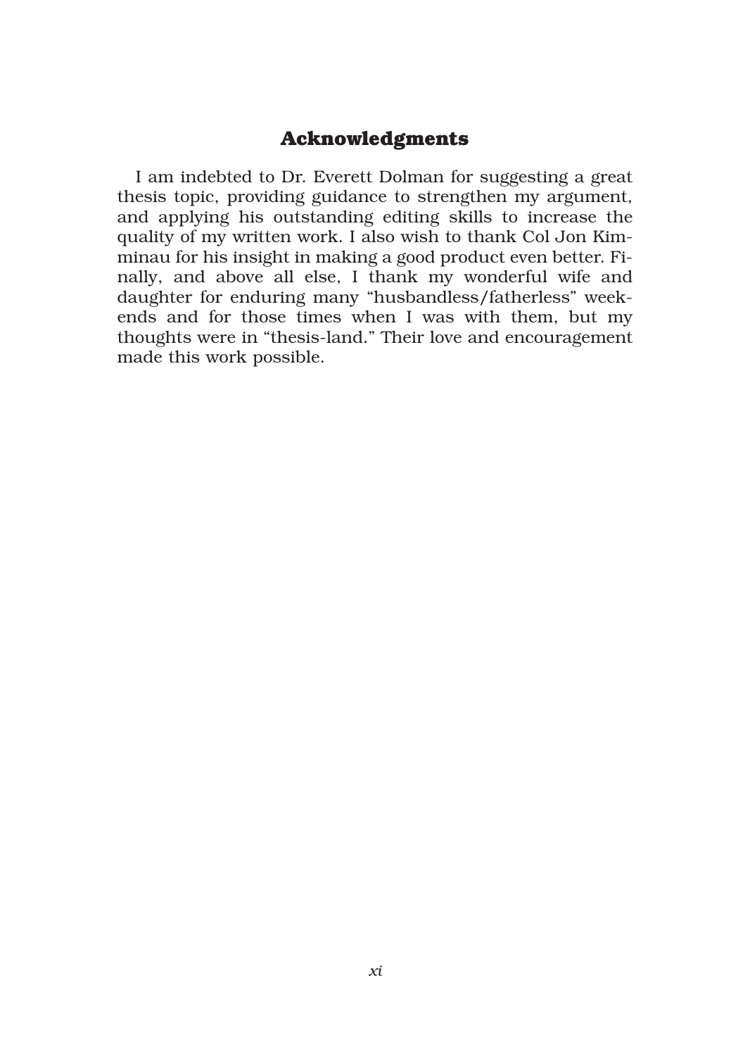## Acknowledgments

I am indebted to Dr. Everett Dolman for suggesting a great thesis topic, providing guidance to strengthen my argument, and applying his outstanding editing skills to increase the quality of my written work. I also wish to thank Col Jon Kimminau for his insight in making a good product even better. Finally, and above all else, I thank my wonderful wife and daughter for enduring many "husbandless/fatherless" weekends and for those times when I was with them, but my thoughts were in "thesis-land." Their love and encouragement made this work possible.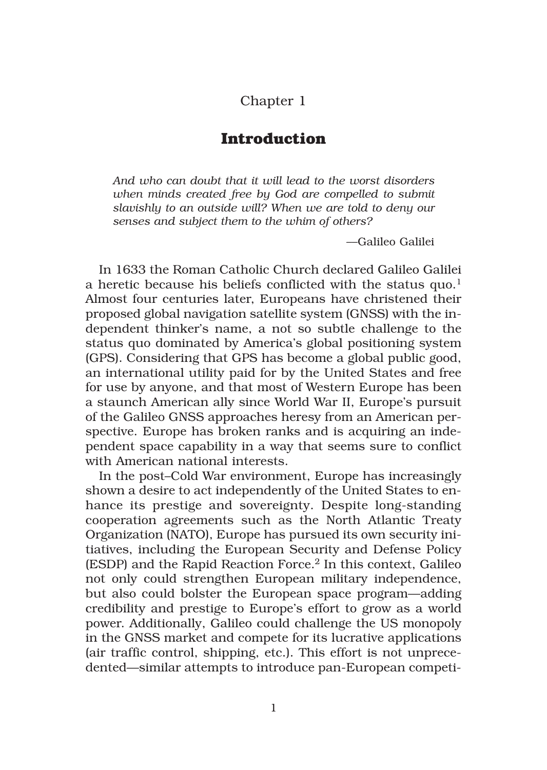Chapter 1

# Introduction

> *And who can doubt that it will lead to the worst disorders when minds created free by God are compelled to submit slavishly to an outside will? When we are told to deny our senses and subject them to the whim of others?*
>
> —Galileo Galilei

In 1633 the Roman Catholic Church declared Galileo Galilei a heretic because his beliefs conflicted with the status quo.[1] Almost four centuries later, Europeans have christened their proposed global navigation satellite system (GNSS) with the independent thinker's name, a not so subtle challenge to the status quo dominated by America's global positioning system (GPS). Considering that GPS has become a global public good, an international utility paid for by the United States and free for use by anyone, and that most of Western Europe has been a staunch American ally since World War II, Europe's pursuit of the Galileo GNSS approaches heresy from an American perspective. Europe has broken ranks and is acquiring an independent space capability in a way that seems sure to conflict with American national interests.

In the post–Cold War environment, Europe has increasingly shown a desire to act independently of the United States to enhance its prestige and sovereignty. Despite long-standing cooperation agreements such as the North Atlantic Treaty Organization (NATO), Europe has pursued its own security initiatives, including the European Security and Defense Policy (ESDP) and the Rapid Reaction Force.[2] In this context, Galileo not only could strengthen European military independence, but also could bolster the European space program—adding credibility and prestige to Europe's effort to grow as a world power. Additionally, Galileo could challenge the US monopoly in the GNSS market and compete for its lucrative applications (air traffic control, shipping, etc.). This effort is not unprecedented—similar attempts to introduce pan-European competi-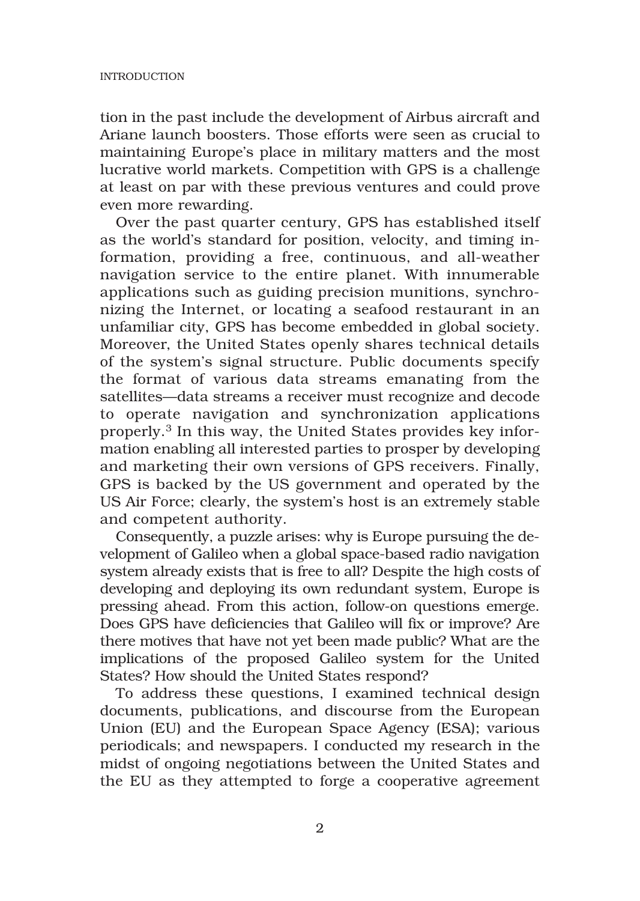tion in the past include the development of Airbus aircraft and Ariane launch boosters. Those efforts were seen as crucial to maintaining Europe's place in military matters and the most lucrative world markets. Competition with GPS is a challenge at least on par with these previous ventures and could prove even more rewarding.

Over the past quarter century, GPS has established itself as the world's standard for position, velocity, and timing information, providing a free, continuous, and all-weather navigation service to the entire planet. With innumerable applications such as guiding precision munitions, synchronizing the Internet, or locating a seafood restaurant in an unfamiliar city, GPS has become embedded in global society. Moreover, the United States openly shares technical details of the system's signal structure. Public documents specify the format of various data streams emanating from the satellites—data streams a receiver must recognize and decode to operate navigation and synchronization applications properly.[3] In this way, the United States provides key information enabling all interested parties to prosper by developing and marketing their own versions of GPS receivers. Finally, GPS is backed by the US government and operated by the US Air Force; clearly, the system's host is an extremely stable and competent authority.

Consequently, a puzzle arises: why is Europe pursuing the development of Galileo when a global space-based radio navigation system already exists that is free to all? Despite the high costs of developing and deploying its own redundant system, Europe is pressing ahead. From this action, follow-on questions emerge. Does GPS have deficiencies that Galileo will fix or improve? Are there motives that have not yet been made public? What are the implications of the proposed Galileo system for the United States? How should the United States respond?

To address these questions, I examined technical design documents, publications, and discourse from the European Union (EU) and the European Space Agency (ESA); various periodicals; and newspapers. I conducted my research in the midst of ongoing negotiations between the United States and the EU as they attempted to forge a cooperative agreement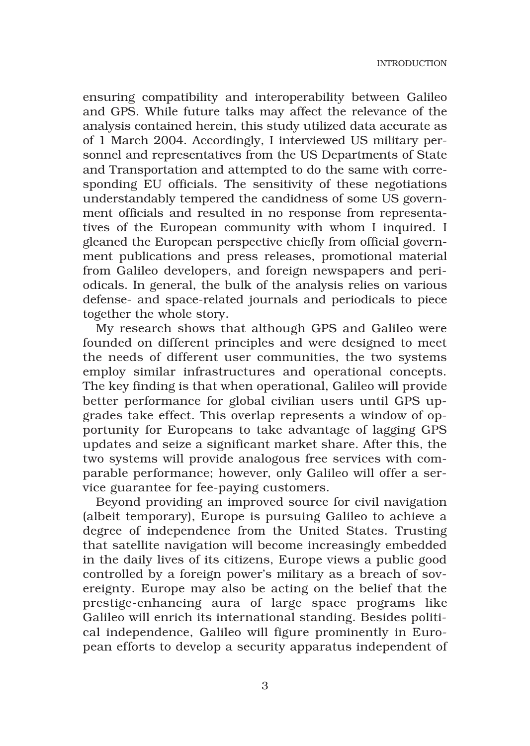ensuring compatibility and interoperability between Galileo and GPS. While future talks may affect the relevance of the analysis contained herein, this study utilized data accurate as of 1 March 2004. Accordingly, I interviewed US military personnel and representatives from the US Departments of State and Transportation and attempted to do the same with corresponding EU officials. The sensitivity of these negotiations understandably tempered the candidness of some US government officials and resulted in no response from representatives of the European community with whom I inquired. I gleaned the European perspective chiefly from official government publications and press releases, promotional material from Galileo developers, and foreign newspapers and periodicals. In general, the bulk of the analysis relies on various defense- and space-related journals and periodicals to piece together the whole story.

My research shows that although GPS and Galileo were founded on different principles and were designed to meet the needs of different user communities, the two systems employ similar infrastructures and operational concepts. The key finding is that when operational, Galileo will provide better performance for global civilian users until GPS upgrades take effect. This overlap represents a window of opportunity for Europeans to take advantage of lagging GPS updates and seize a significant market share. After this, the two systems will provide analogous free services with comparable performance; however, only Galileo will offer a service guarantee for fee-paying customers.

Beyond providing an improved source for civil navigation (albeit temporary), Europe is pursuing Galileo to achieve a degree of independence from the United States. Trusting that satellite navigation will become increasingly embedded in the daily lives of its citizens, Europe views a public good controlled by a foreign power's military as a breach of sovereignty. Europe may also be acting on the belief that the prestige-enhancing aura of large space programs like Galileo will enrich its international standing. Besides political independence, Galileo will figure prominently in European efforts to develop a security apparatus independent of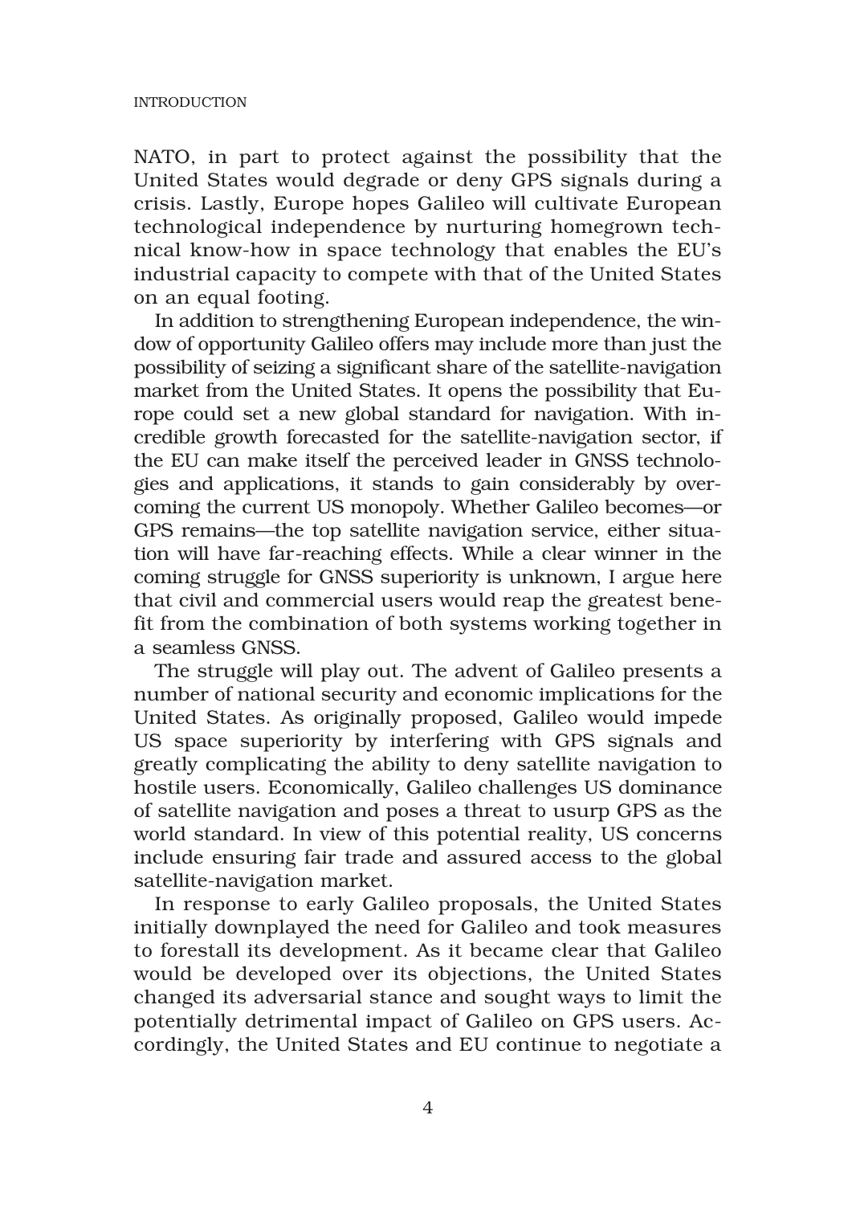NATO, in part to protect against the possibility that the United States would degrade or deny GPS signals during a crisis. Lastly, Europe hopes Galileo will cultivate European technological independence by nurturing homegrown technical know-how in space technology that enables the EU's industrial capacity to compete with that of the United States on an equal footing.

In addition to strengthening European independence, the window of opportunity Galileo offers may include more than just the possibility of seizing a significant share of the satellite-navigation market from the United States. It opens the possibility that Europe could set a new global standard for navigation. With incredible growth forecasted for the satellite-navigation sector, if the EU can make itself the perceived leader in GNSS technologies and applications, it stands to gain considerably by overcoming the current US monopoly. Whether Galileo becomes—or GPS remains—the top satellite navigation service, either situation will have far-reaching effects. While a clear winner in the coming struggle for GNSS superiority is unknown, I argue here that civil and commercial users would reap the greatest benefit from the combination of both systems working together in a seamless GNSS.

The struggle will play out. The advent of Galileo presents a number of national security and economic implications for the United States. As originally proposed, Galileo would impede US space superiority by interfering with GPS signals and greatly complicating the ability to deny satellite navigation to hostile users. Economically, Galileo challenges US dominance of satellite navigation and poses a threat to usurp GPS as the world standard. In view of this potential reality, US concerns include ensuring fair trade and assured access to the global satellite-navigation market.

In response to early Galileo proposals, the United States initially downplayed the need for Galileo and took measures to forestall its development. As it became clear that Galileo would be developed over its objections, the United States changed its adversarial stance and sought ways to limit the potentially detrimental impact of Galileo on GPS users. Accordingly, the United States and EU continue to negotiate a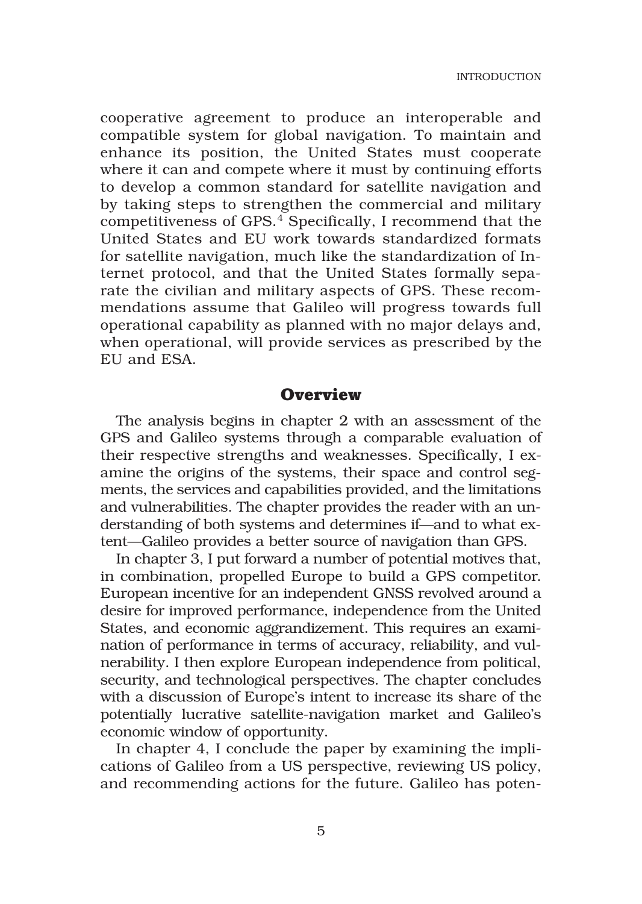cooperative agreement to produce an interoperable and compatible system for global navigation. To maintain and enhance its position, the United States must cooperate where it can and compete where it must by continuing efforts to develop a common standard for satellite navigation and by taking steps to strengthen the commercial and military competitiveness of GPS.[4] Specifically, I recommend that the United States and EU work towards standardized formats for satellite navigation, much like the standardization of Internet protocol, and that the United States formally separate the civilian and military aspects of GPS. These recommendations assume that Galileo will progress towards full operational capability as planned with no major delays and, when operational, will provide services as prescribed by the EU and ESA.

## Overview

The analysis begins in chapter 2 with an assessment of the GPS and Galileo systems through a comparable evaluation of their respective strengths and weaknesses. Specifically, I examine the origins of the systems, their space and control segments, the services and capabilities provided, and the limitations and vulnerabilities. The chapter provides the reader with an understanding of both systems and determines if—and to what extent—Galileo provides a better source of navigation than GPS.

In chapter 3, I put forward a number of potential motives that, in combination, propelled Europe to build a GPS competitor. European incentive for an independent GNSS revolved around a desire for improved performance, independence from the United States, and economic aggrandizement. This requires an examination of performance in terms of accuracy, reliability, and vulnerability. I then explore European independence from political, security, and technological perspectives. The chapter concludes with a discussion of Europe's intent to increase its share of the potentially lucrative satellite-navigation market and Galileo's economic window of opportunity.

In chapter 4, I conclude the paper by examining the implications of Galileo from a US perspective, reviewing US policy, and recommending actions for the future. Galileo has poten-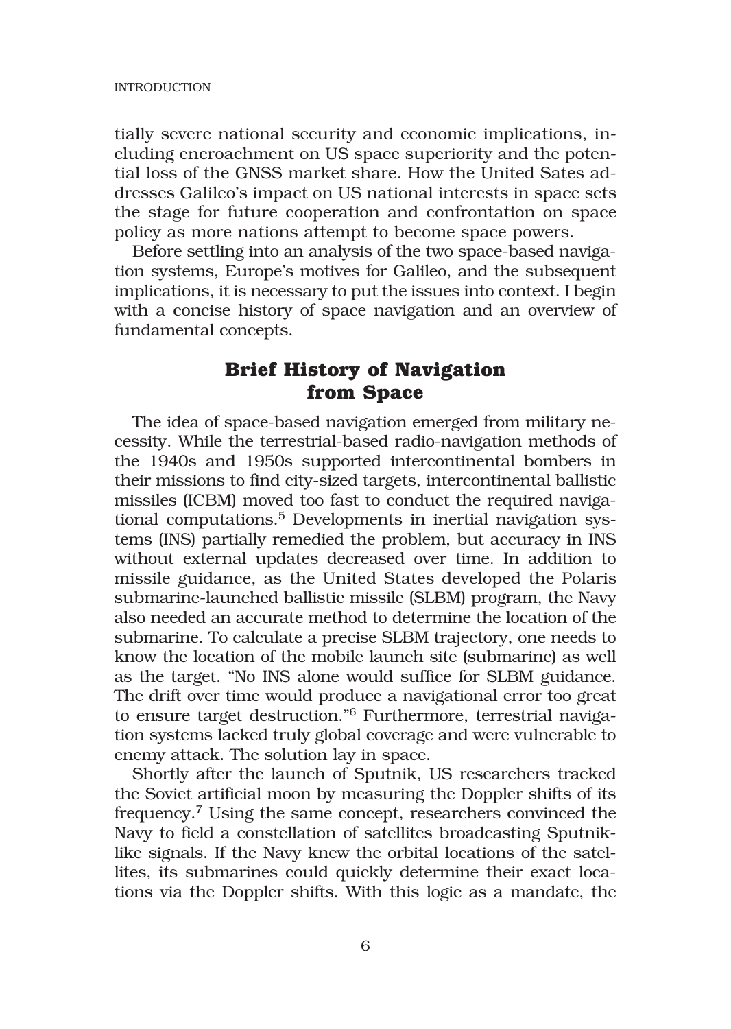tially severe national security and economic implications, including encroachment on US space superiority and the potential loss of the GNSS market share. How the United Sates addresses Galileo's impact on US national interests in space sets the stage for future cooperation and confrontation on space policy as more nations attempt to become space powers.

Before settling into an analysis of the two space-based navigation systems, Europe's motives for Galileo, and the subsequent implications, it is necessary to put the issues into context. I begin with a concise history of space navigation and an overview of fundamental concepts.

## Brief History of Navigation from Space

The idea of space-based navigation emerged from military necessity. While the terrestrial-based radio-navigation methods of the 1940s and 1950s supported intercontinental bombers in their missions to find city-sized targets, intercontinental ballistic missiles (ICBM) moved too fast to conduct the required navigational computations.[5] Developments in inertial navigation systems (INS) partially remedied the problem, but accuracy in INS without external updates decreased over time. In addition to missile guidance, as the United States developed the Polaris submarine-launched ballistic missile (SLBM) program, the Navy also needed an accurate method to determine the location of the submarine. To calculate a precise SLBM trajectory, one needs to know the location of the mobile launch site (submarine) as well as the target. "No INS alone would suffice for SLBM guidance. The drift over time would produce a navigational error too great to ensure target destruction."[6] Furthermore, terrestrial navigation systems lacked truly global coverage and were vulnerable to enemy attack. The solution lay in space.

Shortly after the launch of Sputnik, US researchers tracked the Soviet artificial moon by measuring the Doppler shifts of its frequency.[7] Using the same concept, researchers convinced the Navy to field a constellation of satellites broadcasting Sputnik-like signals. If the Navy knew the orbital locations of the satellites, its submarines could quickly determine their exact locations via the Doppler shifts. With this logic as a mandate, the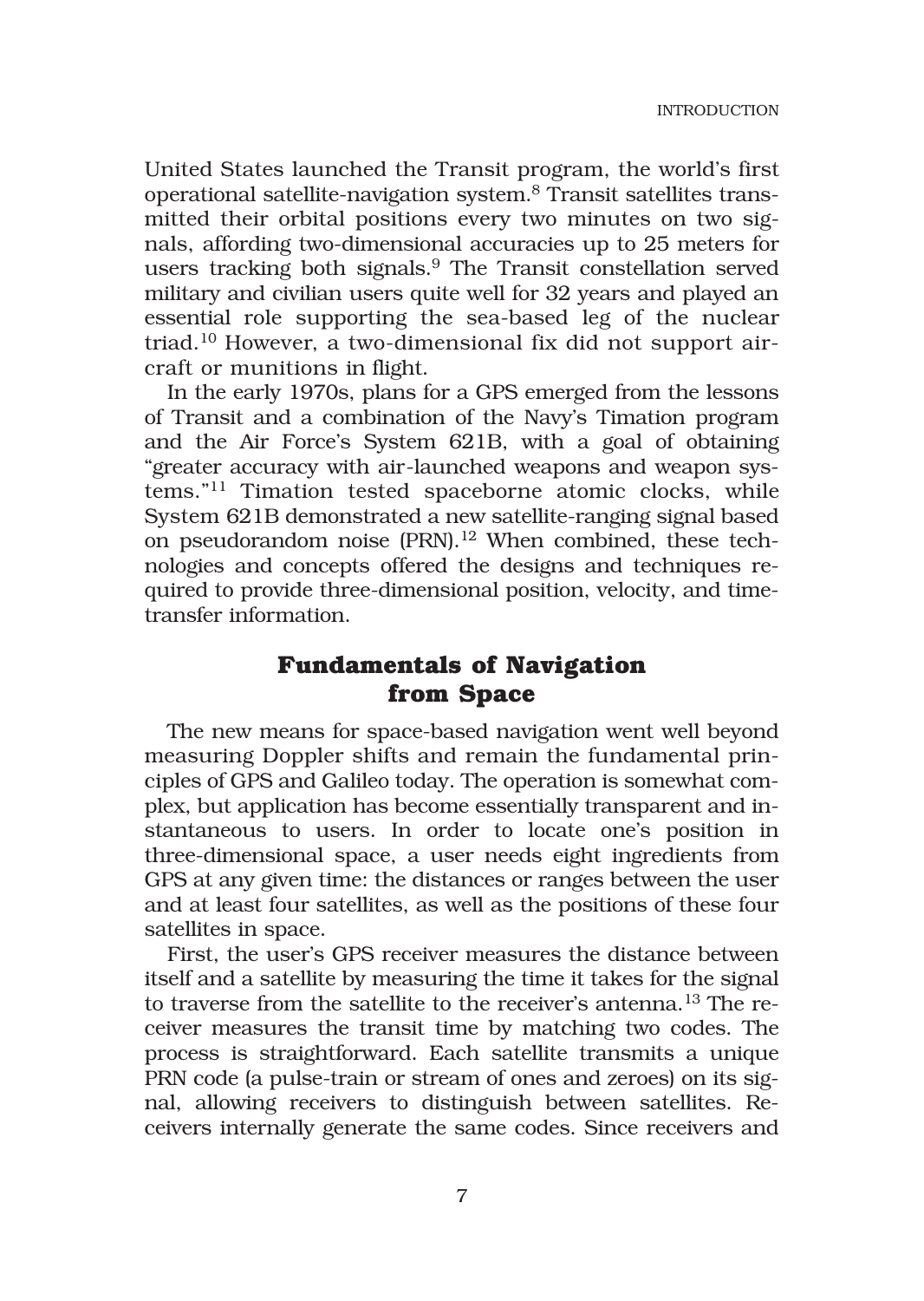United States launched the Transit program, the world's first operational satellite-navigation system.[8] Transit satellites transmitted their orbital positions every two minutes on two signals, affording two-dimensional accuracies up to 25 meters for users tracking both signals.[9] The Transit constellation served military and civilian users quite well for 32 years and played an essential role supporting the sea-based leg of the nuclear triad.[10] However, a two-dimensional fix did not support aircraft or munitions in flight.

In the early 1970s, plans for a GPS emerged from the lessons of Transit and a combination of the Navy's Timation program and the Air Force's System 621B, with a goal of obtaining "greater accuracy with air-launched weapons and weapon systems."[11] Timation tested spaceborne atomic clocks, while System 621B demonstrated a new satellite-ranging signal based on pseudorandom noise (PRN).[12] When combined, these technologies and concepts offered the designs and techniques required to provide three-dimensional position, velocity, and time-transfer information.

## Fundamentals of Navigation from Space

The new means for space-based navigation went well beyond measuring Doppler shifts and remain the fundamental principles of GPS and Galileo today. The operation is somewhat complex, but application has become essentially transparent and instantaneous to users. In order to locate one's position in three-dimensional space, a user needs eight ingredients from GPS at any given time: the distances or ranges between the user and at least four satellites, as well as the positions of these four satellites in space.

First, the user's GPS receiver measures the distance between itself and a satellite by measuring the time it takes for the signal to traverse from the satellite to the receiver's antenna.[13] The receiver measures the transit time by matching two codes. The process is straightforward. Each satellite transmits a unique PRN code (a pulse-train or stream of ones and zeroes) on its signal, allowing receivers to distinguish between satellites. Receivers internally generate the same codes. Since receivers and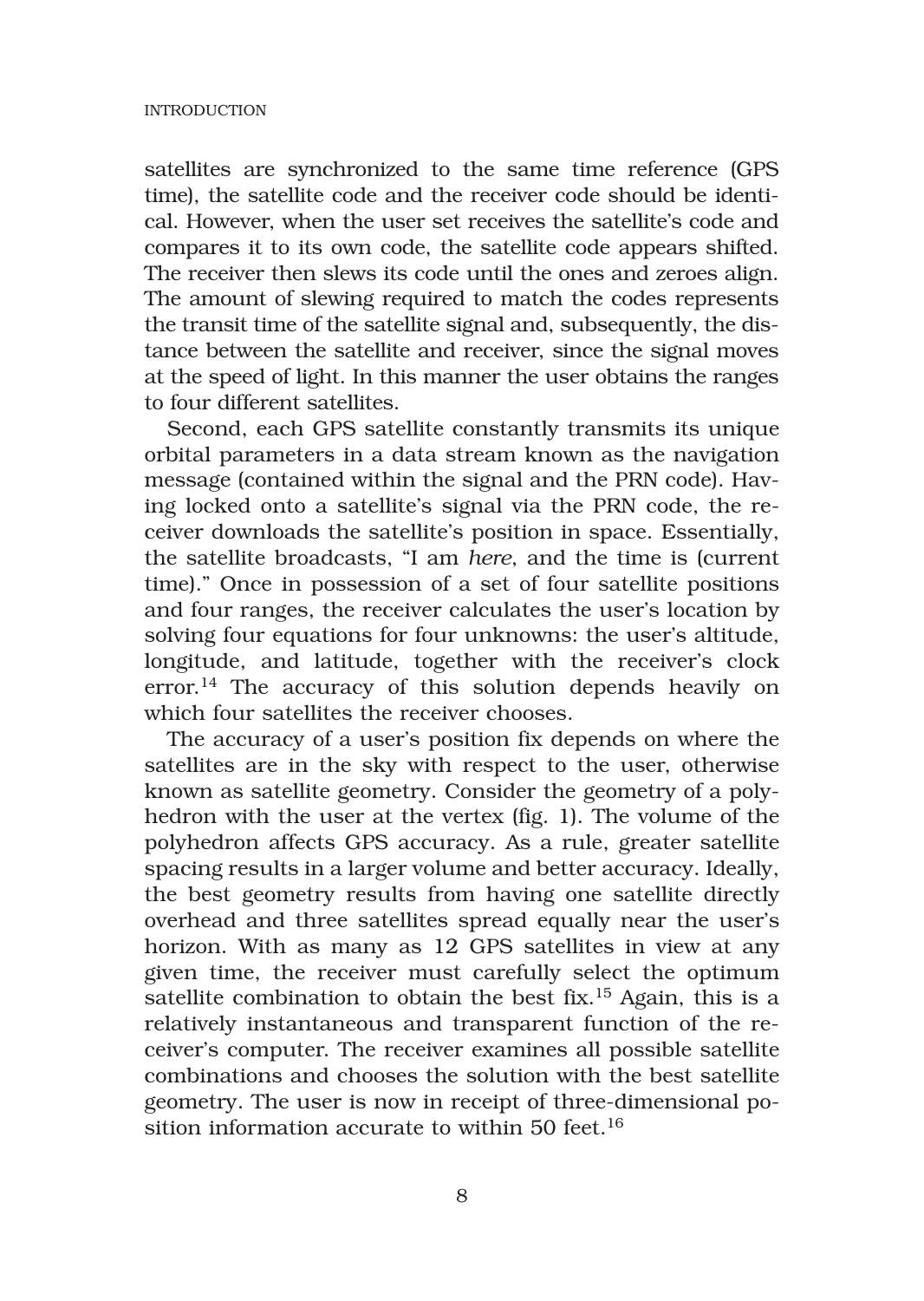satellites are synchronized to the same time reference (GPS time), the satellite code and the receiver code should be identical. However, when the user set receives the satellite's code and compares it to its own code, the satellite code appears shifted. The receiver then slews its code until the ones and zeroes align. The amount of slewing required to match the codes represents the transit time of the satellite signal and, subsequently, the distance between the satellite and receiver, since the signal moves at the speed of light. In this manner the user obtains the ranges to four different satellites.

Second, each GPS satellite constantly transmits its unique orbital parameters in a data stream known as the navigation message (contained within the signal and the PRN code). Having locked onto a satellite's signal via the PRN code, the receiver downloads the satellite's position in space. Essentially, the satellite broadcasts, "I am *here*, and the time is (current time)." Once in possession of a set of four satellite positions and four ranges, the receiver calculates the user's location by solving four equations for four unknowns: the user's altitude, longitude, and latitude, together with the receiver's clock error.[14] The accuracy of this solution depends heavily on which four satellites the receiver chooses.

The accuracy of a user's position fix depends on where the satellites are in the sky with respect to the user, otherwise known as satellite geometry. Consider the geometry of a polyhedron with the user at the vertex (fig. 1). The volume of the polyhedron affects GPS accuracy. As a rule, greater satellite spacing results in a larger volume and better accuracy. Ideally, the best geometry results from having one satellite directly overhead and three satellites spread equally near the user's horizon. With as many as 12 GPS satellites in view at any given time, the receiver must carefully select the optimum satellite combination to obtain the best fix.[15] Again, this is a relatively instantaneous and transparent function of the receiver's computer. The receiver examines all possible satellite combinations and chooses the solution with the best satellite geometry. The user is now in receipt of three-dimensional position information accurate to within 50 feet.[16]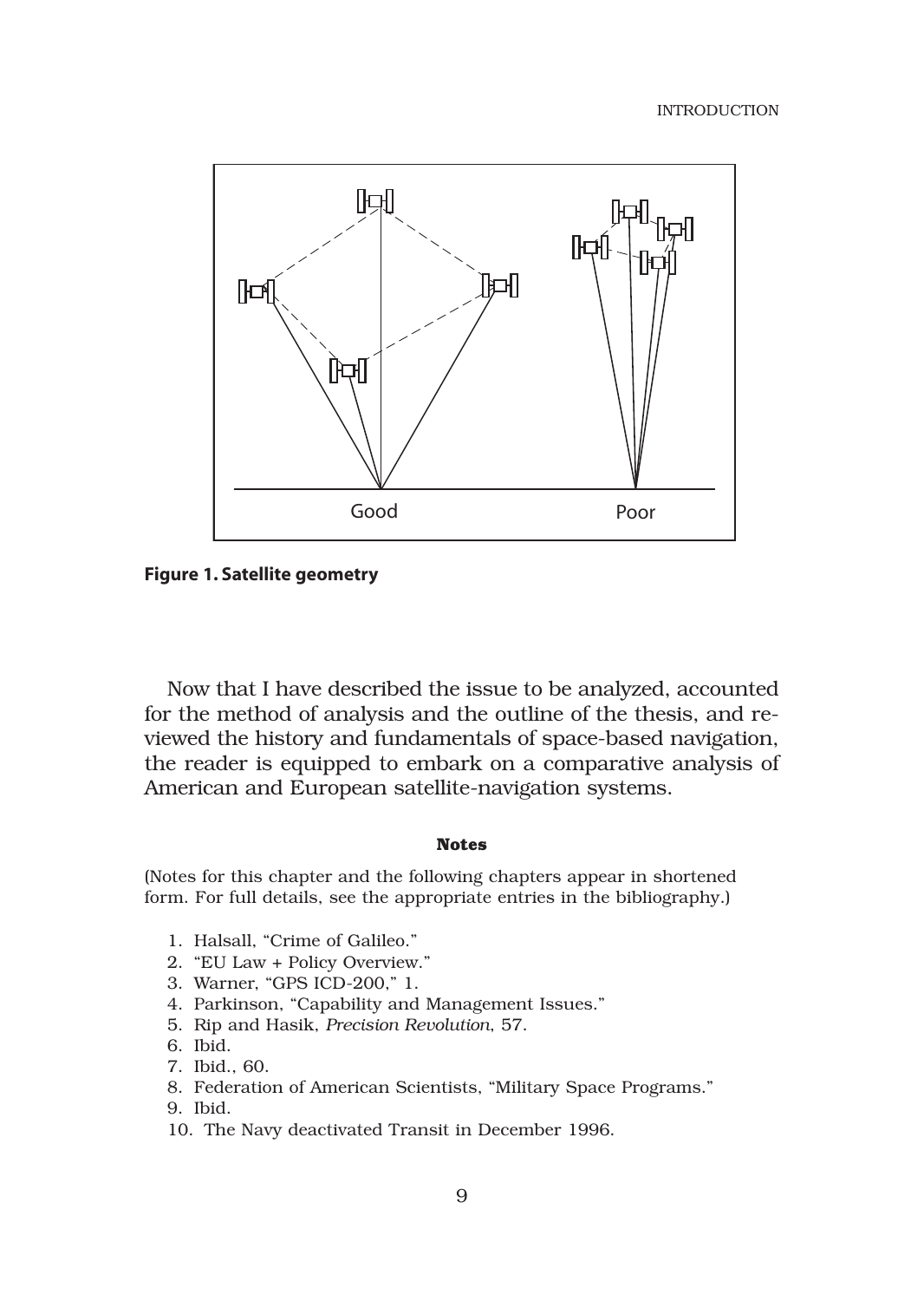Figure 1. Satellite geometry

Now that I have described the issue to be analyzed, accounted for the method of analysis and the outline of the thesis, and reviewed the history and fundamentals of space-based navigation, the reader is equipped to embark on a comparative analysis of American and European satellite-navigation systems.

## Notes

(Notes for this chapter and the following chapters appear in shortened form. For full details, see the appropriate entries in the bibliography.)

1. Halsall, "Crime of Galileo."
2. "EU Law + Policy Overview."
3. Warner, "GPS ICD-200," 1.
4. Parkinson, "Capability and Management Issues."
5. Rip and Hasik, *Precision Revolution*, 57.
6. Ibid.
7. Ibid., 60.
8. Federation of American Scientists, "Military Space Programs."
9. Ibid.
10. The Navy deactivated Transit in December 1996.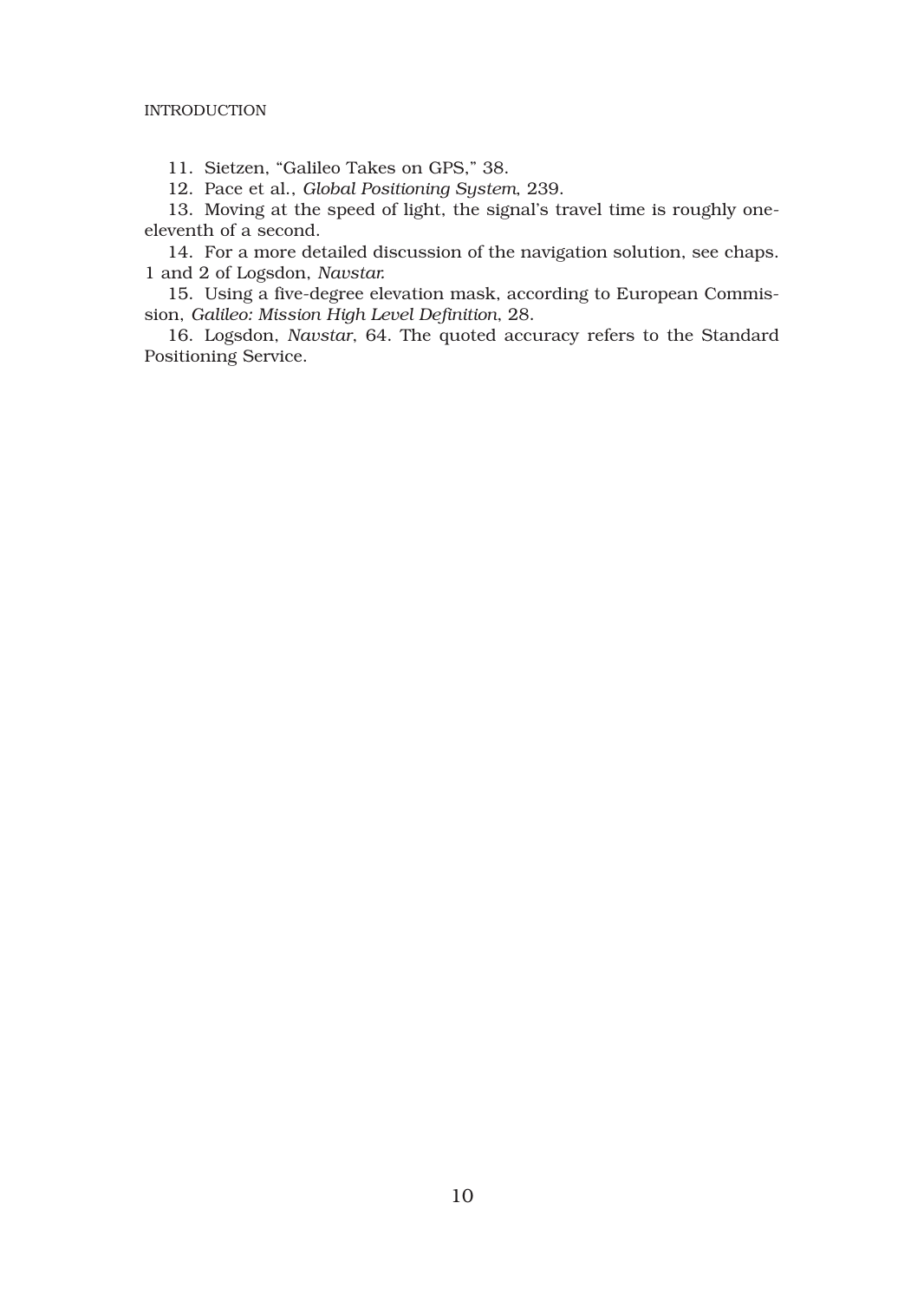11. Sietzen, “Galileo Takes on GPS,” 38.

12. Pace et al., *Global Positioning System*, 239.

13. Moving at the speed of light, the signal’s travel time is roughly one-eleventh of a second.

14. For a more detailed discussion of the navigation solution, see chaps. 1 and 2 of Logsdon, *Navstar.*

15. Using a five-degree elevation mask, according to European Commission, *Galileo: Mission High Level Definition*, 28.

16. Logsdon, *Navstar*, 64. The quoted accuracy refers to the Standard Positioning Service.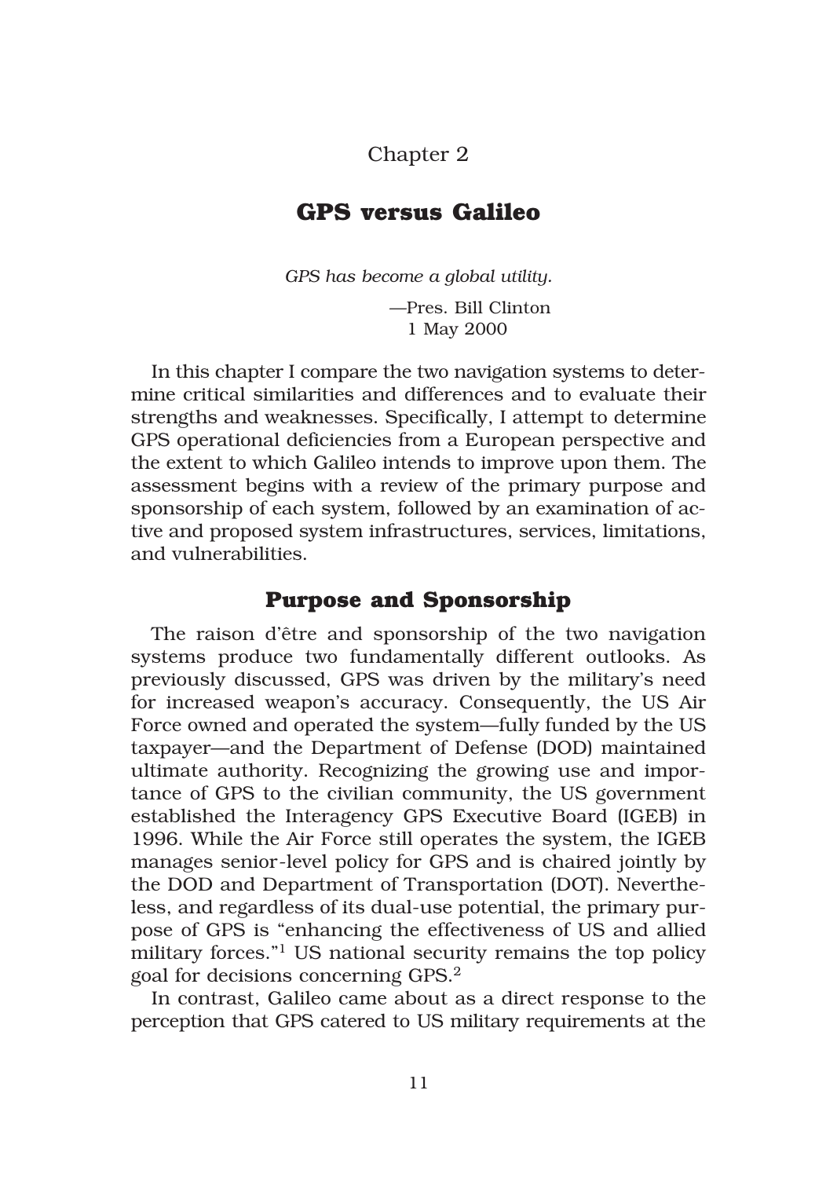Chapter 2

# GPS versus Galileo

*GPS has become a global utility.*

—Pres. Bill Clinton
1 May 2000

In this chapter I compare the two navigation systems to determine critical similarities and differences and to evaluate their strengths and weaknesses. Specifically, I attempt to determine GPS operational deficiencies from a European perspective and the extent to which Galileo intends to improve upon them. The assessment begins with a review of the primary purpose and sponsorship of each system, followed by an examination of active and proposed system infrastructures, services, limitations, and vulnerabilities.

## Purpose and Sponsorship

The raison d'être and sponsorship of the two navigation systems produce two fundamentally different outlooks. As previously discussed, GPS was driven by the military's need for increased weapon's accuracy. Consequently, the US Air Force owned and operated the system—fully funded by the US taxpayer—and the Department of Defense (DOD) maintained ultimate authority. Recognizing the growing use and importance of GPS to the civilian community, the US government established the Interagency GPS Executive Board (IGEB) in 1996. While the Air Force still operates the system, the IGEB manages senior-level policy for GPS and is chaired jointly by the DOD and Department of Transportation (DOT). Nevertheless, and regardless of its dual-use potential, the primary purpose of GPS is "enhancing the effectiveness of US and allied military forces."[1] US national security remains the top policy goal for decisions concerning GPS.[2]

In contrast, Galileo came about as a direct response to the perception that GPS catered to US military requirements at the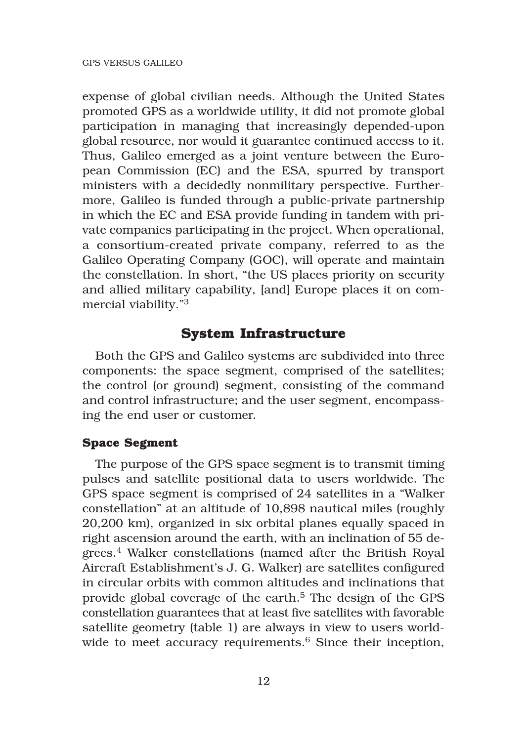expense of global civilian needs. Although the United States promoted GPS as a worldwide utility, it did not promote global participation in managing that increasingly depended-upon global resource, nor would it guarantee continued access to it. Thus, Galileo emerged as a joint venture between the European Commission (EC) and the ESA, spurred by transport ministers with a decidedly nonmilitary perspective. Furthermore, Galileo is funded through a public-private partnership in which the EC and ESA provide funding in tandem with private companies participating in the project. When operational, a consortium-created private company, referred to as the Galileo Operating Company (GOC), will operate and maintain the constellation. In short, "the US places priority on security and allied military capability, [and] Europe places it on commercial viability."[3]

## System Infrastructure

Both the GPS and Galileo systems are subdivided into three components: the space segment, comprised of the satellites; the control (or ground) segment, consisting of the command and control infrastructure; and the user segment, encompassing the end user or customer.

### Space Segment

The purpose of the GPS space segment is to transmit timing pulses and satellite positional data to users worldwide. The GPS space segment is comprised of 24 satellites in a "Walker constellation" at an altitude of 10,898 nautical miles (roughly 20,200 km), organized in six orbital planes equally spaced in right ascension around the earth, with an inclination of 55 degrees.[4] Walker constellations (named after the British Royal Aircraft Establishment's J. G. Walker) are satellites configured in circular orbits with common altitudes and inclinations that provide global coverage of the earth.[5] The design of the GPS constellation guarantees that at least five satellites with favorable satellite geometry (table 1) are always in view to users worldwide to meet accuracy requirements.[6] Since their inception,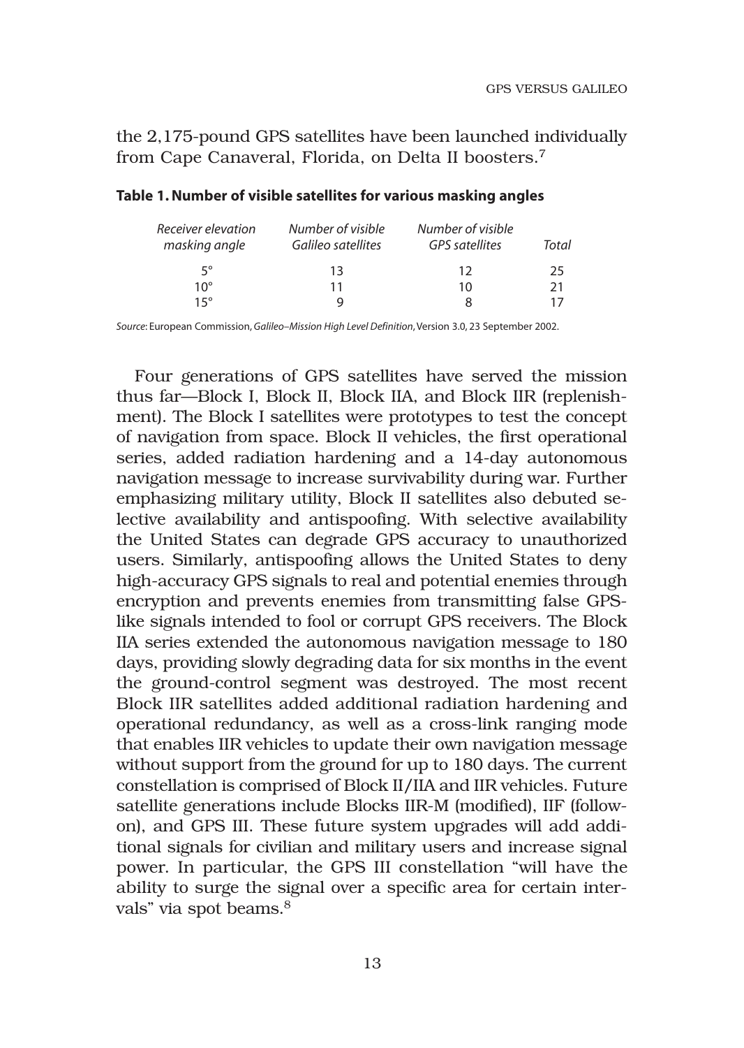the 2,175-pound GPS satellites have been launched individually from Cape Canaveral, Florida, on Delta II boosters.[7]

**Table 1. Number of visible satellites for various masking angles**

| *Receiver elevation masking angle* | *Number of visible Galileo satellites* | *Number of visible GPS satellites* | *Total* |
|---|---|---|---|
| 5° | 13 | 12 | 25 |
| 10° | 11 | 10 | 21 |
| 15° | 9 | 8 | 17 |

*Source*: European Commission, *Galileo–Mission High Level Definition*, Version 3.0, 23 September 2002.

Four generations of GPS satellites have served the mission thus far—Block I, Block II, Block IIA, and Block IIR (replenishment). The Block I satellites were prototypes to test the concept of navigation from space. Block II vehicles, the first operational series, added radiation hardening and a 14-day autonomous navigation message to increase survivability during war. Further emphasizing military utility, Block II satellites also debuted selective availability and antispoofing. With selective availability the United States can degrade GPS accuracy to unauthorized users. Similarly, antispoofing allows the United States to deny high-accuracy GPS signals to real and potential enemies through encryption and prevents enemies from transmitting false GPS-like signals intended to fool or corrupt GPS receivers. The Block IIA series extended the autonomous navigation message to 180 days, providing slowly degrading data for six months in the event the ground-control segment was destroyed. The most recent Block IIR satellites added additional radiation hardening and operational redundancy, as well as a cross-link ranging mode that enables IIR vehicles to update their own navigation message without support from the ground for up to 180 days. The current constellation is comprised of Block II/IIA and IIR vehicles. Future satellite generations include Blocks IIR-M (modified), IIF (follow-on), and GPS III. These future system upgrades will add additional signals for civilian and military users and increase signal power. In particular, the GPS III constellation "will have the ability to surge the signal over a specific area for certain intervals" via spot beams.[8]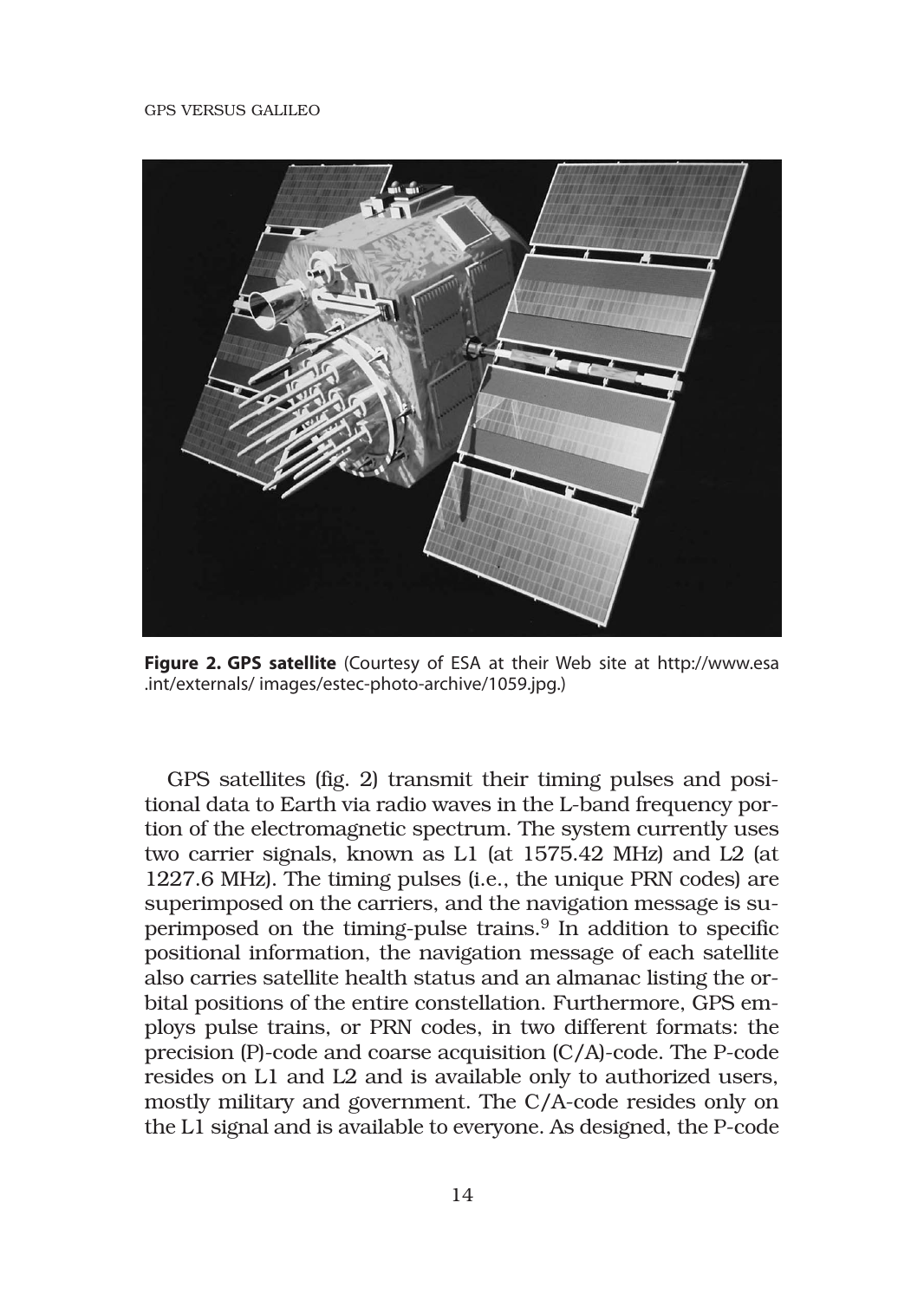**Figure 2. GPS satellite** (Courtesy of ESA at their Web site at http://www.esa.int/externals/ images/estec-photo-archive/1059.jpg.)

GPS satellites (fig. 2) transmit their timing pulses and positional data to Earth via radio waves in the L-band frequency portion of the electromagnetic spectrum. The system currently uses two carrier signals, known as L1 (at 1575.42 MHz) and L2 (at 1227.6 MHz). The timing pulses (i.e., the unique PRN codes) are superimposed on the carriers, and the navigation message is superimposed on the timing-pulse trains.[9] In addition to specific positional information, the navigation message of each satellite also carries satellite health status and an almanac listing the orbital positions of the entire constellation. Furthermore, GPS employs pulse trains, or PRN codes, in two different formats: the precision (P)-code and coarse acquisition (C/A)-code. The P-code resides on L1 and L2 and is available only to authorized users, mostly military and government. The C/A-code resides only on the L1 signal and is available to everyone. As designed, the P-code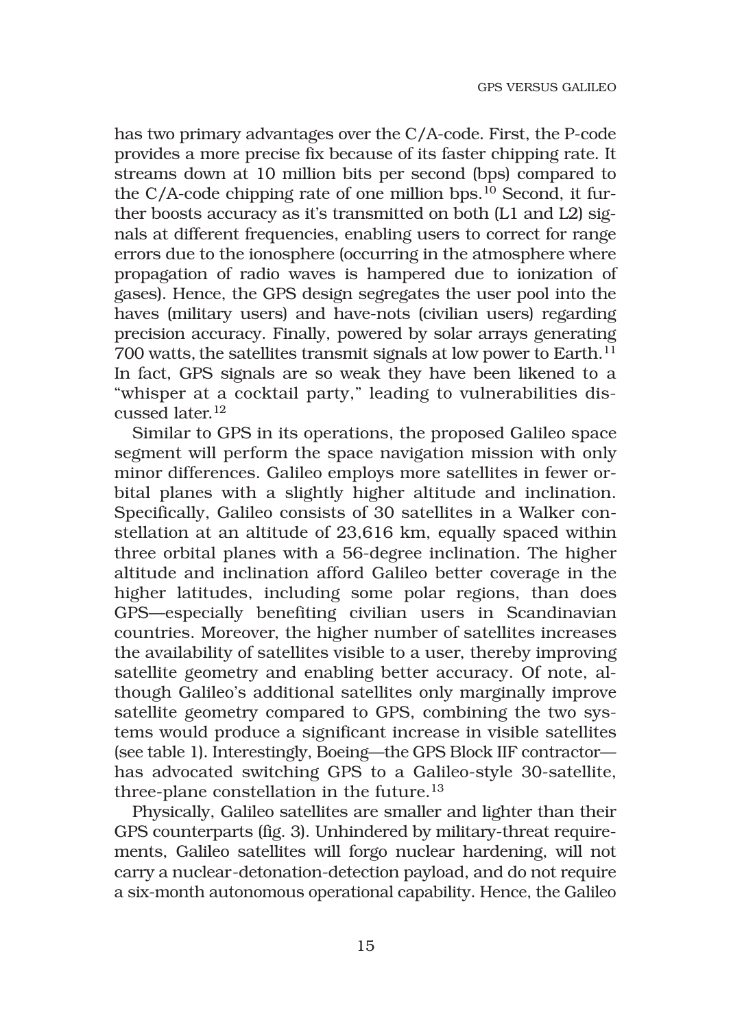has two primary advantages over the C/A-code. First, the P-code provides a more precise fix because of its faster chipping rate. It streams down at 10 million bits per second (bps) compared to the C/A-code chipping rate of one million bps.[10] Second, it further boosts accuracy as it's transmitted on both (L1 and L2) signals at different frequencies, enabling users to correct for range errors due to the ionosphere (occurring in the atmosphere where propagation of radio waves is hampered due to ionization of gases). Hence, the GPS design segregates the user pool into the haves (military users) and have-nots (civilian users) regarding precision accuracy. Finally, powered by solar arrays generating 700 watts, the satellites transmit signals at low power to Earth.[11] In fact, GPS signals are so weak they have been likened to a "whisper at a cocktail party," leading to vulnerabilities discussed later.[12]

Similar to GPS in its operations, the proposed Galileo space segment will perform the space navigation mission with only minor differences. Galileo employs more satellites in fewer orbital planes with a slightly higher altitude and inclination. Specifically, Galileo consists of 30 satellites in a Walker constellation at an altitude of 23,616 km, equally spaced within three orbital planes with a 56-degree inclination. The higher altitude and inclination afford Galileo better coverage in the higher latitudes, including some polar regions, than does GPS—especially benefiting civilian users in Scandinavian countries. Moreover, the higher number of satellites increases the availability of satellites visible to a user, thereby improving satellite geometry and enabling better accuracy. Of note, although Galileo's additional satellites only marginally improve satellite geometry compared to GPS, combining the two systems would produce a significant increase in visible satellites (see table 1). Interestingly, Boeing—the GPS Block IIF contractor—has advocated switching GPS to a Galileo-style 30-satellite, three-plane constellation in the future.[13]

Physically, Galileo satellites are smaller and lighter than their GPS counterparts (fig. 3). Unhindered by military-threat requirements, Galileo satellites will forgo nuclear hardening, will not carry a nuclear-detonation-detection payload, and do not require a six-month autonomous operational capability. Hence, the Galileo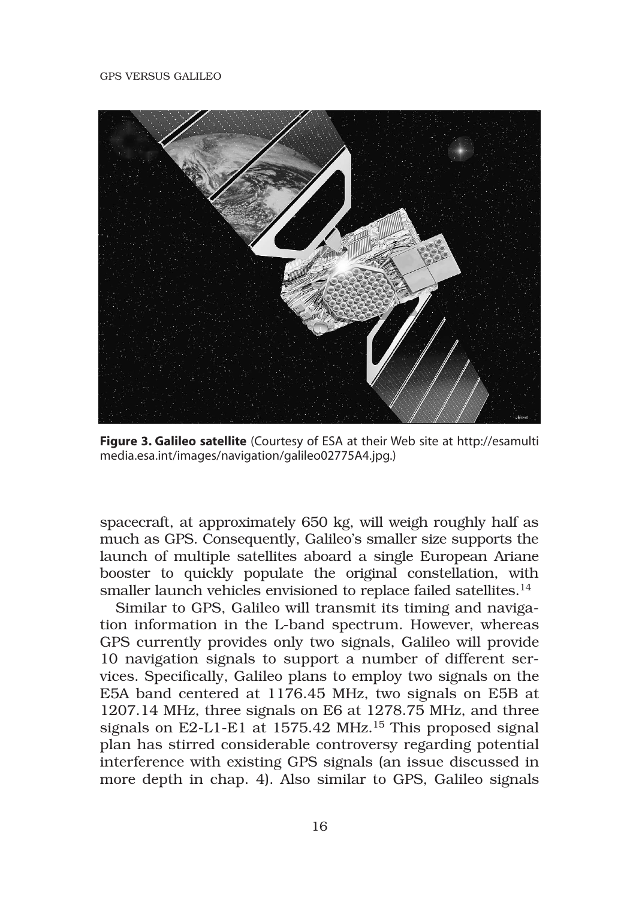**Figure 3. Galileo satellite** (Courtesy of ESA at their Web site at http://esamultimedia.esa.int/images/navigation/galileo02775A4.jpg.)

spacecraft, at approximately 650 kg, will weigh roughly half as much as GPS. Consequently, Galileo's smaller size supports the launch of multiple satellites aboard a single European Ariane booster to quickly populate the original constellation, with smaller launch vehicles envisioned to replace failed satellites.[14]

Similar to GPS, Galileo will transmit its timing and navigation information in the L-band spectrum. However, whereas GPS currently provides only two signals, Galileo will provide 10 navigation signals to support a number of different services. Specifically, Galileo plans to employ two signals on the E5A band centered at 1176.45 MHz, two signals on E5B at 1207.14 MHz, three signals on E6 at 1278.75 MHz, and three signals on E2-L1-E1 at 1575.42 MHz.[15] This proposed signal plan has stirred considerable controversy regarding potential interference with existing GPS signals (an issue discussed in more depth in chap. 4). Also similar to GPS, Galileo signals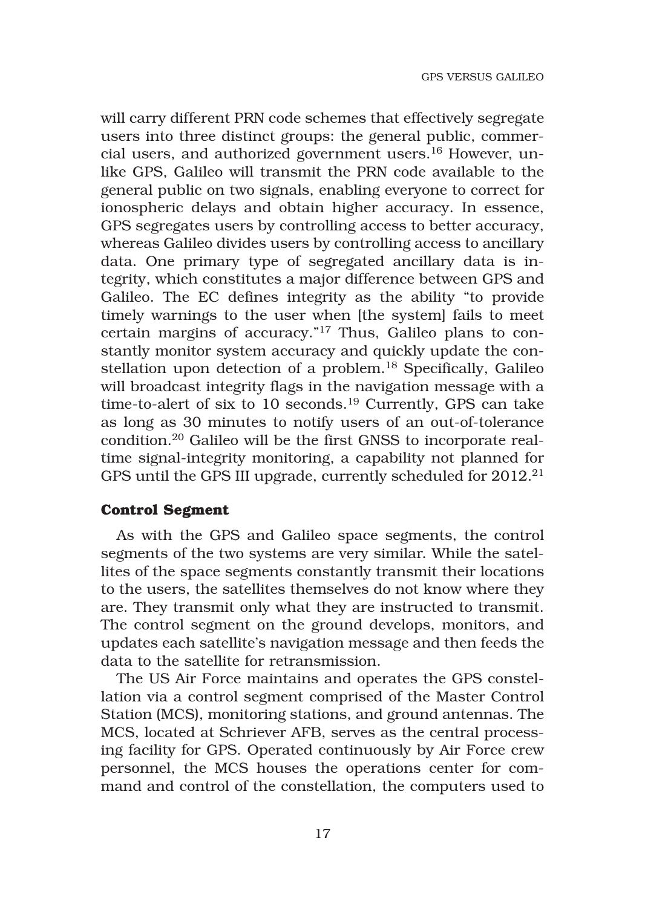will carry different PRN code schemes that effectively segregate users into three distinct groups: the general public, commercial users, and authorized government users.[16] However, unlike GPS, Galileo will transmit the PRN code available to the general public on two signals, enabling everyone to correct for ionospheric delays and obtain higher accuracy. In essence, GPS segregates users by controlling access to better accuracy, whereas Galileo divides users by controlling access to ancillary data. One primary type of segregated ancillary data is integrity, which constitutes a major difference between GPS and Galileo. The EC defines integrity as the ability "to provide timely warnings to the user when [the system] fails to meet certain margins of accuracy."[17] Thus, Galileo plans to constantly monitor system accuracy and quickly update the constellation upon detection of a problem.[18] Specifically, Galileo will broadcast integrity flags in the navigation message with a time-to-alert of six to 10 seconds.[19] Currently, GPS can take as long as 30 minutes to notify users of an out-of-tolerance condition.[20] Galileo will be the first GNSS to incorporate real-time signal-integrity monitoring, a capability not planned for GPS until the GPS III upgrade, currently scheduled for 2012.[21]

### Control Segment

As with the GPS and Galileo space segments, the control segments of the two systems are very similar. While the satellites of the space segments constantly transmit their locations to the users, the satellites themselves do not know where they are. They transmit only what they are instructed to transmit. The control segment on the ground develops, monitors, and updates each satellite's navigation message and then feeds the data to the satellite for retransmission.

The US Air Force maintains and operates the GPS constellation via a control segment comprised of the Master Control Station (MCS), monitoring stations, and ground antennas. The MCS, located at Schriever AFB, serves as the central processing facility for GPS. Operated continuously by Air Force crew personnel, the MCS houses the operations center for command and control of the constellation, the computers used to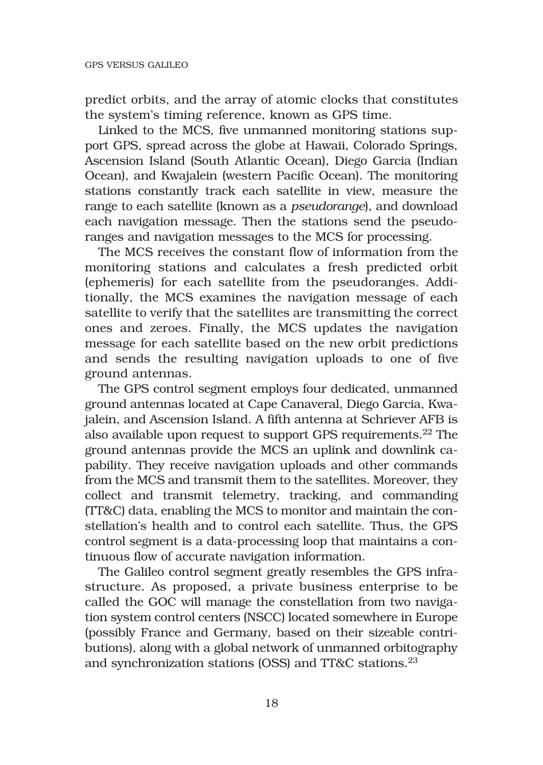predict orbits, and the array of atomic clocks that constitutes the system's timing reference, known as GPS time.

Linked to the MCS, five unmanned monitoring stations support GPS, spread across the globe at Hawaii, Colorado Springs, Ascension Island (South Atlantic Ocean), Diego Garcia (Indian Ocean), and Kwajalein (western Pacific Ocean). The monitoring stations constantly track each satellite in view, measure the range to each satellite (known as a *pseudorange*), and download each navigation message. Then the stations send the pseudoranges and navigation messages to the MCS for processing.

The MCS receives the constant flow of information from the monitoring stations and calculates a fresh predicted orbit (ephemeris) for each satellite from the pseudoranges. Additionally, the MCS examines the navigation message of each satellite to verify that the satellites are transmitting the correct ones and zeroes. Finally, the MCS updates the navigation message for each satellite based on the new orbit predictions and sends the resulting navigation uploads to one of five ground antennas.

The GPS control segment employs four dedicated, unmanned ground antennas located at Cape Canaveral, Diego Garcia, Kwajalein, and Ascension Island. A fifth antenna at Schriever AFB is also available upon request to support GPS requirements.[22] The ground antennas provide the MCS an uplink and downlink capability. They receive navigation uploads and other commands from the MCS and transmit them to the satellites. Moreover, they collect and transmit telemetry, tracking, and commanding (TT&C) data, enabling the MCS to monitor and maintain the constellation's health and to control each satellite. Thus, the GPS control segment is a data-processing loop that maintains a continuous flow of accurate navigation information.

The Galileo control segment greatly resembles the GPS infrastructure. As proposed, a private business enterprise to be called the GOC will manage the constellation from two navigation system control centers (NSCC) located somewhere in Europe (possibly France and Germany, based on their sizeable contributions), along with a global network of unmanned orbitography and synchronization stations (OSS) and TT&C stations.[23]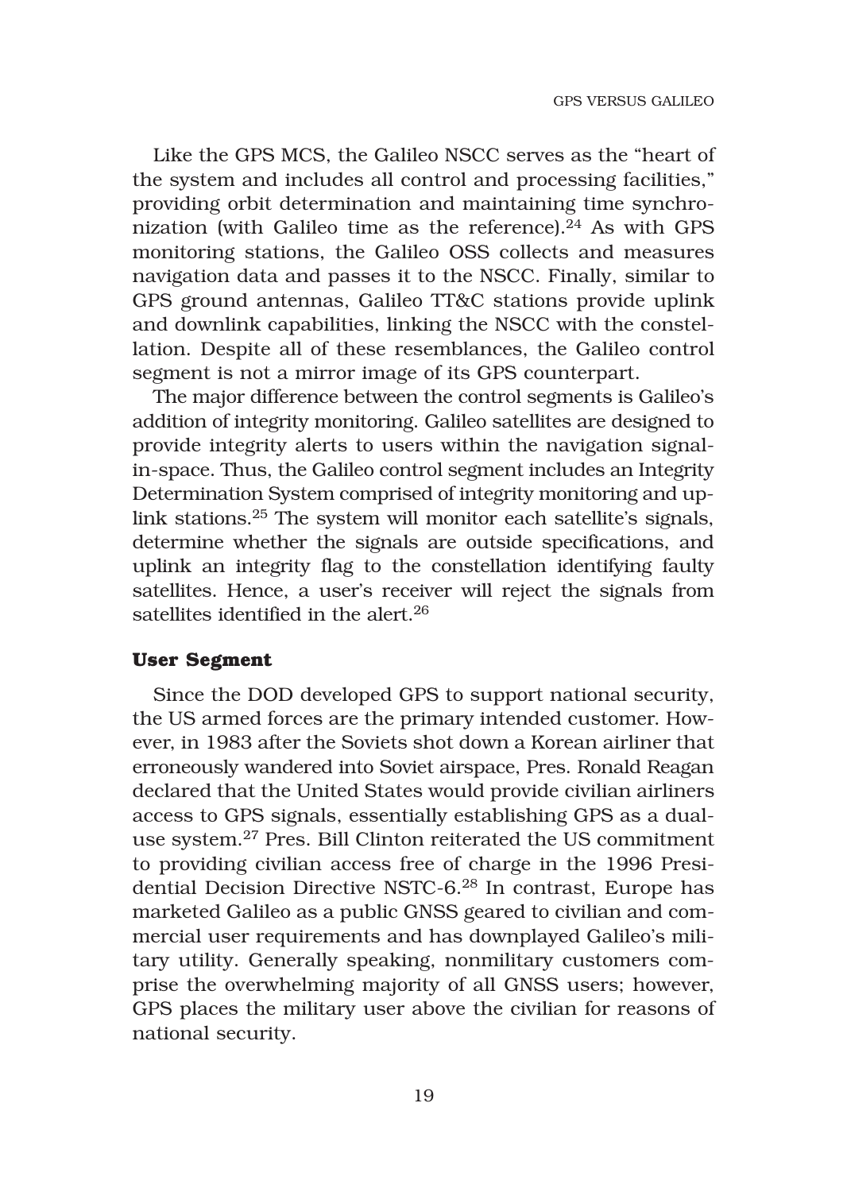Like the GPS MCS, the Galileo NSCC serves as the "heart of the system and includes all control and processing facilities," providing orbit determination and maintaining time synchronization (with Galileo time as the reference).[24] As with GPS monitoring stations, the Galileo OSS collects and measures navigation data and passes it to the NSCC. Finally, similar to GPS ground antennas, Galileo TT&C stations provide uplink and downlink capabilities, linking the NSCC with the constellation. Despite all of these resemblances, the Galileo control segment is not a mirror image of its GPS counterpart.

The major difference between the control segments is Galileo's addition of integrity monitoring. Galileo satellites are designed to provide integrity alerts to users within the navigation signal-in-space. Thus, the Galileo control segment includes an Integrity Determination System comprised of integrity monitoring and uplink stations.[25] The system will monitor each satellite's signals, determine whether the signals are outside specifications, and uplink an integrity flag to the constellation identifying faulty satellites. Hence, a user's receiver will reject the signals from satellites identified in the alert.[26]

#### User Segment

Since the DOD developed GPS to support national security, the US armed forces are the primary intended customer. However, in 1983 after the Soviets shot down a Korean airliner that erroneously wandered into Soviet airspace, Pres. Ronald Reagan declared that the United States would provide civilian airliners access to GPS signals, essentially establishing GPS as a dual-use system.[27] Pres. Bill Clinton reiterated the US commitment to providing civilian access free of charge in the 1996 Presidential Decision Directive NSTC-6.[28] In contrast, Europe has marketed Galileo as a public GNSS geared to civilian and commercial user requirements and has downplayed Galileo's military utility. Generally speaking, nonmilitary customers comprise the overwhelming majority of all GNSS users; however, GPS places the military user above the civilian for reasons of national security.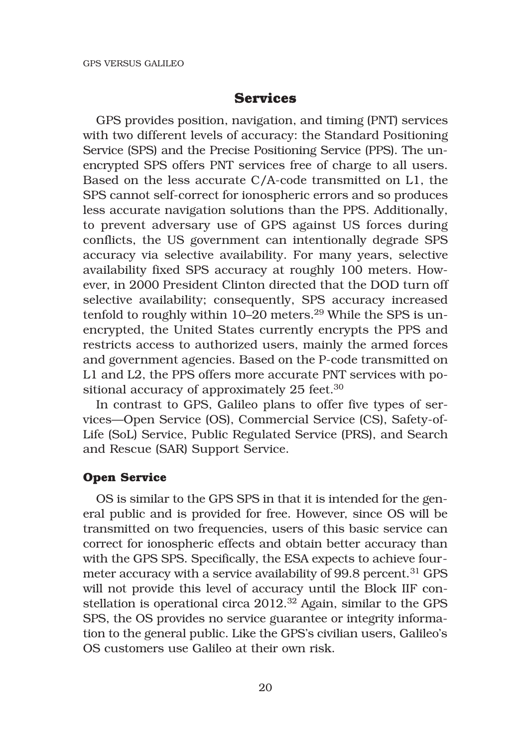## Services

GPS provides position, navigation, and timing (PNT) services with two different levels of accuracy: the Standard Positioning Service (SPS) and the Precise Positioning Service (PPS). The unencrypted SPS offers PNT services free of charge to all users. Based on the less accurate C/A-code transmitted on L1, the SPS cannot self-correct for ionospheric errors and so produces less accurate navigation solutions than the PPS. Additionally, to prevent adversary use of GPS against US forces during conflicts, the US government can intentionally degrade SPS accuracy via selective availability. For many years, selective availability fixed SPS accuracy at roughly 100 meters. However, in 2000 President Clinton directed that the DOD turn off selective availability; consequently, SPS accuracy increased tenfold to roughly within 10–20 meters.[29] While the SPS is unencrypted, the United States currently encrypts the PPS and restricts access to authorized users, mainly the armed forces and government agencies. Based on the P-code transmitted on L1 and L2, the PPS offers more accurate PNT services with positional accuracy of approximately 25 feet.[30]

In contrast to GPS, Galileo plans to offer five types of services—Open Service (OS), Commercial Service (CS), Safety-of-Life (SoL) Service, Public Regulated Service (PRS), and Search and Rescue (SAR) Support Service.

### Open Service

OS is similar to the GPS SPS in that it is intended for the general public and is provided for free. However, since OS will be transmitted on two frequencies, users of this basic service can correct for ionospheric effects and obtain better accuracy than with the GPS SPS. Specifically, the ESA expects to achieve four-meter accuracy with a service availability of 99.8 percent.[31] GPS will not provide this level of accuracy until the Block IIF constellation is operational circa 2012.[32] Again, similar to the GPS SPS, the OS provides no service guarantee or integrity information to the general public. Like the GPS's civilian users, Galileo's OS customers use Galileo at their own risk.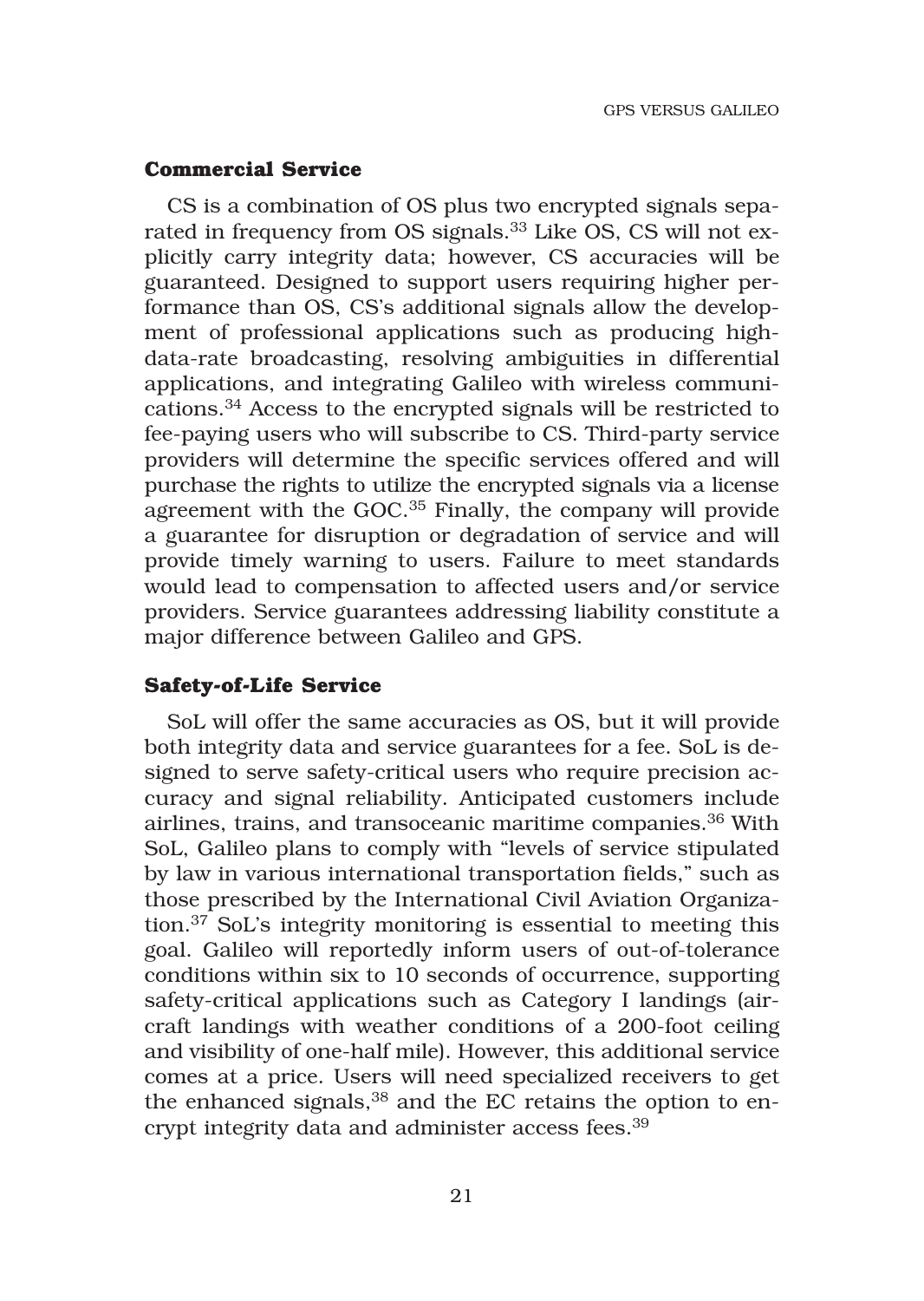### Commercial Service

CS is a combination of OS plus two encrypted signals separated in frequency from OS signals.[33] Like OS, CS will not explicitly carry integrity data; however, CS accuracies will be guaranteed. Designed to support users requiring higher performance than OS, CS's additional signals allow the development of professional applications such as producing high-data-rate broadcasting, resolving ambiguities in differential applications, and integrating Galileo with wireless communications.[34] Access to the encrypted signals will be restricted to fee-paying users who will subscribe to CS. Third-party service providers will determine the specific services offered and will purchase the rights to utilize the encrypted signals via a license agreement with the GOC.[35] Finally, the company will provide a guarantee for disruption or degradation of service and will provide timely warning to users. Failure to meet standards would lead to compensation to affected users and/or service providers. Service guarantees addressing liability constitute a major difference between Galileo and GPS.

### Safety-of-Life Service

SoL will offer the same accuracies as OS, but it will provide both integrity data and service guarantees for a fee. SoL is designed to serve safety-critical users who require precision accuracy and signal reliability. Anticipated customers include airlines, trains, and transoceanic maritime companies.[36] With SoL, Galileo plans to comply with "levels of service stipulated by law in various international transportation fields," such as those prescribed by the International Civil Aviation Organization.[37] SoL's integrity monitoring is essential to meeting this goal. Galileo will reportedly inform users of out-of-tolerance conditions within six to 10 seconds of occurrence, supporting safety-critical applications such as Category I landings (aircraft landings with weather conditions of a 200-foot ceiling and visibility of one-half mile). However, this additional service comes at a price. Users will need specialized receivers to get the enhanced signals,[38] and the EC retains the option to encrypt integrity data and administer access fees.[39]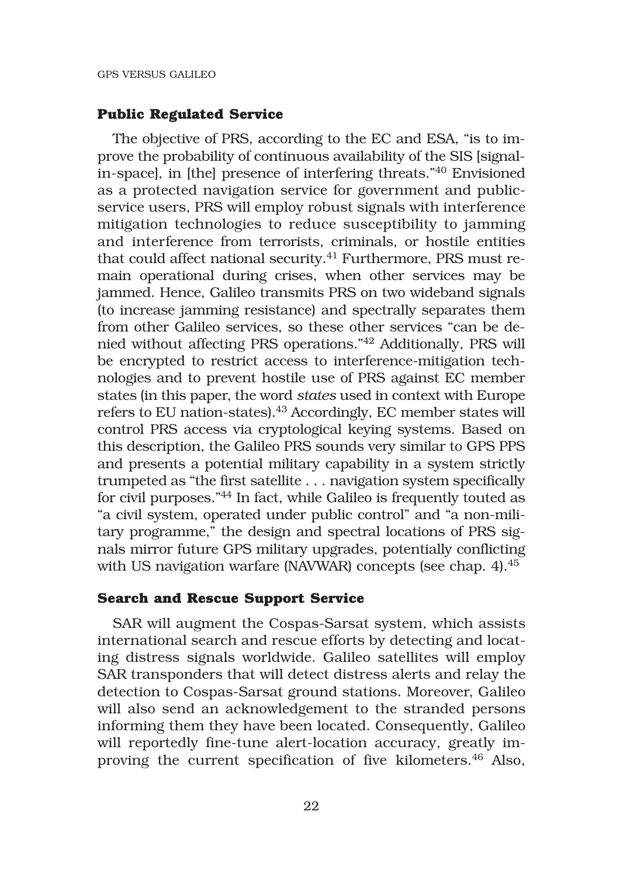### Public Regulated Service

The objective of PRS, according to the EC and ESA, "is to improve the probability of continuous availability of the SIS [signal-in-space], in [the] presence of interfering threats."[40] Envisioned as a protected navigation service for government and public-service users, PRS will employ robust signals with interference mitigation technologies to reduce susceptibility to jamming and interference from terrorists, criminals, or hostile entities that could affect national security.[41] Furthermore, PRS must remain operational during crises, when other services may be jammed. Hence, Galileo transmits PRS on two wideband signals (to increase jamming resistance) and spectrally separates them from other Galileo services, so these other services "can be denied without affecting PRS operations."[42] Additionally, PRS will be encrypted to restrict access to interference-mitigation technologies and to prevent hostile use of PRS against EC member states (in this paper, the word *states* used in context with Europe refers to EU nation-states).[43] Accordingly, EC member states will control PRS access via cryptological keying systems. Based on this description, the Galileo PRS sounds very similar to GPS PPS and presents a potential military capability in a system strictly trumpeted as "the first satellite . . . navigation system specifically for civil purposes."[44] In fact, while Galileo is frequently touted as "a civil system, operated under public control" and "a non-military programme," the design and spectral locations of PRS signals mirror future GPS military upgrades, potentially conflicting with US navigation warfare (NAVWAR) concepts (see chap. 4).[45]

### Search and Rescue Support Service

SAR will augment the Cospas-Sarsat system, which assists international search and rescue efforts by detecting and locating distress signals worldwide. Galileo satellites will employ SAR transponders that will detect distress alerts and relay the detection to Cospas-Sarsat ground stations. Moreover, Galileo will also send an acknowledgement to the stranded persons informing them they have been located. Consequently, Galileo will reportedly fine-tune alert-location accuracy, greatly improving the current specification of five kilometers.[46] Also,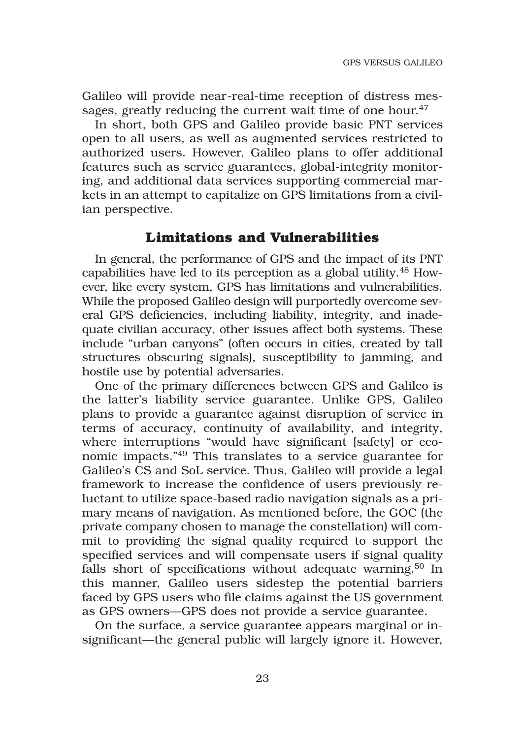Galileo will provide near-real-time reception of distress messages, greatly reducing the current wait time of one hour.[47]

In short, both GPS and Galileo provide basic PNT services open to all users, as well as augmented services restricted to authorized users. However, Galileo plans to offer additional features such as service guarantees, global-integrity monitoring, and additional data services supporting commercial markets in an attempt to capitalize on GPS limitations from a civilian perspective.

## Limitations and Vulnerabilities

In general, the performance of GPS and the impact of its PNT capabilities have led to its perception as a global utility.[48] However, like every system, GPS has limitations and vulnerabilities. While the proposed Galileo design will purportedly overcome several GPS deficiencies, including liability, integrity, and inadequate civilian accuracy, other issues affect both systems. These include "urban canyons" (often occurs in cities, created by tall structures obscuring signals), susceptibility to jamming, and hostile use by potential adversaries.

One of the primary differences between GPS and Galileo is the latter's liability service guarantee. Unlike GPS, Galileo plans to provide a guarantee against disruption of service in terms of accuracy, continuity of availability, and integrity, where interruptions "would have significant [safety] or economic impacts."[49] This translates to a service guarantee for Galileo's CS and SoL service. Thus, Galileo will provide a legal framework to increase the confidence of users previously reluctant to utilize space-based radio navigation signals as a primary means of navigation. As mentioned before, the GOC (the private company chosen to manage the constellation) will commit to providing the signal quality required to support the specified services and will compensate users if signal quality falls short of specifications without adequate warning.[50] In this manner, Galileo users sidestep the potential barriers faced by GPS users who file claims against the US government as GPS owners—GPS does not provide a service guarantee.

On the surface, a service guarantee appears marginal or insignificant—the general public will largely ignore it. However,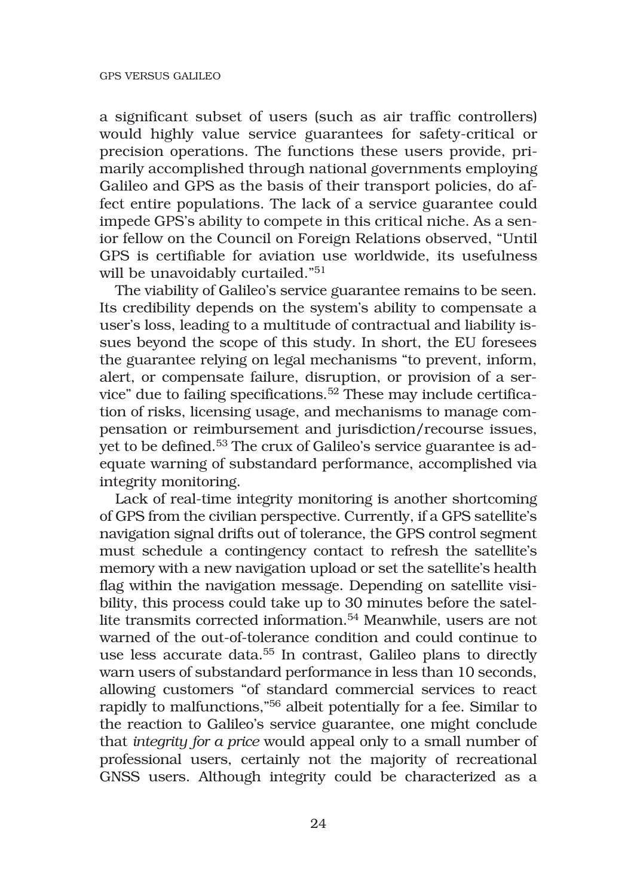a significant subset of users (such as air traffic controllers) would highly value service guarantees for safety-critical or precision operations. The functions these users provide, primarily accomplished through national governments employing Galileo and GPS as the basis of their transport policies, do affect entire populations. The lack of a service guarantee could impede GPS's ability to compete in this critical niche. As a senior fellow on the Council on Foreign Relations observed, "Until GPS is certifiable for aviation use worldwide, its usefulness will be unavoidably curtailed."[51]

The viability of Galileo's service guarantee remains to be seen. Its credibility depends on the system's ability to compensate a user's loss, leading to a multitude of contractual and liability issues beyond the scope of this study. In short, the EU foresees the guarantee relying on legal mechanisms "to prevent, inform, alert, or compensate failure, disruption, or provision of a service" due to failing specifications.[52] These may include certification of risks, licensing usage, and mechanisms to manage compensation or reimbursement and jurisdiction/recourse issues, yet to be defined.[53] The crux of Galileo's service guarantee is adequate warning of substandard performance, accomplished via integrity monitoring.

Lack of real-time integrity monitoring is another shortcoming of GPS from the civilian perspective. Currently, if a GPS satellite's navigation signal drifts out of tolerance, the GPS control segment must schedule a contingency contact to refresh the satellite's memory with a new navigation upload or set the satellite's health flag within the navigation message. Depending on satellite visibility, this process could take up to 30 minutes before the satellite transmits corrected information.[54] Meanwhile, users are not warned of the out-of-tolerance condition and could continue to use less accurate data.[55] In contrast, Galileo plans to directly warn users of substandard performance in less than 10 seconds, allowing customers "of standard commercial services to react rapidly to malfunctions,"[56] albeit potentially for a fee. Similar to the reaction to Galileo's service guarantee, one might conclude that *integrity for a price* would appeal only to a small number of professional users, certainly not the majority of recreational GNSS users. Although integrity could be characterized as a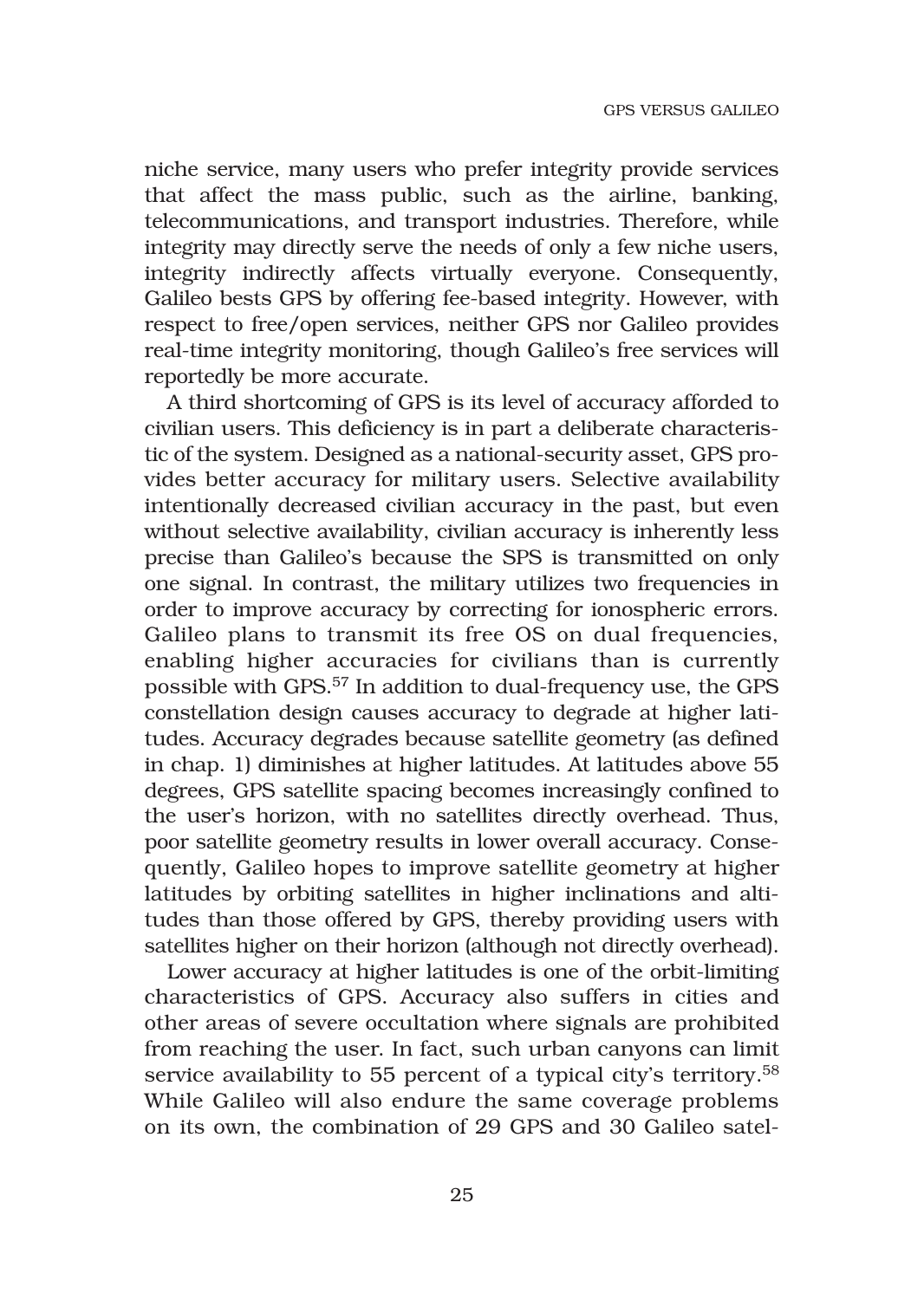niche service, many users who prefer integrity provide services that affect the mass public, such as the airline, banking, telecommunications, and transport industries. Therefore, while integrity may directly serve the needs of only a few niche users, integrity indirectly affects virtually everyone. Consequently, Galileo bests GPS by offering fee-based integrity. However, with respect to free/open services, neither GPS nor Galileo provides real-time integrity monitoring, though Galileo's free services will reportedly be more accurate.

A third shortcoming of GPS is its level of accuracy afforded to civilian users. This deficiency is in part a deliberate characteristic of the system. Designed as a national-security asset, GPS provides better accuracy for military users. Selective availability intentionally decreased civilian accuracy in the past, but even without selective availability, civilian accuracy is inherently less precise than Galileo's because the SPS is transmitted on only one signal. In contrast, the military utilizes two frequencies in order to improve accuracy by correcting for ionospheric errors. Galileo plans to transmit its free OS on dual frequencies, enabling higher accuracies for civilians than is currently possible with GPS.[57] In addition to dual-frequency use, the GPS constellation design causes accuracy to degrade at higher latitudes. Accuracy degrades because satellite geometry (as defined in chap. 1) diminishes at higher latitudes. At latitudes above 55 degrees, GPS satellite spacing becomes increasingly confined to the user's horizon, with no satellites directly overhead. Thus, poor satellite geometry results in lower overall accuracy. Consequently, Galileo hopes to improve satellite geometry at higher latitudes by orbiting satellites in higher inclinations and altitudes than those offered by GPS, thereby providing users with satellites higher on their horizon (although not directly overhead).

Lower accuracy at higher latitudes is one of the orbit-limiting characteristics of GPS. Accuracy also suffers in cities and other areas of severe occultation where signals are prohibited from reaching the user. In fact, such urban canyons can limit service availability to 55 percent of a typical city's territory.[58] While Galileo will also endure the same coverage problems on its own, the combination of 29 GPS and 30 Galileo satel-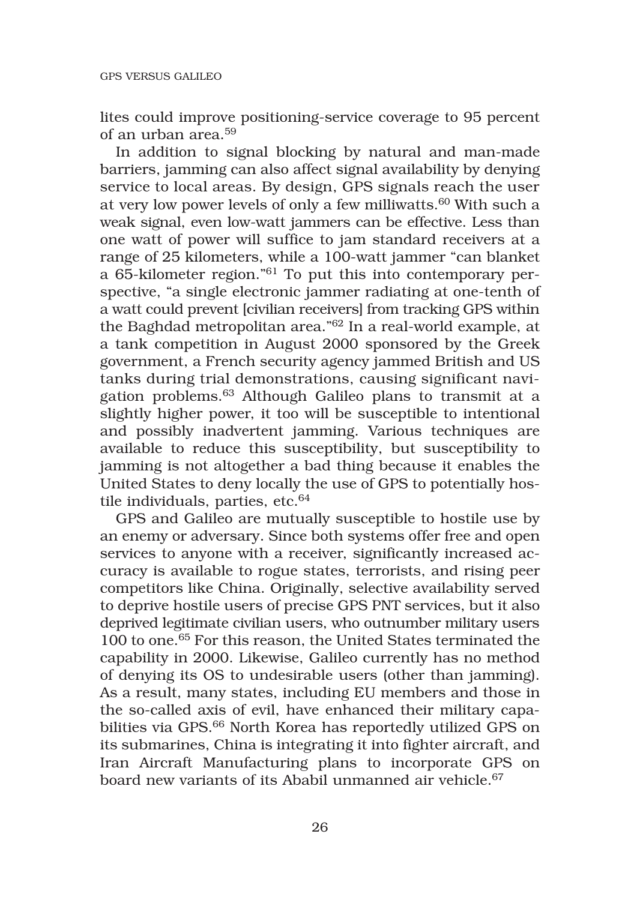lites could improve positioning-service coverage to 95 percent of an urban area.[59]

In addition to signal blocking by natural and man-made barriers, jamming can also affect signal availability by denying service to local areas. By design, GPS signals reach the user at very low power levels of only a few milliwatts.[60] With such a weak signal, even low-watt jammers can be effective. Less than one watt of power will suffice to jam standard receivers at a range of 25 kilometers, while a 100-watt jammer "can blanket a 65-kilometer region."[61] To put this into contemporary perspective, "a single electronic jammer radiating at one-tenth of a watt could prevent [civilian receivers] from tracking GPS within the Baghdad metropolitan area."[62] In a real-world example, at a tank competition in August 2000 sponsored by the Greek government, a French security agency jammed British and US tanks during trial demonstrations, causing significant navigation problems.[63] Although Galileo plans to transmit at a slightly higher power, it too will be susceptible to intentional and possibly inadvertent jamming. Various techniques are available to reduce this susceptibility, but susceptibility to jamming is not altogether a bad thing because it enables the United States to deny locally the use of GPS to potentially hostile individuals, parties, etc.[64]

GPS and Galileo are mutually susceptible to hostile use by an enemy or adversary. Since both systems offer free and open services to anyone with a receiver, significantly increased accuracy is available to rogue states, terrorists, and rising peer competitors like China. Originally, selective availability served to deprive hostile users of precise GPS PNT services, but it also deprived legitimate civilian users, who outnumber military users 100 to one.[65] For this reason, the United States terminated the capability in 2000. Likewise, Galileo currently has no method of denying its OS to undesirable users (other than jamming). As a result, many states, including EU members and those in the so-called axis of evil, have enhanced their military capabilities via GPS.[66] North Korea has reportedly utilized GPS on its submarines, China is integrating it into fighter aircraft, and Iran Aircraft Manufacturing plans to incorporate GPS on board new variants of its Ababil unmanned air vehicle.[67]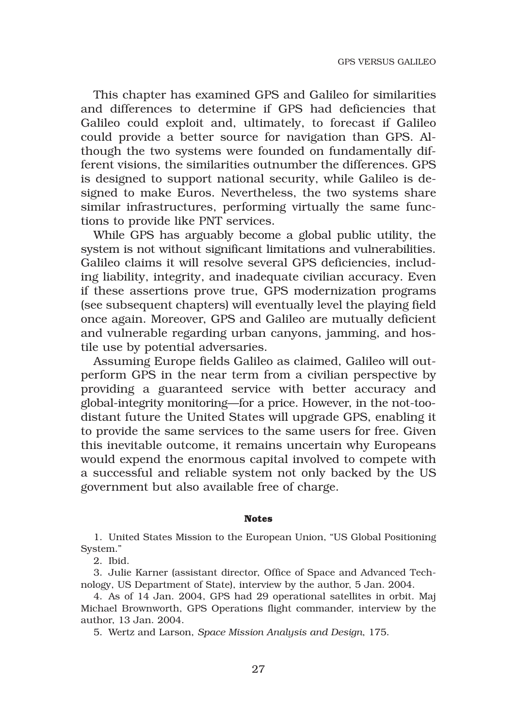This chapter has examined GPS and Galileo for similarities and differences to determine if GPS had deficiencies that Galileo could exploit and, ultimately, to forecast if Galileo could provide a better source for navigation than GPS. Although the two systems were founded on fundamentally different visions, the similarities outnumber the differences. GPS is designed to support national security, while Galileo is designed to make Euros. Nevertheless, the two systems share similar infrastructures, performing virtually the same functions to provide like PNT services.

While GPS has arguably become a global public utility, the system is not without significant limitations and vulnerabilities. Galileo claims it will resolve several GPS deficiencies, including liability, integrity, and inadequate civilian accuracy. Even if these assertions prove true, GPS modernization programs (see subsequent chapters) will eventually level the playing field once again. Moreover, GPS and Galileo are mutually deficient and vulnerable regarding urban canyons, jamming, and hostile use by potential adversaries.

Assuming Europe fields Galileo as claimed, Galileo will outperform GPS in the near term from a civilian perspective by providing a guaranteed service with better accuracy and global-integrity monitoring—for a price. However, in the not-too-distant future the United States will upgrade GPS, enabling it to provide the same services to the same users for free. Given this inevitable outcome, it remains uncertain why Europeans would expend the enormous capital involved to compete with a successful and reliable system not only backed by the US government but also available free of charge.

**Notes**

1. United States Mission to the European Union, "US Global Positioning System."

2. Ibid.

3. Julie Karner (assistant director, Office of Space and Advanced Technology, US Department of State), interview by the author, 5 Jan. 2004.

4. As of 14 Jan. 2004, GPS had 29 operational satellites in orbit. Maj Michael Brownworth, GPS Operations flight commander, interview by the author, 13 Jan. 2004.

5. Wertz and Larson, *Space Mission Analysis and Design*, 175.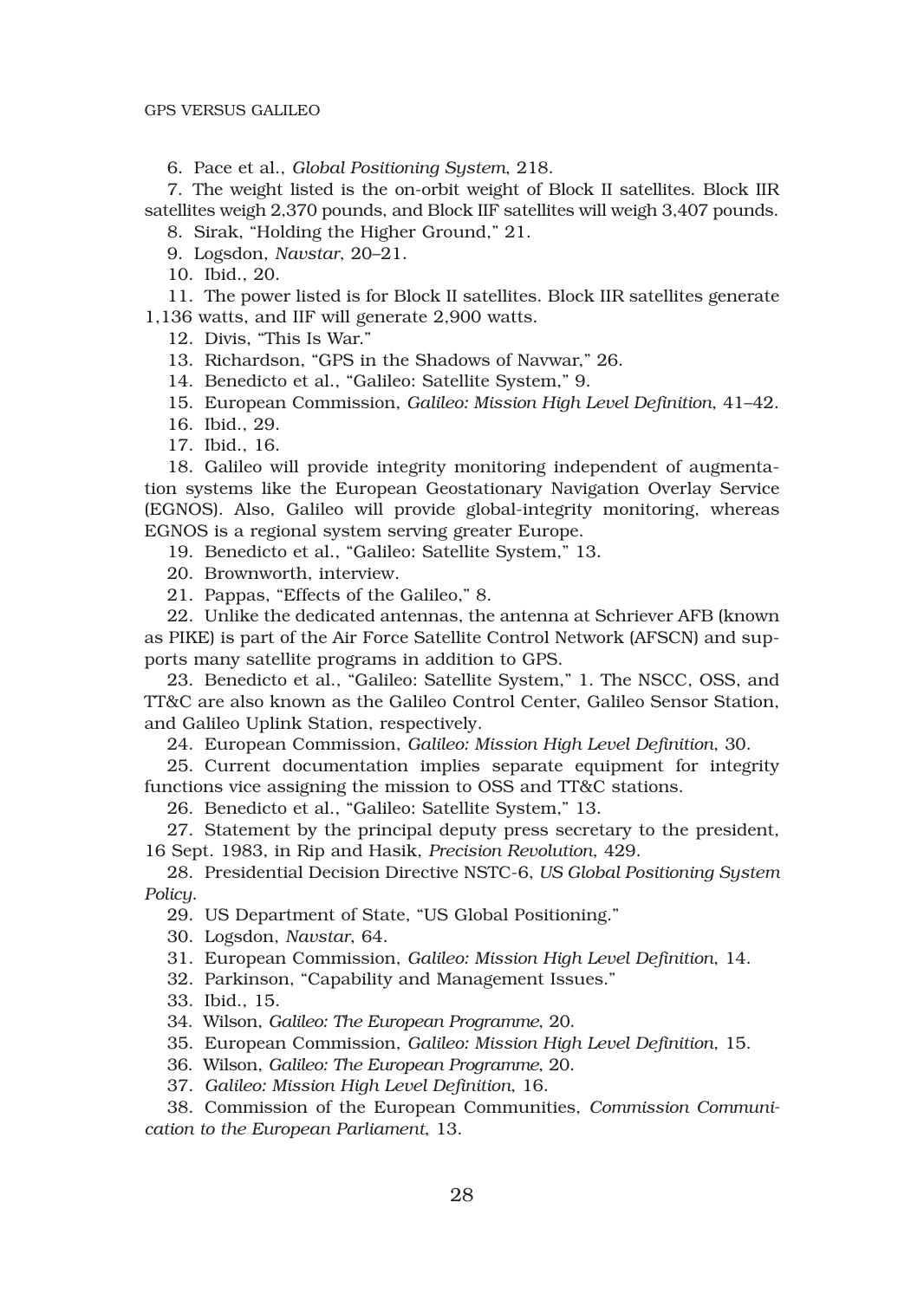6. Pace et al., *Global Positioning System*, 218.

7. The weight listed is the on-orbit weight of Block II satellites. Block IIR satellites weigh 2,370 pounds, and Block IIF satellites will weigh 3,407 pounds.

8. Sirak, "Holding the Higher Ground," 21.

9. Logsdon, *Navstar*, 20–21.

10. Ibid., 20.

11. The power listed is for Block II satellites. Block IIR satellites generate 1,136 watts, and IIF will generate 2,900 watts.

12. Divis, "This Is War."

13. Richardson, "GPS in the Shadows of Navwar," 26.

14. Benedicto et al., "Galileo: Satellite System," 9.

15. European Commission, *Galileo: Mission High Level Definition*, 41–42.

16. Ibid., 29.

17. Ibid., 16.

18. Galileo will provide integrity monitoring independent of augmentation systems like the European Geostationary Navigation Overlay Service (EGNOS). Also, Galileo will provide global-integrity monitoring, whereas EGNOS is a regional system serving greater Europe.

19. Benedicto et al., "Galileo: Satellite System," 13.

20. Brownworth, interview.

21. Pappas, "Effects of the Galileo," 8.

22. Unlike the dedicated antennas, the antenna at Schriever AFB (known as PIKE) is part of the Air Force Satellite Control Network (AFSCN) and supports many satellite programs in addition to GPS.

23. Benedicto et al., "Galileo: Satellite System," 1. The NSCC, OSS, and TT&C are also known as the Galileo Control Center, Galileo Sensor Station, and Galileo Uplink Station, respectively.

24. European Commission, *Galileo: Mission High Level Definition*, 30.

25. Current documentation implies separate equipment for integrity functions vice assigning the mission to OSS and TT&C stations.

26. Benedicto et al., "Galileo: Satellite System," 13.

27. Statement by the principal deputy press secretary to the president, 16 Sept. 1983, in Rip and Hasik, *Precision Revolution*, 429.

28. Presidential Decision Directive NSTC-6, *US Global Positioning System Policy*.

29. US Department of State, "US Global Positioning."

30. Logsdon, *Navstar*, 64.

31. European Commission, *Galileo: Mission High Level Definition*, 14.

32. Parkinson, "Capability and Management Issues."

33. Ibid., 15.

34. Wilson, *Galileo: The European Programme*, 20.

35. European Commission, *Galileo: Mission High Level Definition*, 15.

36. Wilson, *Galileo: The European Programme*, 20.

37. *Galileo: Mission High Level Definition*, 16.

38. Commission of the European Communities, *Commission Communication to the European Parliament*, 13.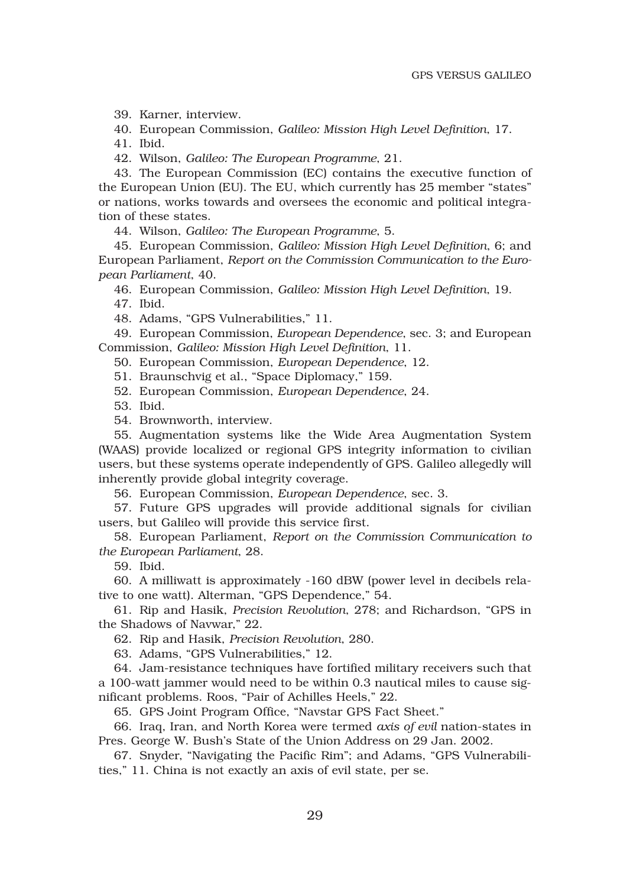39. Karner, interview.

40. European Commission, *Galileo: Mission High Level Definition*, 17.

41. Ibid.

42. Wilson, *Galileo: The European Programme*, 21.

43. The European Commission (EC) contains the executive function of the European Union (EU). The EU, which currently has 25 member "states" or nations, works towards and oversees the economic and political integration of these states.

44. Wilson, *Galileo: The European Programme*, 5.

45. European Commission, *Galileo: Mission High Level Definition*, 6; and European Parliament, *Report on the Commission Communication to the European Parliament*, 40.

46. European Commission, *Galileo: Mission High Level Definition*, 19.

47. Ibid.

48. Adams, "GPS Vulnerabilities," 11.

49. European Commission, *European Dependence*, sec. 3; and European Commission, *Galileo: Mission High Level Definition*, 11.

50. European Commission, *European Dependence*, 12.

51. Braunschvig et al., "Space Diplomacy," 159.

52. European Commission, *European Dependence*, 24.

53. Ibid.

54. Brownworth, interview.

55. Augmentation systems like the Wide Area Augmentation System (WAAS) provide localized or regional GPS integrity information to civilian users, but these systems operate independently of GPS. Galileo allegedly will inherently provide global integrity coverage.

56. European Commission, *European Dependence*, sec. 3.

57. Future GPS upgrades will provide additional signals for civilian users, but Galileo will provide this service first.

58. European Parliament, *Report on the Commission Communication to the European Parliament*, 28.

59. Ibid.

60. A milliwatt is approximately -160 dBW (power level in decibels relative to one watt). Alterman, "GPS Dependence," 54.

61. Rip and Hasik, *Precision Revolution*, 278; and Richardson, "GPS in the Shadows of Navwar," 22.

62. Rip and Hasik, *Precision Revolution*, 280.

63. Adams, "GPS Vulnerabilities," 12.

64. Jam-resistance techniques have fortified military receivers such that a 100-watt jammer would need to be within 0.3 nautical miles to cause significant problems. Roos, "Pair of Achilles Heels," 22.

65. GPS Joint Program Office, "Navstar GPS Fact Sheet."

66. Iraq, Iran, and North Korea were termed *axis of evil* nation-states in Pres. George W. Bush's State of the Union Address on 29 Jan. 2002.

67. Snyder, "Navigating the Pacific Rim"; and Adams, "GPS Vulnerabilities," 11. China is not exactly an axis of evil state, per se.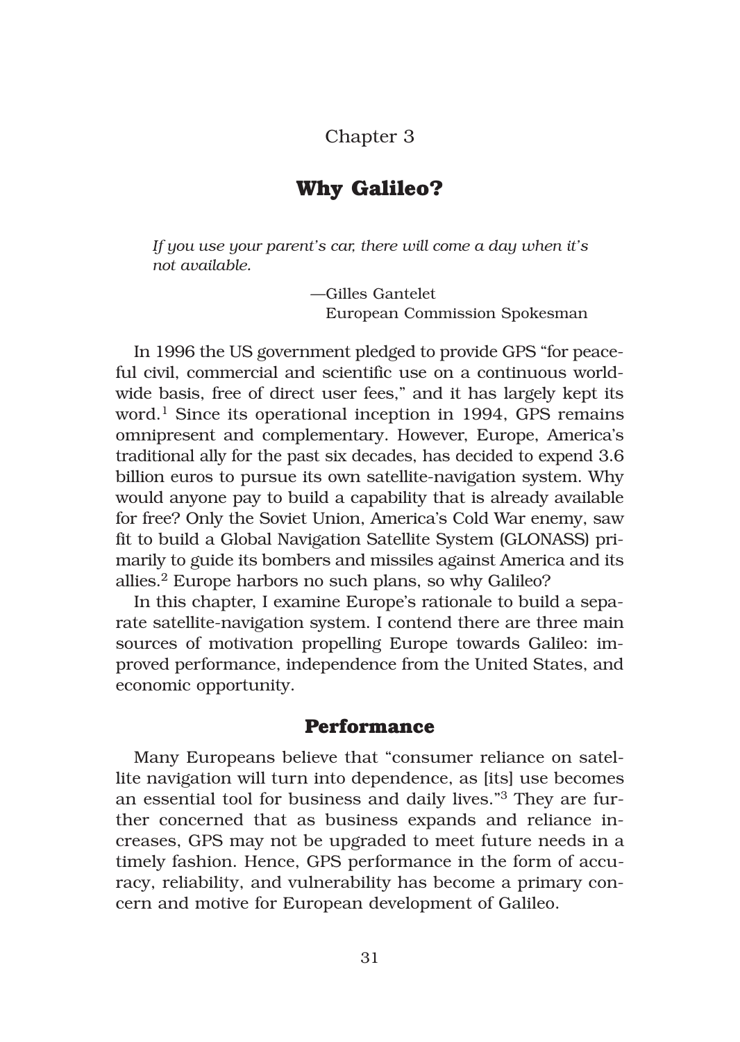Chapter 3

# Why Galileo?

*If you use your parent's car, there will come a day when it's not available.*

—Gilles Gantelet
European Commission Spokesman

In 1996 the US government pledged to provide GPS "for peaceful civil, commercial and scientific use on a continuous worldwide basis, free of direct user fees," and it has largely kept its word.[1] Since its operational inception in 1994, GPS remains omnipresent and complementary. However, Europe, America's traditional ally for the past six decades, has decided to expend 3.6 billion euros to pursue its own satellite-navigation system. Why would anyone pay to build a capability that is already available for free? Only the Soviet Union, America's Cold War enemy, saw fit to build a Global Navigation Satellite System (GLONASS) primarily to guide its bombers and missiles against America and its allies.[2] Europe harbors no such plans, so why Galileo?

In this chapter, I examine Europe's rationale to build a separate satellite-navigation system. I contend there are three main sources of motivation propelling Europe towards Galileo: improved performance, independence from the United States, and economic opportunity.

## Performance

Many Europeans believe that "consumer reliance on satellite navigation will turn into dependence, as [its] use becomes an essential tool for business and daily lives."[3] They are further concerned that as business expands and reliance increases, GPS may not be upgraded to meet future needs in a timely fashion. Hence, GPS performance in the form of accuracy, reliability, and vulnerability has become a primary concern and motive for European development of Galileo.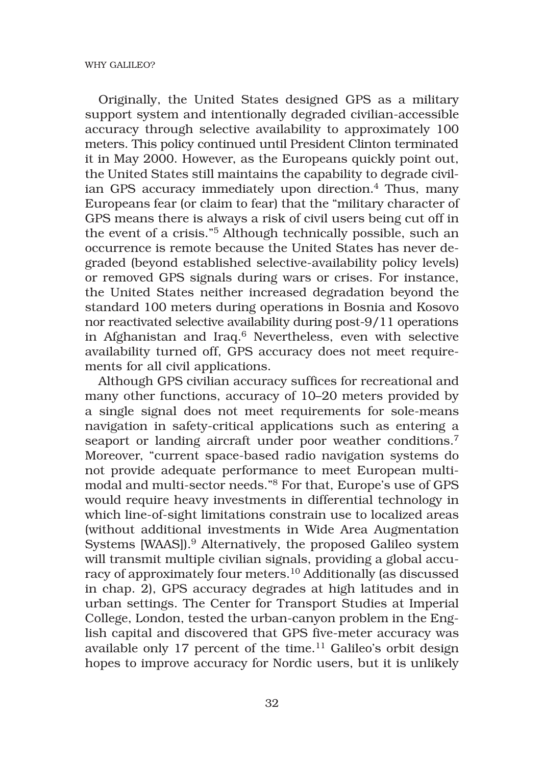Originally, the United States designed GPS as a military support system and intentionally degraded civilian-accessible accuracy through selective availability to approximately 100 meters. This policy continued until President Clinton terminated it in May 2000. However, as the Europeans quickly point out, the United States still maintains the capability to degrade civilian GPS accuracy immediately upon direction.[4] Thus, many Europeans fear (or claim to fear) that the "military character of GPS means there is always a risk of civil users being cut off in the event of a crisis."[5] Although technically possible, such an occurrence is remote because the United States has never degraded (beyond established selective-availability policy levels) or removed GPS signals during wars or crises. For instance, the United States neither increased degradation beyond the standard 100 meters during operations in Bosnia and Kosovo nor reactivated selective availability during post-9/11 operations in Afghanistan and Iraq.[6] Nevertheless, even with selective availability turned off, GPS accuracy does not meet requirements for all civil applications.

Although GPS civilian accuracy suffices for recreational and many other functions, accuracy of 10–20 meters provided by a single signal does not meet requirements for sole-means navigation in safety-critical applications such as entering a seaport or landing aircraft under poor weather conditions.[7] Moreover, "current space-based radio navigation systems do not provide adequate performance to meet European multimodal and multi-sector needs."[8] For that, Europe's use of GPS would require heavy investments in differential technology in which line-of-sight limitations constrain use to localized areas (without additional investments in Wide Area Augmentation Systems [WAAS]).[9] Alternatively, the proposed Galileo system will transmit multiple civilian signals, providing a global accuracy of approximately four meters.[10] Additionally (as discussed in chap. 2), GPS accuracy degrades at high latitudes and in urban settings. The Center for Transport Studies at Imperial College, London, tested the urban-canyon problem in the English capital and discovered that GPS five-meter accuracy was available only 17 percent of the time.[11] Galileo's orbit design hopes to improve accuracy for Nordic users, but it is unlikely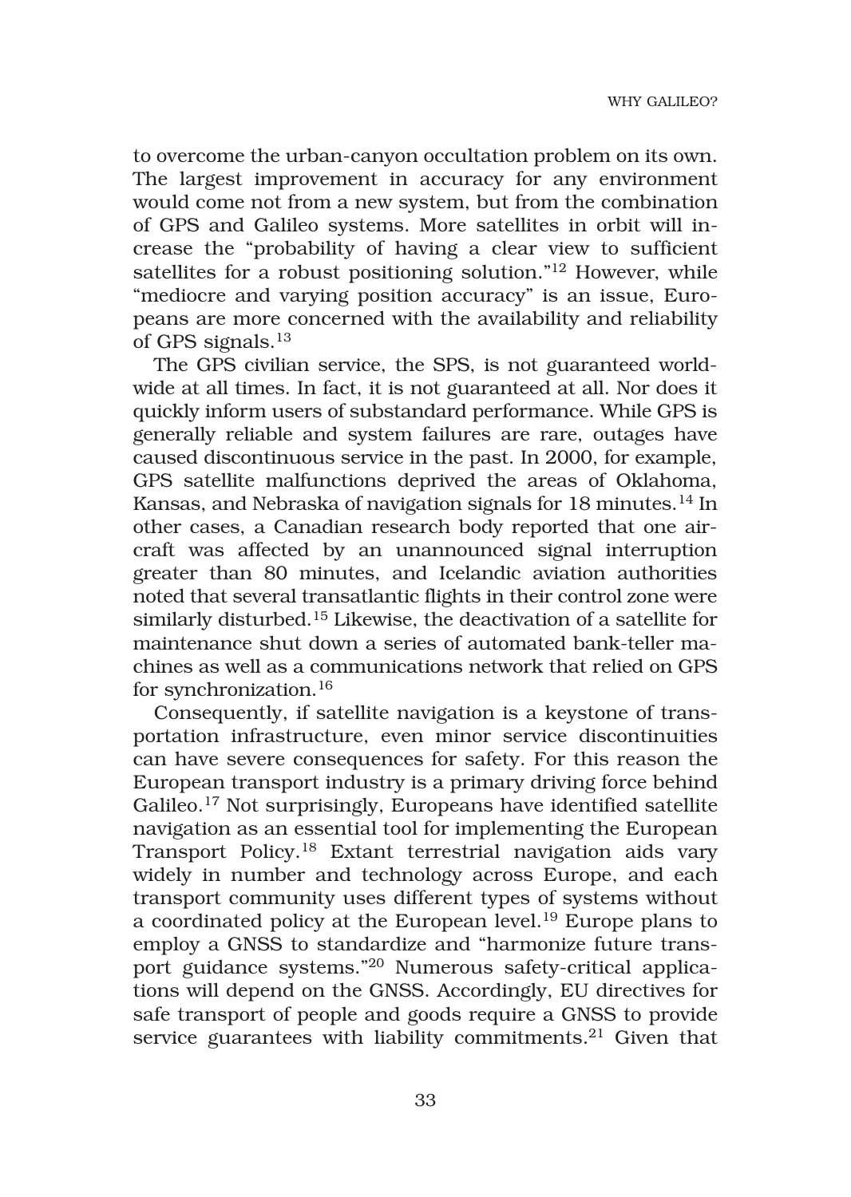to overcome the urban-canyon occultation problem on its own. The largest improvement in accuracy for any environment would come not from a new system, but from the combination of GPS and Galileo systems. More satellites in orbit will increase the "probability of having a clear view to sufficient satellites for a robust positioning solution."[12] However, while "mediocre and varying position accuracy" is an issue, Europeans are more concerned with the availability and reliability of GPS signals.[13]

The GPS civilian service, the SPS, is not guaranteed worldwide at all times. In fact, it is not guaranteed at all. Nor does it quickly inform users of substandard performance. While GPS is generally reliable and system failures are rare, outages have caused discontinuous service in the past. In 2000, for example, GPS satellite malfunctions deprived the areas of Oklahoma, Kansas, and Nebraska of navigation signals for 18 minutes.[14] In other cases, a Canadian research body reported that one aircraft was affected by an unannounced signal interruption greater than 80 minutes, and Icelandic aviation authorities noted that several transatlantic flights in their control zone were similarly disturbed.[15] Likewise, the deactivation of a satellite for maintenance shut down a series of automated bank-teller machines as well as a communications network that relied on GPS for synchronization.[16]

Consequently, if satellite navigation is a keystone of transportation infrastructure, even minor service discontinuities can have severe consequences for safety. For this reason the European transport industry is a primary driving force behind Galileo.[17] Not surprisingly, Europeans have identified satellite navigation as an essential tool for implementing the European Transport Policy.[18] Extant terrestrial navigation aids vary widely in number and technology across Europe, and each transport community uses different types of systems without a coordinated policy at the European level.[19] Europe plans to employ a GNSS to standardize and "harmonize future transport guidance systems."[20] Numerous safety-critical applications will depend on the GNSS. Accordingly, EU directives for safe transport of people and goods require a GNSS to provide service guarantees with liability commitments.[21] Given that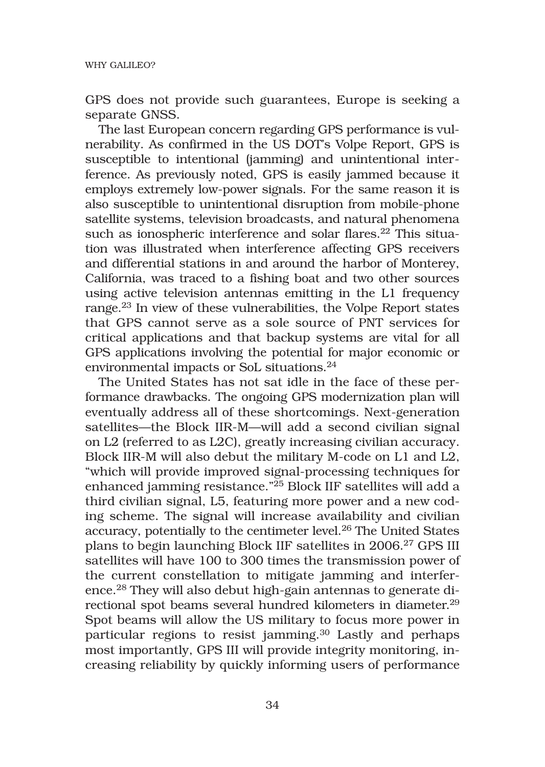GPS does not provide such guarantees, Europe is seeking a separate GNSS.

The last European concern regarding GPS performance is vulnerability. As confirmed in the US DOT's Volpe Report, GPS is susceptible to intentional (jamming) and unintentional interference. As previously noted, GPS is easily jammed because it employs extremely low-power signals. For the same reason it is also susceptible to unintentional disruption from mobile-phone satellite systems, television broadcasts, and natural phenomena such as ionospheric interference and solar flares.[22] This situation was illustrated when interference affecting GPS receivers and differential stations in and around the harbor of Monterey, California, was traced to a fishing boat and two other sources using active television antennas emitting in the L1 frequency range.[23] In view of these vulnerabilities, the Volpe Report states that GPS cannot serve as a sole source of PNT services for critical applications and that backup systems are vital for all GPS applications involving the potential for major economic or environmental impacts or SoL situations.[24]

The United States has not sat idle in the face of these performance drawbacks. The ongoing GPS modernization plan will eventually address all of these shortcomings. Next-generation satellites—the Block IIR-M—will add a second civilian signal on L2 (referred to as L2C), greatly increasing civilian accuracy. Block IIR-M will also debut the military M-code on L1 and L2, "which will provide improved signal-processing techniques for enhanced jamming resistance."[25] Block IIF satellites will add a third civilian signal, L5, featuring more power and a new coding scheme. The signal will increase availability and civilian accuracy, potentially to the centimeter level.[26] The United States plans to begin launching Block IIF satellites in 2006.[27] GPS III satellites will have 100 to 300 times the transmission power of the current constellation to mitigate jamming and interference.[28] They will also debut high-gain antennas to generate directional spot beams several hundred kilometers in diameter.[29] Spot beams will allow the US military to focus more power in particular regions to resist jamming.[30] Lastly and perhaps most importantly, GPS III will provide integrity monitoring, increasing reliability by quickly informing users of performance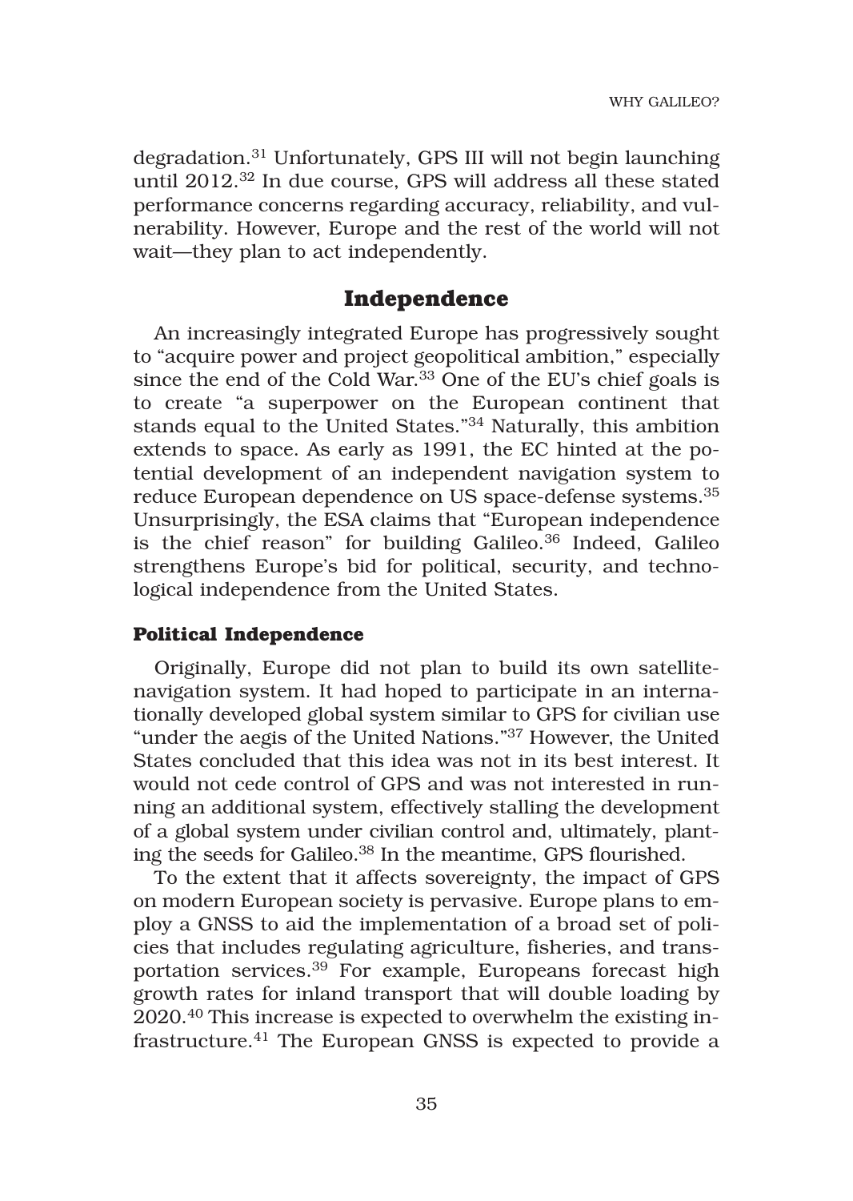degradation.[31] Unfortunately, GPS III will not begin launching until 2012.[32] In due course, GPS will address all these stated performance concerns regarding accuracy, reliability, and vulnerability. However, Europe and the rest of the world will not wait—they plan to act independently.

## Independence

An increasingly integrated Europe has progressively sought to "acquire power and project geopolitical ambition," especially since the end of the Cold War.[33] One of the EU's chief goals is to create "a superpower on the European continent that stands equal to the United States."[34] Naturally, this ambition extends to space. As early as 1991, the EC hinted at the potential development of an independent navigation system to reduce European dependence on US space-defense systems.[35] Unsurprisingly, the ESA claims that "European independence is the chief reason" for building Galileo.[36] Indeed, Galileo strengthens Europe's bid for political, security, and technological independence from the United States.

### Political Independence

Originally, Europe did not plan to build its own satellite-navigation system. It had hoped to participate in an internationally developed global system similar to GPS for civilian use "under the aegis of the United Nations."[37] However, the United States concluded that this idea was not in its best interest. It would not cede control of GPS and was not interested in running an additional system, effectively stalling the development of a global system under civilian control and, ultimately, planting the seeds for Galileo.[38] In the meantime, GPS flourished.

To the extent that it affects sovereignty, the impact of GPS on modern European society is pervasive. Europe plans to employ a GNSS to aid the implementation of a broad set of policies that includes regulating agriculture, fisheries, and transportation services.[39] For example, Europeans forecast high growth rates for inland transport that will double loading by 2020.[40] This increase is expected to overwhelm the existing infrastructure.[41] The European GNSS is expected to provide a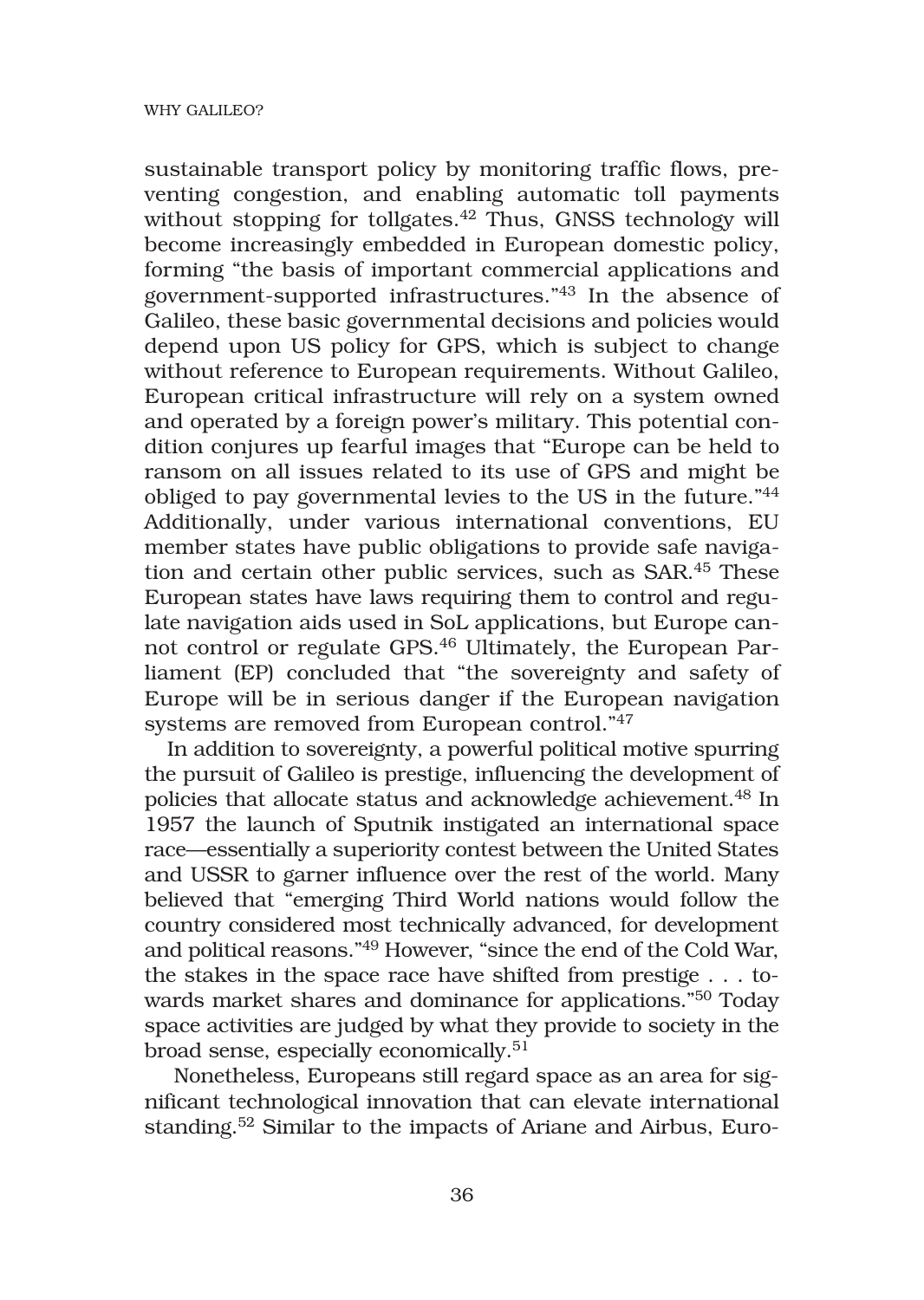sustainable transport policy by monitoring traffic flows, preventing congestion, and enabling automatic toll payments without stopping for tollgates.[42] Thus, GNSS technology will become increasingly embedded in European domestic policy, forming "the basis of important commercial applications and government-supported infrastructures."[43] In the absence of Galileo, these basic governmental decisions and policies would depend upon US policy for GPS, which is subject to change without reference to European requirements. Without Galileo, European critical infrastructure will rely on a system owned and operated by a foreign power's military. This potential condition conjures up fearful images that "Europe can be held to ransom on all issues related to its use of GPS and might be obliged to pay governmental levies to the US in the future."[44] Additionally, under various international conventions, EU member states have public obligations to provide safe navigation and certain other public services, such as SAR.[45] These European states have laws requiring them to control and regulate navigation aids used in SoL applications, but Europe cannot control or regulate GPS.[46] Ultimately, the European Parliament (EP) concluded that "the sovereignty and safety of Europe will be in serious danger if the European navigation systems are removed from European control."[47]

In addition to sovereignty, a powerful political motive spurring the pursuit of Galileo is prestige, influencing the development of policies that allocate status and acknowledge achievement.[48] In 1957 the launch of Sputnik instigated an international space race—essentially a superiority contest between the United States and USSR to garner influence over the rest of the world. Many believed that "emerging Third World nations would follow the country considered most technically advanced, for development and political reasons."[49] However, "since the end of the Cold War, the stakes in the space race have shifted from prestige . . . towards market shares and dominance for applications."[50] Today space activities are judged by what they provide to society in the broad sense, especially economically.[51]

Nonetheless, Europeans still regard space as an area for significant technological innovation that can elevate international standing.[52] Similar to the impacts of Ariane and Airbus, Euro-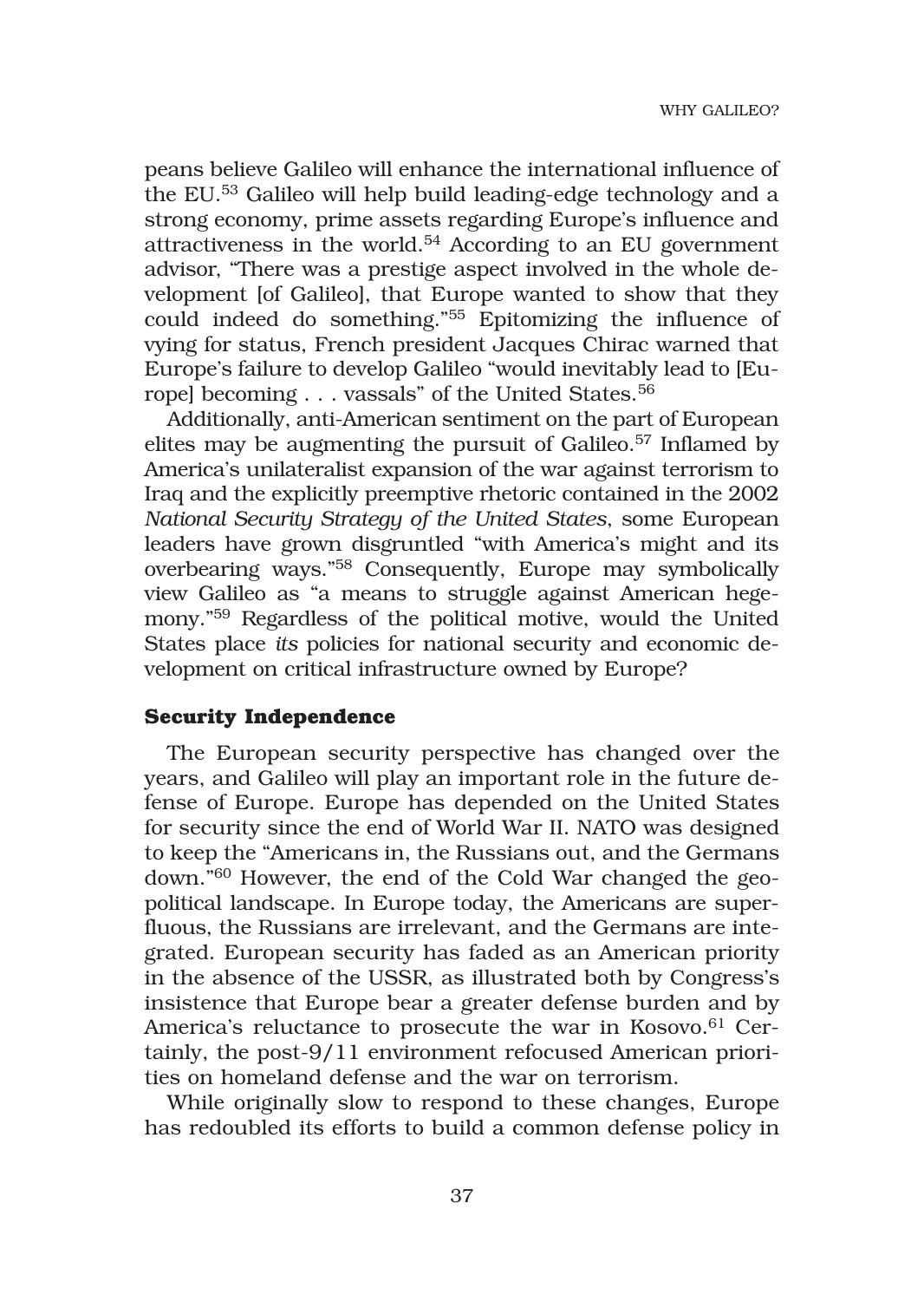peans believe Galileo will enhance the international influence of the EU.[53] Galileo will help build leading-edge technology and a strong economy, prime assets regarding Europe's influence and attractiveness in the world.[54] According to an EU government advisor, "There was a prestige aspect involved in the whole development [of Galileo], that Europe wanted to show that they could indeed do something."[55] Epitomizing the influence of vying for status, French president Jacques Chirac warned that Europe's failure to develop Galileo "would inevitably lead to [Europe] becoming . . . vassals" of the United States.[56]

Additionally, anti-American sentiment on the part of European elites may be augmenting the pursuit of Galileo.[57] Inflamed by America's unilateralist expansion of the war against terrorism to Iraq and the explicitly preemptive rhetoric contained in the 2002 *National Security Strategy of the United States*, some European leaders have grown disgruntled "with America's might and its overbearing ways."[58] Consequently, Europe may symbolically view Galileo as "a means to struggle against American hegemony."[59] Regardless of the political motive, would the United States place *its* policies for national security and economic development on critical infrastructure owned by Europe?

### Security Independence

The European security perspective has changed over the years, and Galileo will play an important role in the future defense of Europe. Europe has depended on the United States for security since the end of World War II. NATO was designed to keep the "Americans in, the Russians out, and the Germans down."[60] However, the end of the Cold War changed the geopolitical landscape. In Europe today, the Americans are superfluous, the Russians are irrelevant, and the Germans are integrated. European security has faded as an American priority in the absence of the USSR, as illustrated both by Congress's insistence that Europe bear a greater defense burden and by America's reluctance to prosecute the war in Kosovo.[61] Certainly, the post-9/11 environment refocused American priorities on homeland defense and the war on terrorism.

While originally slow to respond to these changes, Europe has redoubled its efforts to build a common defense policy in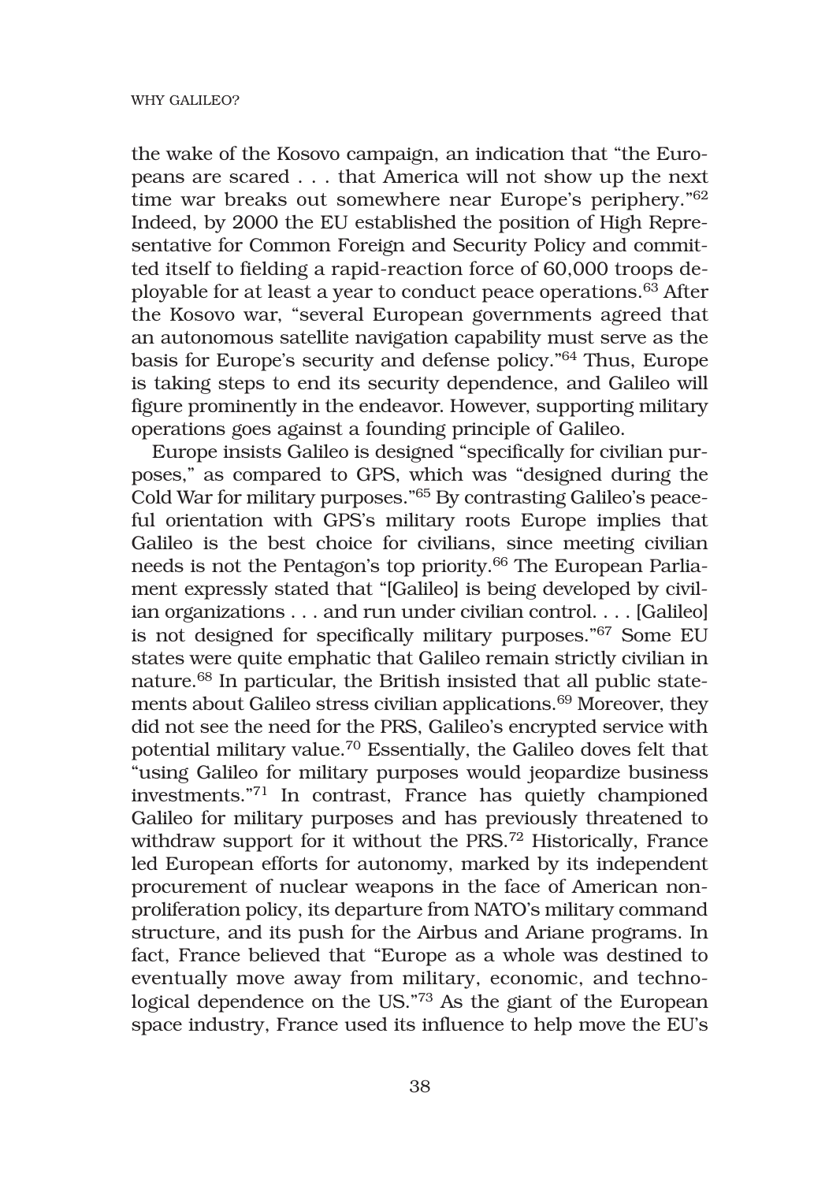the wake of the Kosovo campaign, an indication that "the Europeans are scared . . . that America will not show up the next time war breaks out somewhere near Europe's periphery."[62] Indeed, by 2000 the EU established the position of High Representative for Common Foreign and Security Policy and committed itself to fielding a rapid-reaction force of 60,000 troops deployable for at least a year to conduct peace operations.[63] After the Kosovo war, "several European governments agreed that an autonomous satellite navigation capability must serve as the basis for Europe's security and defense policy."[64] Thus, Europe is taking steps to end its security dependence, and Galileo will figure prominently in the endeavor. However, supporting military operations goes against a founding principle of Galileo.

Europe insists Galileo is designed "specifically for civilian purposes," as compared to GPS, which was "designed during the Cold War for military purposes."[65] By contrasting Galileo's peaceful orientation with GPS's military roots Europe implies that Galileo is the best choice for civilians, since meeting civilian needs is not the Pentagon's top priority.[66] The European Parliament expressly stated that "[Galileo] is being developed by civilian organizations . . . and run under civilian control. . . . [Galileo] is not designed for specifically military purposes."[67] Some EU states were quite emphatic that Galileo remain strictly civilian in nature.[68] In particular, the British insisted that all public statements about Galileo stress civilian applications.[69] Moreover, they did not see the need for the PRS, Galileo's encrypted service with potential military value.[70] Essentially, the Galileo doves felt that "using Galileo for military purposes would jeopardize business investments."[71] In contrast, France has quietly championed Galileo for military purposes and has previously threatened to withdraw support for it without the PRS.[72] Historically, France led European efforts for autonomy, marked by its independent procurement of nuclear weapons in the face of American nonproliferation policy, its departure from NATO's military command structure, and its push for the Airbus and Ariane programs. In fact, France believed that "Europe as a whole was destined to eventually move away from military, economic, and technological dependence on the US."[73] As the giant of the European space industry, France used its influence to help move the EU's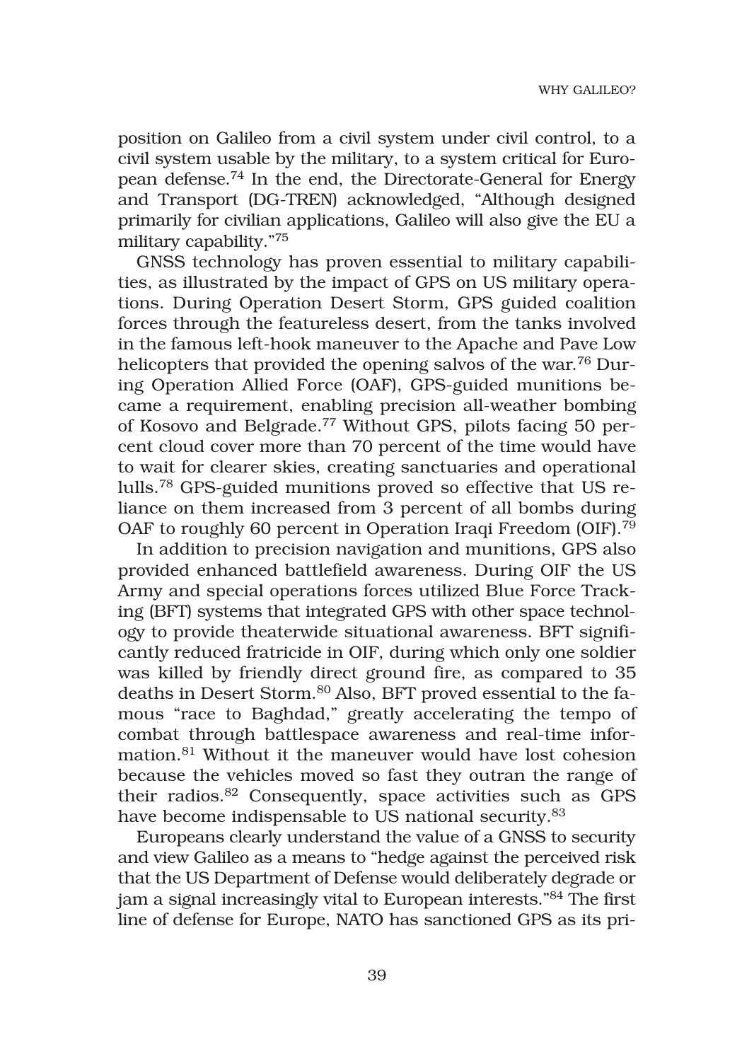position on Galileo from a civil system under civil control, to a civil system usable by the military, to a system critical for European defense.[74] In the end, the Directorate-General for Energy and Transport (DG-TREN) acknowledged, "Although designed primarily for civilian applications, Galileo will also give the EU a military capability."[75]

GNSS technology has proven essential to military capabilities, as illustrated by the impact of GPS on US military operations. During Operation Desert Storm, GPS guided coalition forces through the featureless desert, from the tanks involved in the famous left-hook maneuver to the Apache and Pave Low helicopters that provided the opening salvos of the war.[76] During Operation Allied Force (OAF), GPS-guided munitions became a requirement, enabling precision all-weather bombing of Kosovo and Belgrade.[77] Without GPS, pilots facing 50 percent cloud cover more than 70 percent of the time would have to wait for clearer skies, creating sanctuaries and operational lulls.[78] GPS-guided munitions proved so effective that US reliance on them increased from 3 percent of all bombs during OAF to roughly 60 percent in Operation Iraqi Freedom (OIF).[79]

In addition to precision navigation and munitions, GPS also provided enhanced battlefield awareness. During OIF the US Army and special operations forces utilized Blue Force Tracking (BFT) systems that integrated GPS with other space technology to provide theaterwide situational awareness. BFT significantly reduced fratricide in OIF, during which only one soldier was killed by friendly direct ground fire, as compared to 35 deaths in Desert Storm.[80] Also, BFT proved essential to the famous "race to Baghdad," greatly accelerating the tempo of combat through battlespace awareness and real-time information.[81] Without it the maneuver would have lost cohesion because the vehicles moved so fast they outran the range of their radios.[82] Consequently, space activities such as GPS have become indispensable to US national security.[83]

Europeans clearly understand the value of a GNSS to security and view Galileo as a means to "hedge against the perceived risk that the US Department of Defense would deliberately degrade or jam a signal increasingly vital to European interests."[84] The first line of defense for Europe, NATO has sanctioned GPS as its pri-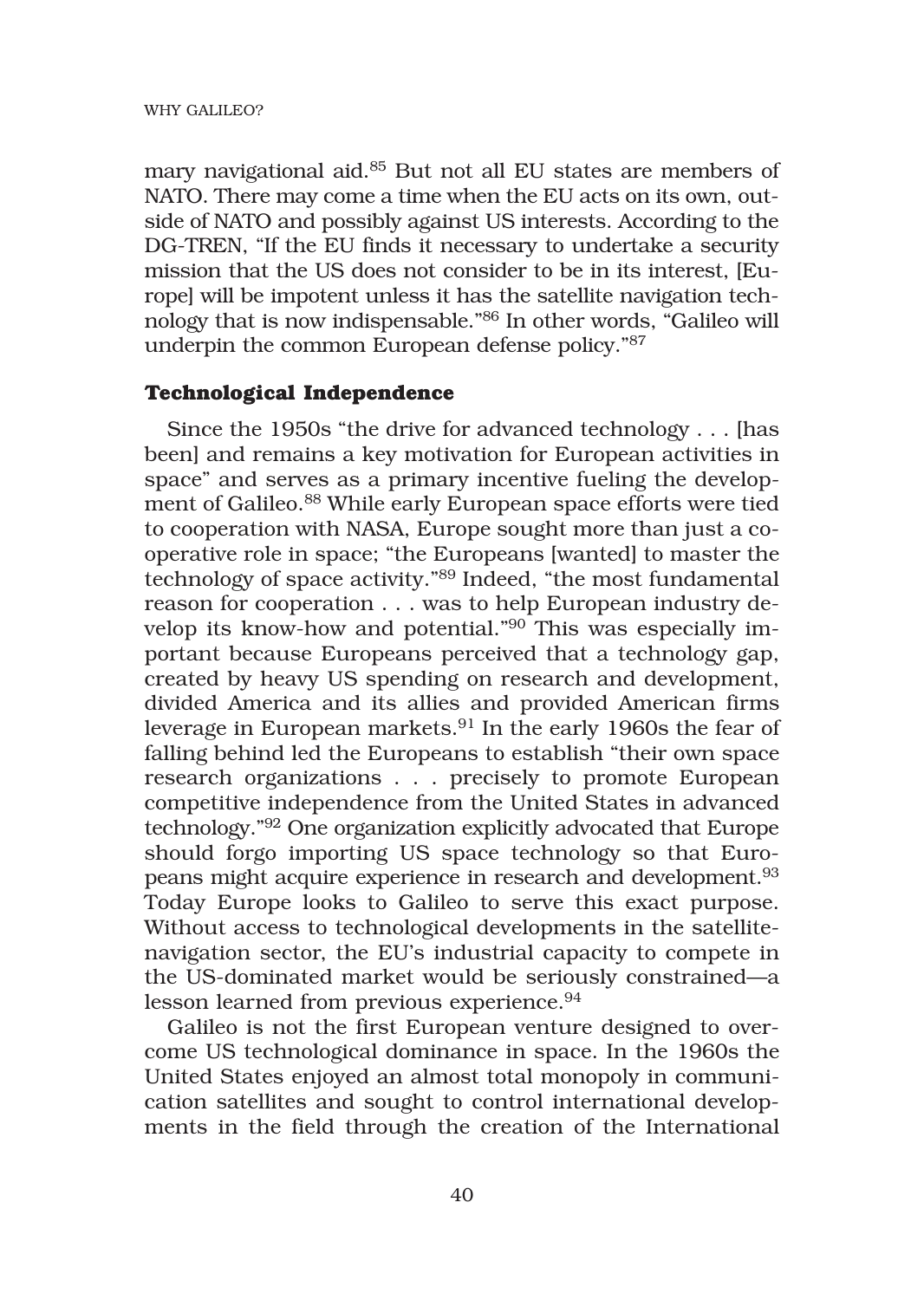mary navigational aid.[85] But not all EU states are members of NATO. There may come a time when the EU acts on its own, outside of NATO and possibly against US interests. According to the DG-TREN, "If the EU finds it necessary to undertake a security mission that the US does not consider to be in its interest, [Europe] will be impotent unless it has the satellite navigation technology that is now indispensable."[86] In other words, "Galileo will underpin the common European defense policy."[87]

### Technological Independence

Since the 1950s "the drive for advanced technology . . . [has been] and remains a key motivation for European activities in space" and serves as a primary incentive fueling the development of Galileo.[88] While early European space efforts were tied to cooperation with NASA, Europe sought more than just a cooperative role in space; "the Europeans [wanted] to master the technology of space activity."[89] Indeed, "the most fundamental reason for cooperation . . . was to help European industry develop its know-how and potential."[90] This was especially important because Europeans perceived that a technology gap, created by heavy US spending on research and development, divided America and its allies and provided American firms leverage in European markets.[91] In the early 1960s the fear of falling behind led the Europeans to establish "their own space research organizations . . . precisely to promote European competitive independence from the United States in advanced technology."[92] One organization explicitly advocated that Europe should forgo importing US space technology so that Europeans might acquire experience in research and development.[93] Today Europe looks to Galileo to serve this exact purpose. Without access to technological developments in the satellite-navigation sector, the EU's industrial capacity to compete in the US-dominated market would be seriously constrained—a lesson learned from previous experience.[94]

Galileo is not the first European venture designed to overcome US technological dominance in space. In the 1960s the United States enjoyed an almost total monopoly in communication satellites and sought to control international developments in the field through the creation of the International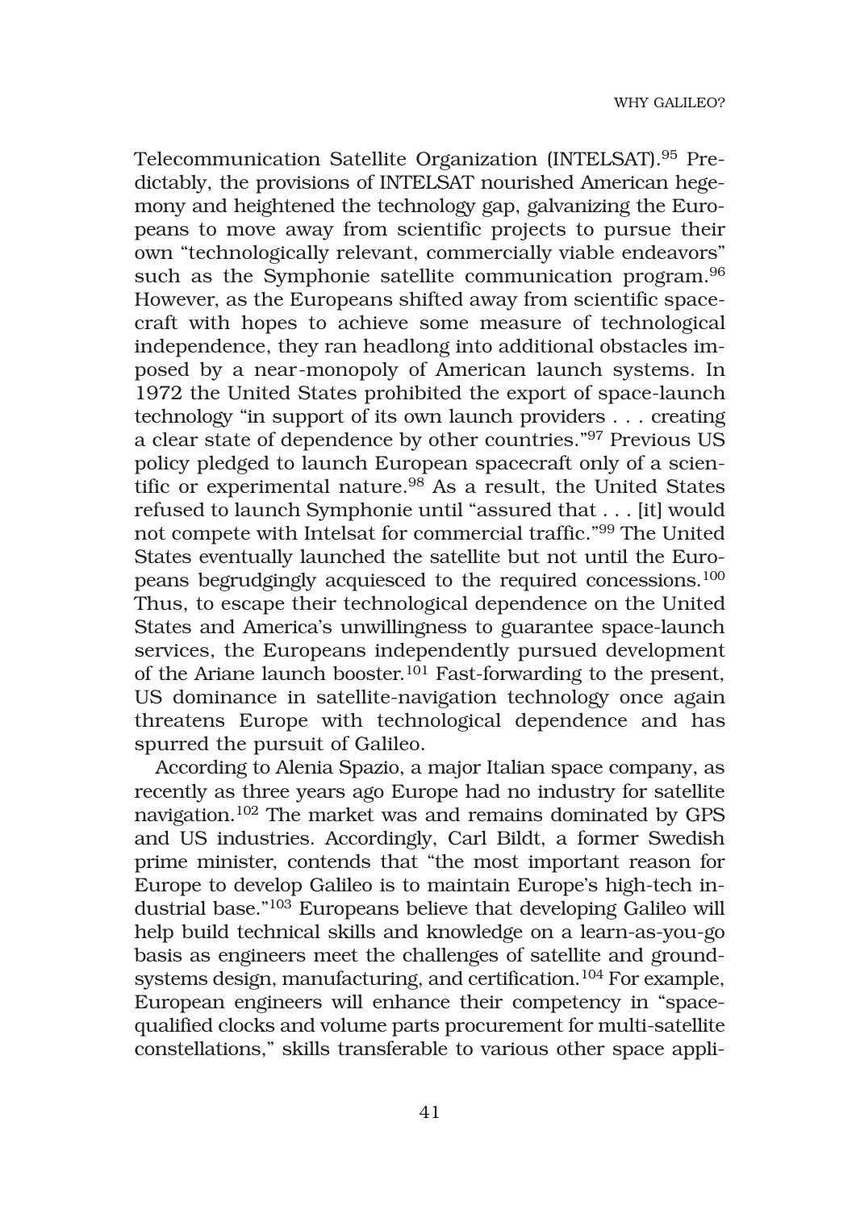Telecommunication Satellite Organization (INTELSAT).[95] Predictably, the provisions of INTELSAT nourished American hegemony and heightened the technology gap, galvanizing the Europeans to move away from scientific projects to pursue their own "technologically relevant, commercially viable endeavors" such as the Symphonie satellite communication program.[96] However, as the Europeans shifted away from scientific spacecraft with hopes to achieve some measure of technological independence, they ran headlong into additional obstacles imposed by a near-monopoly of American launch systems. In 1972 the United States prohibited the export of space-launch technology "in support of its own launch providers . . . creating a clear state of dependence by other countries."[97] Previous US policy pledged to launch European spacecraft only of a scientific or experimental nature.[98] As a result, the United States refused to launch Symphonie until "assured that . . . [it] would not compete with Intelsat for commercial traffic."[99] The United States eventually launched the satellite but not until the Europeans begrudgingly acquiesced to the required concessions.[100] Thus, to escape their technological dependence on the United States and America's unwillingness to guarantee space-launch services, the Europeans independently pursued development of the Ariane launch booster.[101] Fast-forwarding to the present, US dominance in satellite-navigation technology once again threatens Europe with technological dependence and has spurred the pursuit of Galileo.

According to Alenia Spazio, a major Italian space company, as recently as three years ago Europe had no industry for satellite navigation.[102] The market was and remains dominated by GPS and US industries. Accordingly, Carl Bildt, a former Swedish prime minister, contends that "the most important reason for Europe to develop Galileo is to maintain Europe's high-tech industrial base."[103] Europeans believe that developing Galileo will help build technical skills and knowledge on a learn-as-you-go basis as engineers meet the challenges of satellite and ground-systems design, manufacturing, and certification.[104] For example, European engineers will enhance their competency in "space-qualified clocks and volume parts procurement for multi-satellite constellations," skills transferable to various other space appli-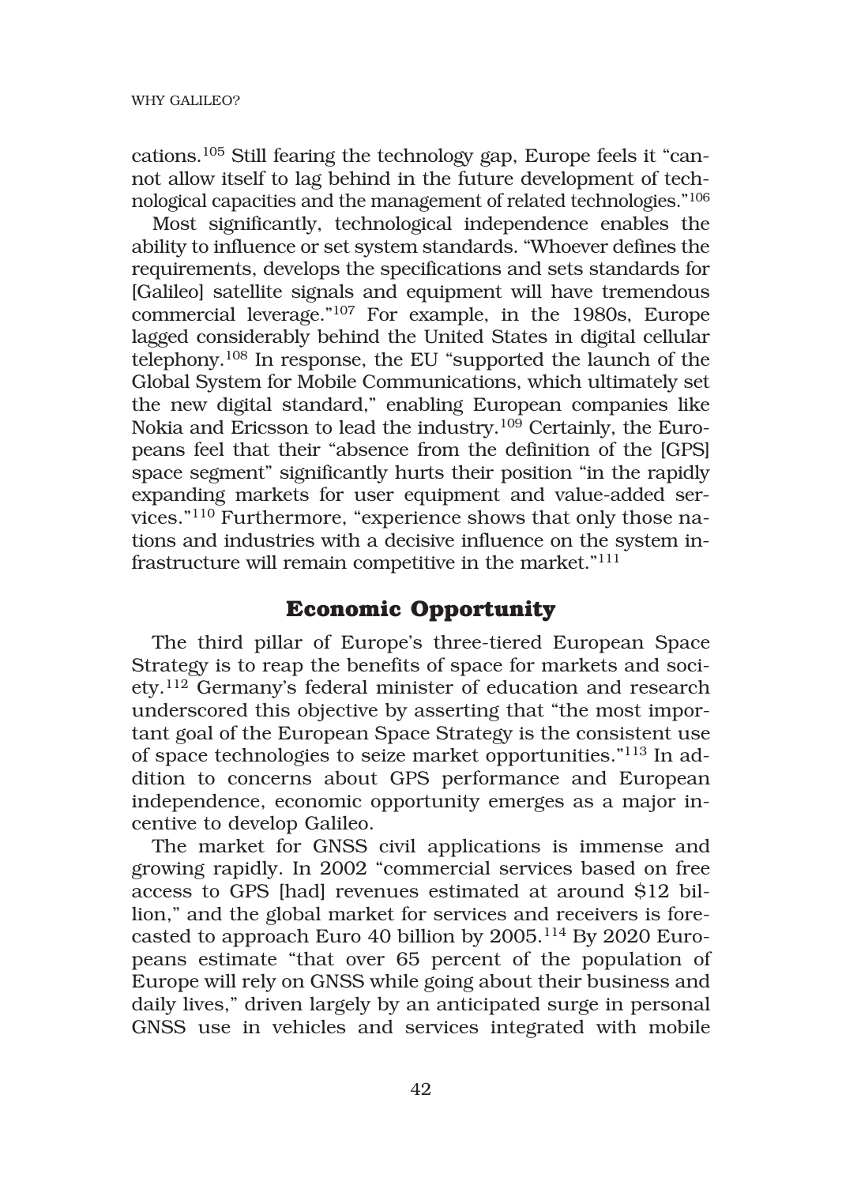cations.[105] Still fearing the technology gap, Europe feels it "cannot allow itself to lag behind in the future development of technological capacities and the management of related technologies."[106]

Most significantly, technological independence enables the ability to influence or set system standards. "Whoever defines the requirements, develops the specifications and sets standards for [Galileo] satellite signals and equipment will have tremendous commercial leverage."[107] For example, in the 1980s, Europe lagged considerably behind the United States in digital cellular telephony.[108] In response, the EU "supported the launch of the Global System for Mobile Communications, which ultimately set the new digital standard," enabling European companies like Nokia and Ericsson to lead the industry.[109] Certainly, the Europeans feel that their "absence from the definition of the [GPS] space segment" significantly hurts their position "in the rapidly expanding markets for user equipment and value-added services."[110] Furthermore, "experience shows that only those nations and industries with a decisive influence on the system infrastructure will remain competitive in the market."[111]

## Economic Opportunity

The third pillar of Europe's three-tiered European Space Strategy is to reap the benefits of space for markets and society.[112] Germany's federal minister of education and research underscored this objective by asserting that "the most important goal of the European Space Strategy is the consistent use of space technologies to seize market opportunities."[113] In addition to concerns about GPS performance and European independence, economic opportunity emerges as a major incentive to develop Galileo.

The market for GNSS civil applications is immense and growing rapidly. In 2002 "commercial services based on free access to GPS [had] revenues estimated at around $12 billion," and the global market for services and receivers is forecasted to approach Euro 40 billion by 2005.[114] By 2020 Europeans estimate "that over 65 percent of the population of Europe will rely on GNSS while going about their business and daily lives," driven largely by an anticipated surge in personal GNSS use in vehicles and services integrated with mobile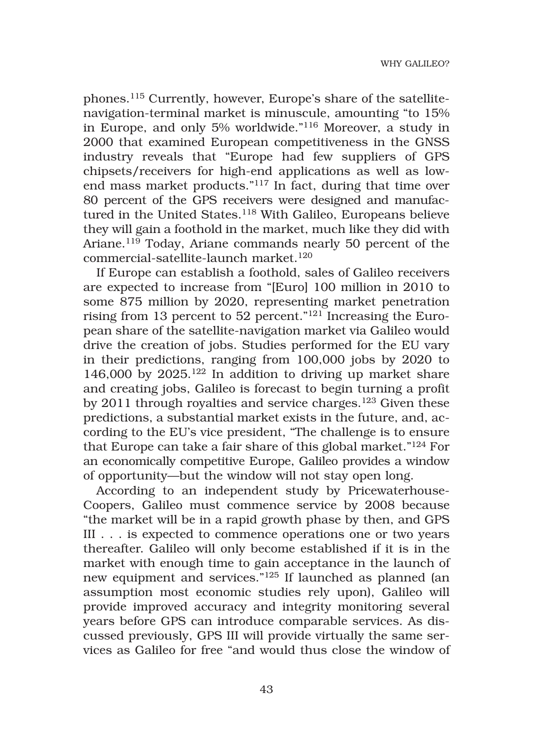phones.[115] Currently, however, Europe's share of the satellite-navigation-terminal market is minuscule, amounting "to 15% in Europe, and only 5% worldwide."[116] Moreover, a study in 2000 that examined European competitiveness in the GNSS industry reveals that "Europe had few suppliers of GPS chipsets/receivers for high-end applications as well as low-end mass market products."[117] In fact, during that time over 80 percent of the GPS receivers were designed and manufactured in the United States.[118] With Galileo, Europeans believe they will gain a foothold in the market, much like they did with Ariane.[119] Today, Ariane commands nearly 50 percent of the commercial-satellite-launch market.[120]

If Europe can establish a foothold, sales of Galileo receivers are expected to increase from "[Euro] 100 million in 2010 to some 875 million by 2020, representing market penetration rising from 13 percent to 52 percent."[121] Increasing the European share of the satellite-navigation market via Galileo would drive the creation of jobs. Studies performed for the EU vary in their predictions, ranging from 100,000 jobs by 2020 to 146,000 by 2025.[122] In addition to driving up market share and creating jobs, Galileo is forecast to begin turning a profit by 2011 through royalties and service charges.[123] Given these predictions, a substantial market exists in the future, and, according to the EU's vice president, "The challenge is to ensure that Europe can take a fair share of this global market."[124] For an economically competitive Europe, Galileo provides a window of opportunity—but the window will not stay open long.

According to an independent study by PricewaterhouseCoopers, Galileo must commence service by 2008 because "the market will be in a rapid growth phase by then, and GPS III . . . is expected to commence operations one or two years thereafter. Galileo will only become established if it is in the market with enough time to gain acceptance in the launch of new equipment and services."[125] If launched as planned (an assumption most economic studies rely upon), Galileo will provide improved accuracy and integrity monitoring several years before GPS can introduce comparable services. As discussed previously, GPS III will provide virtually the same services as Galileo for free "and would thus close the window of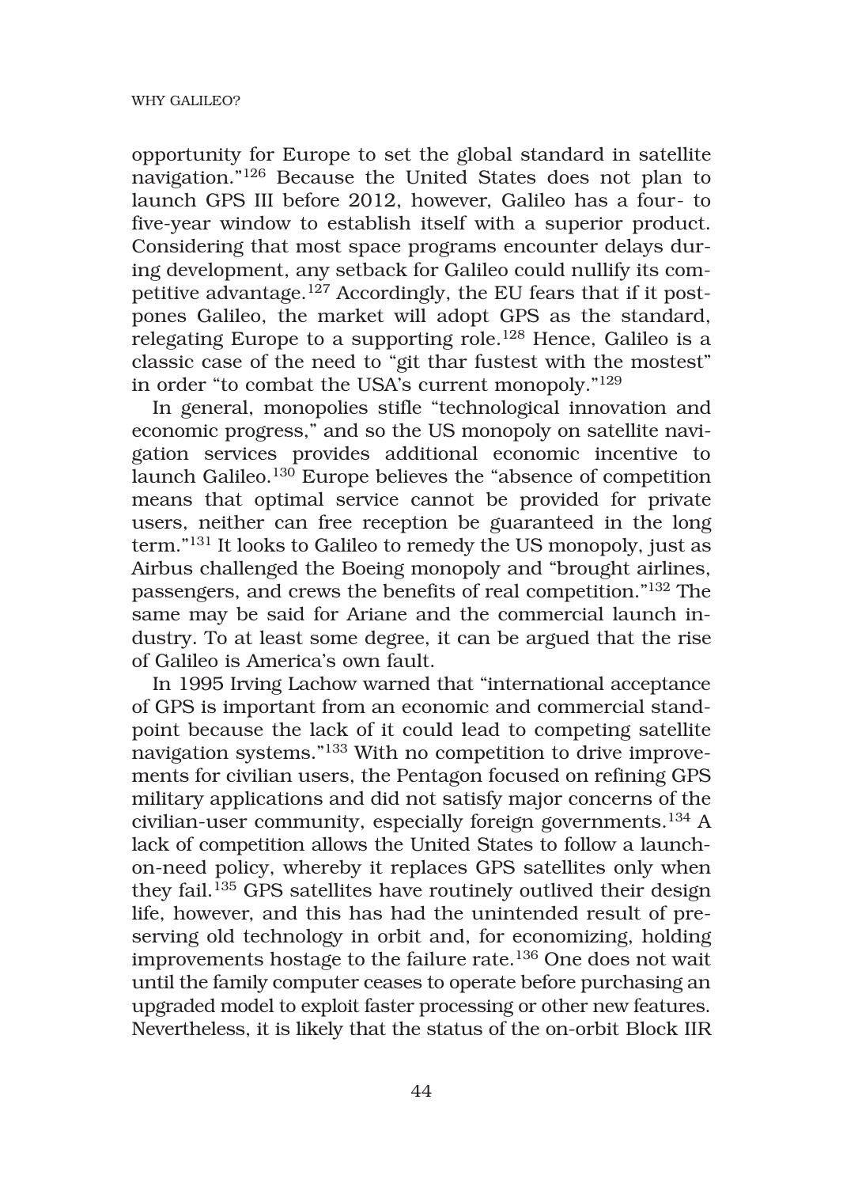opportunity for Europe to set the global standard in satellite navigation."[126] Because the United States does not plan to launch GPS III before 2012, however, Galileo has a four- to five-year window to establish itself with a superior product. Considering that most space programs encounter delays during development, any setback for Galileo could nullify its competitive advantage.[127] Accordingly, the EU fears that if it postpones Galileo, the market will adopt GPS as the standard, relegating Europe to a supporting role.[128] Hence, Galileo is a classic case of the need to "git thar fustest with the mostest" in order "to combat the USA's current monopoly."[129]

In general, monopolies stifle "technological innovation and economic progress," and so the US monopoly on satellite navigation services provides additional economic incentive to launch Galileo.[130] Europe believes the "absence of competition means that optimal service cannot be provided for private users, neither can free reception be guaranteed in the long term."[131] It looks to Galileo to remedy the US monopoly, just as Airbus challenged the Boeing monopoly and "brought airlines, passengers, and crews the benefits of real competition."[132] The same may be said for Ariane and the commercial launch industry. To at least some degree, it can be argued that the rise of Galileo is America's own fault.

In 1995 Irving Lachow warned that "international acceptance of GPS is important from an economic and commercial standpoint because the lack of it could lead to competing satellite navigation systems."[133] With no competition to drive improvements for civilian users, the Pentagon focused on refining GPS military applications and did not satisfy major concerns of the civilian-user community, especially foreign governments.[134] A lack of competition allows the United States to follow a launch-on-need policy, whereby it replaces GPS satellites only when they fail.[135] GPS satellites have routinely outlived their design life, however, and this has had the unintended result of preserving old technology in orbit and, for economizing, holding improvements hostage to the failure rate.[136] One does not wait until the family computer ceases to operate before purchasing an upgraded model to exploit faster processing or other new features. Nevertheless, it is likely that the status of the on-orbit Block IIR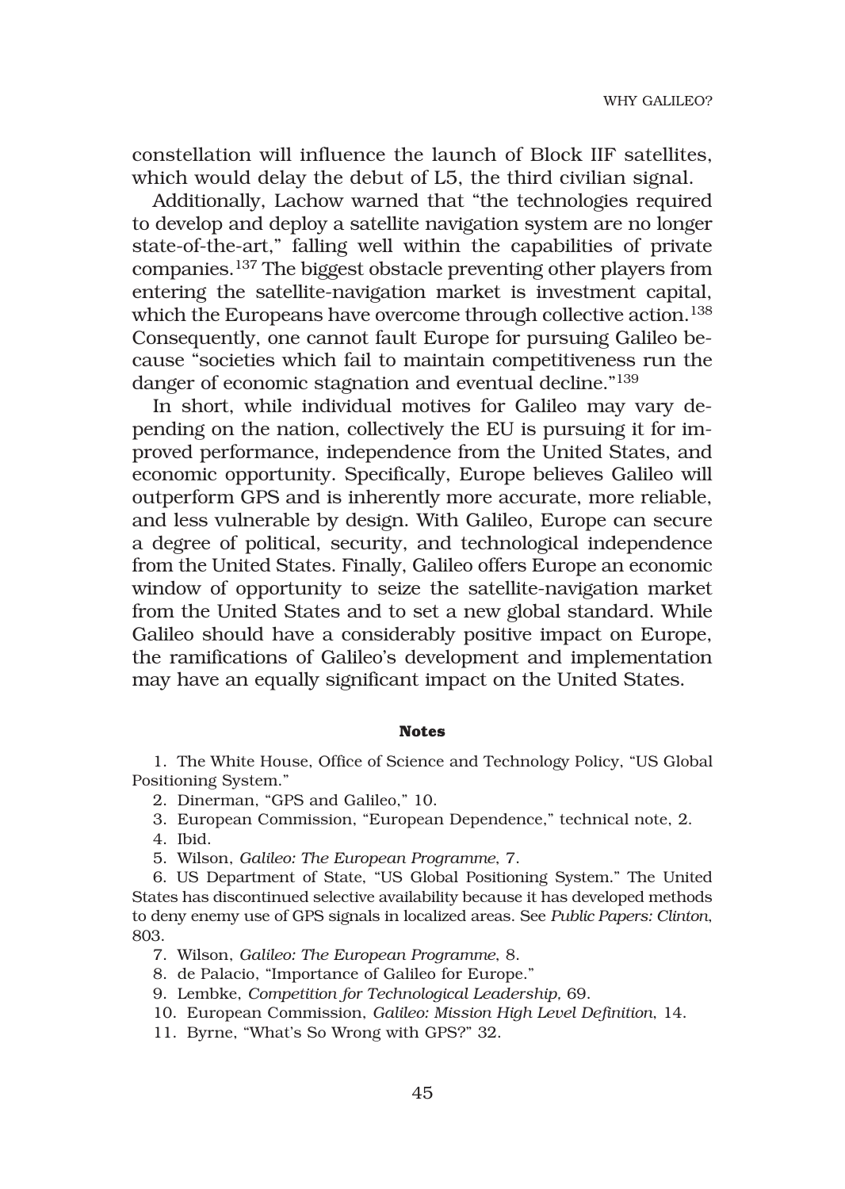constellation will influence the launch of Block IIF satellites, which would delay the debut of L5, the third civilian signal.

Additionally, Lachow warned that "the technologies required to develop and deploy a satellite navigation system are no longer state-of-the-art," falling well within the capabilities of private companies.[137] The biggest obstacle preventing other players from entering the satellite-navigation market is investment capital, which the Europeans have overcome through collective action.[138] Consequently, one cannot fault Europe for pursuing Galileo because "societies which fail to maintain competitiveness run the danger of economic stagnation and eventual decline."[139]

In short, while individual motives for Galileo may vary depending on the nation, collectively the EU is pursuing it for improved performance, independence from the United States, and economic opportunity. Specifically, Europe believes Galileo will outperform GPS and is inherently more accurate, more reliable, and less vulnerable by design. With Galileo, Europe can secure a degree of political, security, and technological independence from the United States. Finally, Galileo offers Europe an economic window of opportunity to seize the satellite-navigation market from the United States and to set a new global standard. While Galileo should have a considerably positive impact on Europe, the ramifications of Galileo's development and implementation may have an equally significant impact on the United States.

#### Notes

1. The White House, Office of Science and Technology Policy, "US Global Positioning System."
2. Dinerman, "GPS and Galileo," 10.
3. European Commission, "European Dependence," technical note, 2.
4. Ibid.
5. Wilson, *Galileo: The European Programme*, 7.
6. US Department of State, "US Global Positioning System." The United States has discontinued selective availability because it has developed methods to deny enemy use of GPS signals in localized areas. See *Public Papers: Clinton*, 803.
7. Wilson, *Galileo: The European Programme*, 8.
8. de Palacio, "Importance of Galileo for Europe."
9. Lembke, *Competition for Technological Leadership*, 69.
10. European Commission, *Galileo: Mission High Level Definition*, 14.
11. Byrne, "What's So Wrong with GPS?" 32.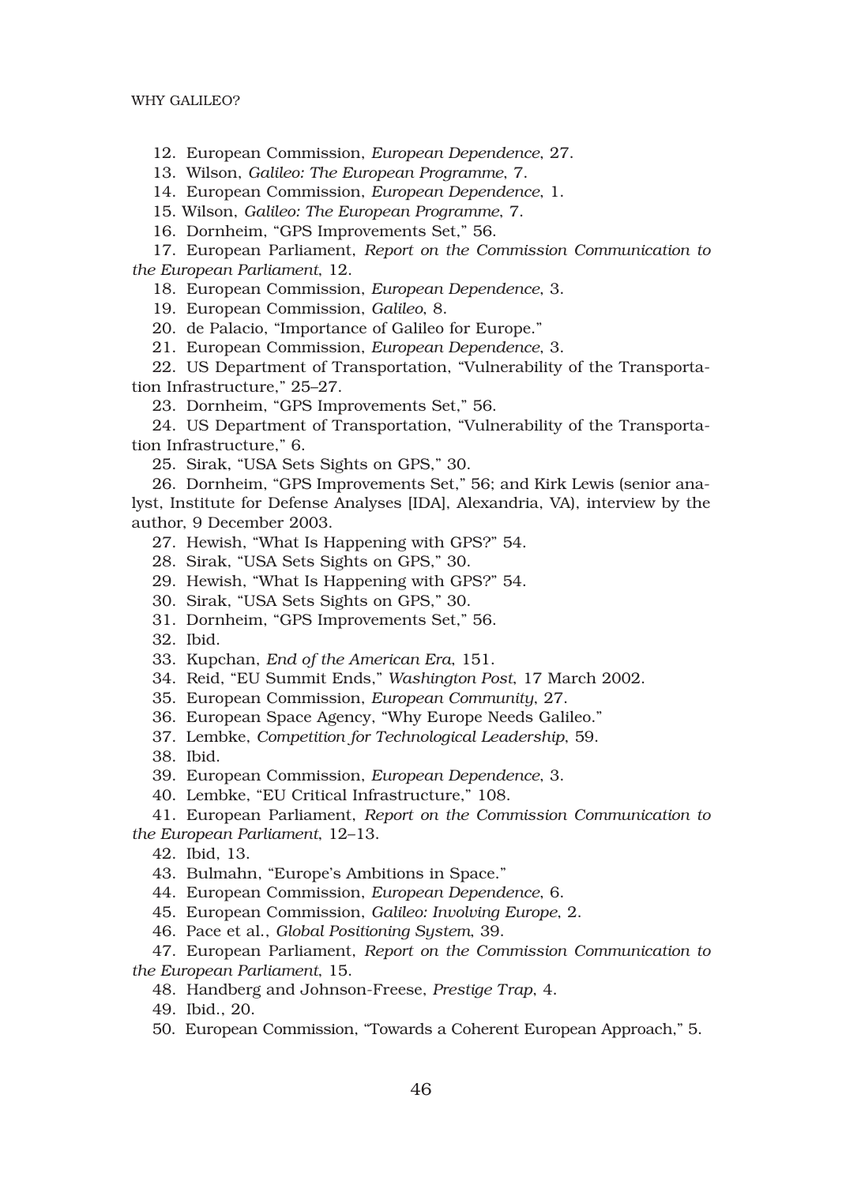12. European Commission, *European Dependence*, 27.

13. Wilson, *Galileo: The European Programme*, 7.

14. European Commission, *European Dependence*, 1.

15. Wilson, *Galileo: The European Programme*, 7.

16. Dornheim, "GPS Improvements Set," 56.

17. European Parliament, *Report on the Commission Communication to the European Parliament*, 12.

18. European Commission, *European Dependence*, 3.

19. European Commission, *Galileo*, 8.

20. de Palacio, "Importance of Galileo for Europe."

21. European Commission, *European Dependence*, 3.

22. US Department of Transportation, "Vulnerability of the Transportation Infrastructure," 25–27.

23. Dornheim, "GPS Improvements Set," 56.

24. US Department of Transportation, "Vulnerability of the Transportation Infrastructure," 6.

25. Sirak, "USA Sets Sights on GPS," 30.

26. Dornheim, "GPS Improvements Set," 56; and Kirk Lewis (senior analyst, Institute for Defense Analyses [IDA], Alexandria, VA), interview by the author, 9 December 2003.

27. Hewish, "What Is Happening with GPS?" 54.

28. Sirak, "USA Sets Sights on GPS," 30.

29. Hewish, "What Is Happening with GPS?" 54.

30. Sirak, "USA Sets Sights on GPS," 30.

31. Dornheim, "GPS Improvements Set," 56.

32. Ibid.

33. Kupchan, *End of the American Era*, 151.

34. Reid, "EU Summit Ends," *Washington Post*, 17 March 2002.

35. European Commission, *European Community*, 27.

36. European Space Agency, "Why Europe Needs Galileo."

37. Lembke, *Competition for Technological Leadership*, 59.

38. Ibid.

39. European Commission, *European Dependence*, 3.

40. Lembke, "EU Critical Infrastructure," 108.

41. European Parliament, *Report on the Commission Communication to the European Parliament*, 12–13.

42. Ibid, 13.

43. Bulmahn, "Europe's Ambitions in Space."

44. European Commission, *European Dependence*, 6.

45. European Commission, *Galileo: Involving Europe*, 2.

46. Pace et al., *Global Positioning System*, 39.

47. European Parliament, *Report on the Commission Communication to the European Parliament*, 15.

48. Handberg and Johnson-Freese, *Prestige Trap*, 4.

49. Ibid., 20.

50. European Commission, "Towards a Coherent European Approach," 5.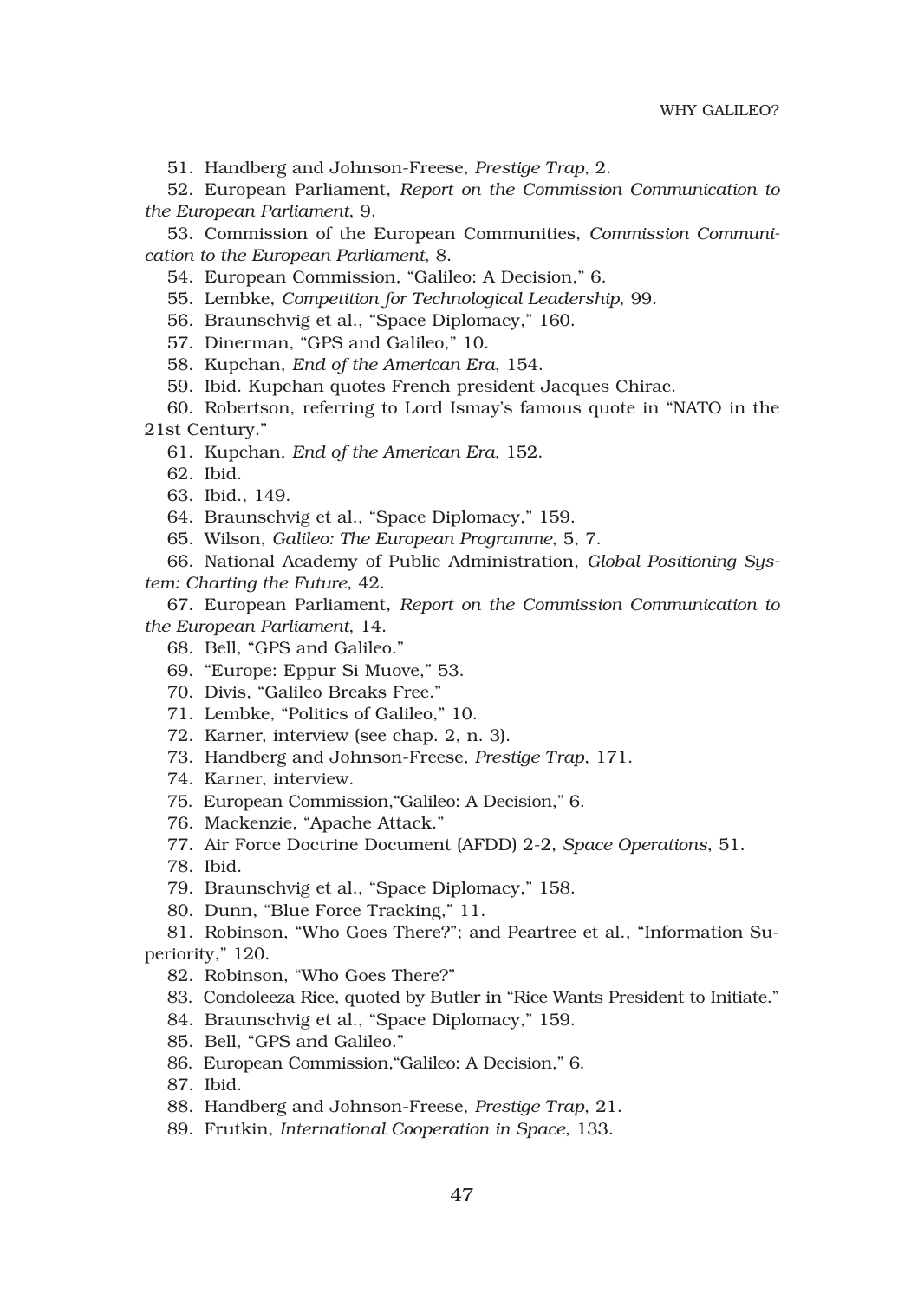51. Handberg and Johnson-Freese, *Prestige Trap*, 2.

52. European Parliament, *Report on the Commission Communication to the European Parliament*, 9.

53. Commission of the European Communities, *Commission Communication to the European Parliament*, 8.

54. European Commission, "Galileo: A Decision," 6.

55. Lembke, *Competition for Technological Leadership*, 99.

56. Braunschvig et al., "Space Diplomacy," 160.

57. Dinerman, "GPS and Galileo," 10.

58. Kupchan, *End of the American Era*, 154.

59. Ibid. Kupchan quotes French president Jacques Chirac.

60. Robertson, referring to Lord Ismay's famous quote in "NATO in the 21st Century."

61. Kupchan, *End of the American Era*, 152.

62. Ibid.

63. Ibid., 149.

64. Braunschvig et al., "Space Diplomacy," 159.

65. Wilson, *Galileo: The European Programme*, 5, 7.

66. National Academy of Public Administration, *Global Positioning System: Charting the Future*, 42.

67. European Parliament, *Report on the Commission Communication to the European Parliament*, 14.

68. Bell, "GPS and Galileo."

69. "Europe: Eppur Si Muove," 53.

70. Divis, "Galileo Breaks Free."

71. Lembke, "Politics of Galileo," 10.

72. Karner, interview (see chap. 2, n. 3).

73. Handberg and Johnson-Freese, *Prestige Trap*, 171.

74. Karner, interview.

75. European Commission,"Galileo: A Decision," 6.

76. Mackenzie, "Apache Attack."

77. Air Force Doctrine Document (AFDD) 2-2, *Space Operations*, 51.

78. Ibid.

79. Braunschvig et al., "Space Diplomacy," 158.

80. Dunn, "Blue Force Tracking," 11.

81. Robinson, "Who Goes There?"; and Peartree et al., "Information Superiority," 120.

82. Robinson, "Who Goes There?"

83. Condoleeza Rice, quoted by Butler in "Rice Wants President to Initiate."

84. Braunschvig et al., "Space Diplomacy," 159.

85. Bell, "GPS and Galileo."

86. European Commission,"Galileo: A Decision," 6.

87. Ibid.

88. Handberg and Johnson-Freese, *Prestige Trap*, 21.

89. Frutkin, *International Cooperation in Space*, 133.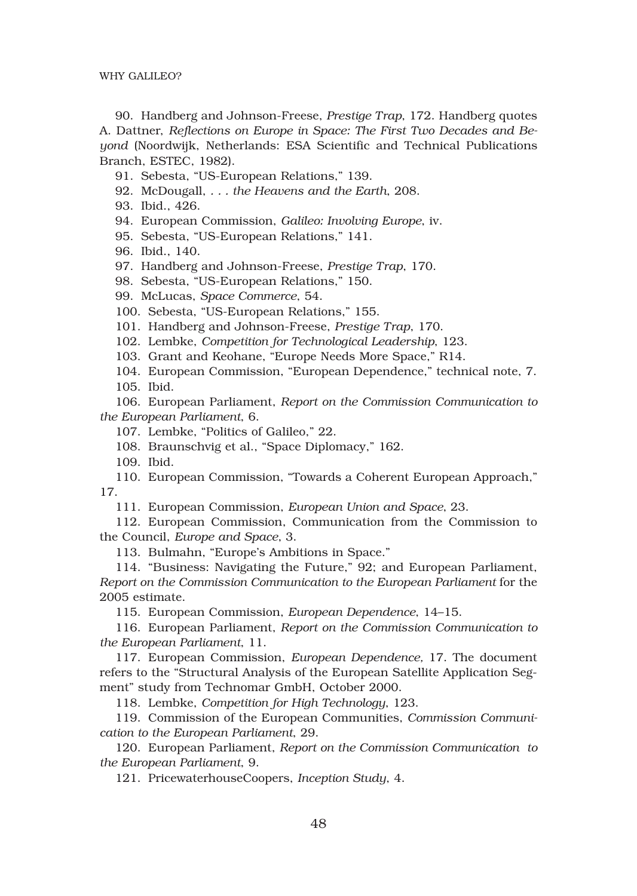90. Handberg and Johnson-Freese, *Prestige Trap*, 172. Handberg quotes A. Dattner, *Reflections on Europe in Space: The First Two Decades and Beyond* (Noordwijk, Netherlands: ESA Scientific and Technical Publications Branch, ESTEC, 1982).

91. Sebesta, "US-European Relations," 139.

92. McDougall, *. . . the Heavens and the Earth*, 208.

93. Ibid., 426.

94. European Commission, *Galileo: Involving Europe*, iv.

95. Sebesta, "US-European Relations," 141.

96. Ibid., 140.

97. Handberg and Johnson-Freese, *Prestige Trap*, 170.

98. Sebesta, "US-European Relations," 150.

99. McLucas, *Space Commerce*, 54.

100. Sebesta, "US-European Relations," 155.

101. Handberg and Johnson-Freese, *Prestige Trap*, 170.

102. Lembke, *Competition for Technological Leadership*, 123.

103. Grant and Keohane, "Europe Needs More Space," R14.

104. European Commission, "European Dependence," technical note, 7.

105. Ibid.

106. European Parliament, *Report on the Commission Communication to the European Parliament*, 6.

107. Lembke, "Politics of Galileo," 22.

108. Braunschvig et al., "Space Diplomacy," 162.

109. Ibid.

110. European Commission, "Towards a Coherent European Approach," 17.

111. European Commission, *European Union and Space*, 23.

112. European Commission, Communication from the Commission to the Council, *Europe and Space*, 3.

113. Bulmahn, "Europe's Ambitions in Space."

114. "Business: Navigating the Future," 92; and European Parliament, *Report on the Commission Communication to the European Parliament* for the 2005 estimate.

115. European Commission, *European Dependence*, 14–15.

116. European Parliament, *Report on the Commission Communication to the European Parliament*, 11.

117. European Commission, *European Dependence*, 17. The document refers to the "Structural Analysis of the European Satellite Application Segment" study from Technomar GmbH, October 2000.

118. Lembke, *Competition for High Technology*, 123.

119. Commission of the European Communities, *Commission Communication to the European Parliament*, 29.

120. European Parliament, *Report on the Commission Communication to the European Parliament*, 9.

121. PricewaterhouseCoopers, *Inception Study*, 4.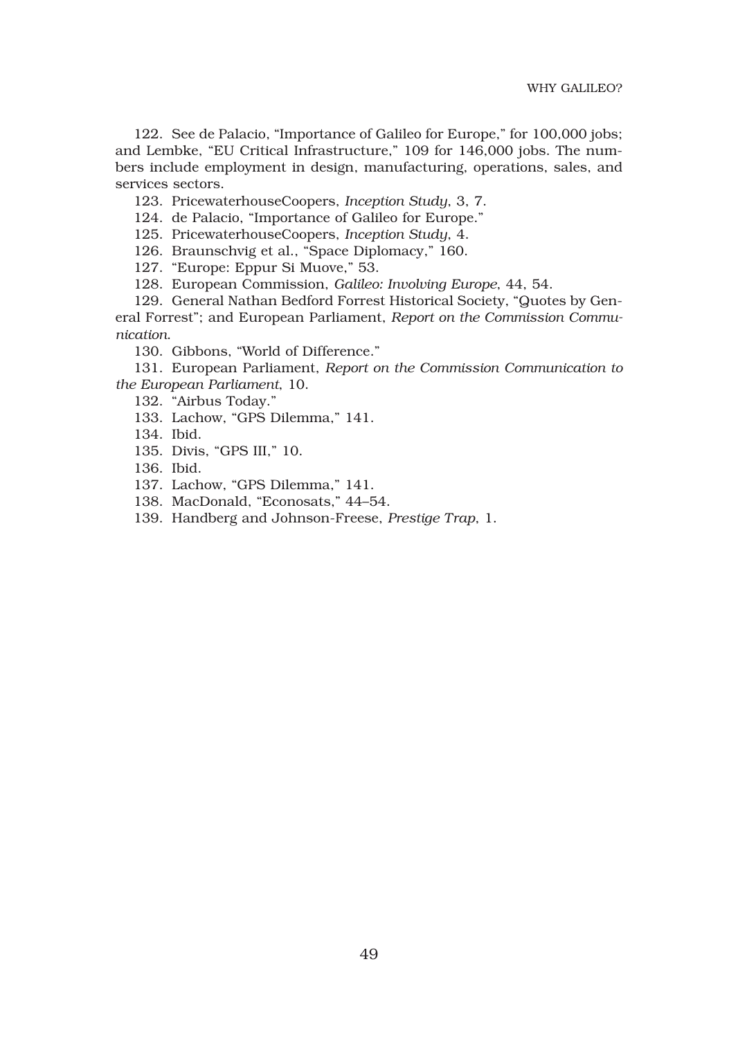122. See de Palacio, "Importance of Galileo for Europe," for 100,000 jobs; and Lembke, "EU Critical Infrastructure," 109 for 146,000 jobs. The numbers include employment in design, manufacturing, operations, sales, and services sectors.

123. PricewaterhouseCoopers, *Inception Study*, 3, 7.

124. de Palacio, "Importance of Galileo for Europe."

125. PricewaterhouseCoopers, *Inception Study*, 4.

126. Braunschvig et al., "Space Diplomacy," 160.

127. "Europe: Eppur Si Muove," 53.

128. European Commission, *Galileo: Involving Europe*, 44, 54.

129. General Nathan Bedford Forrest Historical Society, "Quotes by General Forrest"; and European Parliament, *Report on the Commission Communication*.

130. Gibbons, "World of Difference."

131. European Parliament, *Report on the Commission Communication to the European Parliament*, 10.

132. "Airbus Today."

133. Lachow, "GPS Dilemma," 141.

134. Ibid.

135. Divis, "GPS III," 10.

136. Ibid.

137. Lachow, "GPS Dilemma," 141.

138. MacDonald, "Econosats," 44–54.

139. Handberg and Johnson-Freese, *Prestige Trap*, 1.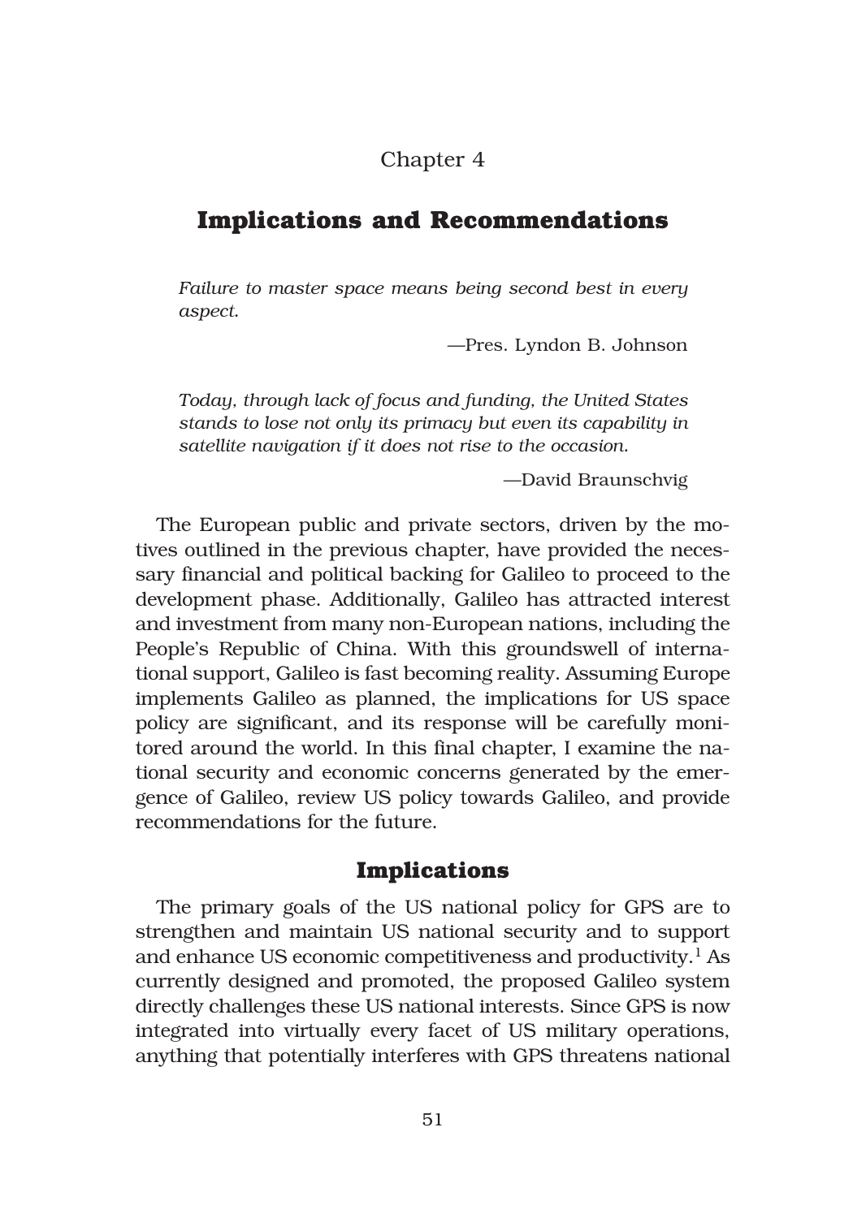Chapter 4

# Implications and Recommendations

> *Failure to master space means being second best in every aspect.*
>
> —Pres. Lyndon B. Johnson

> *Today, through lack of focus and funding, the United States stands to lose not only its primacy but even its capability in satellite navigation if it does not rise to the occasion.*
>
> —David Braunschvig

The European public and private sectors, driven by the motives outlined in the previous chapter, have provided the necessary financial and political backing for Galileo to proceed to the development phase. Additionally, Galileo has attracted interest and investment from many non-European nations, including the People's Republic of China. With this groundswell of international support, Galileo is fast becoming reality. Assuming Europe implements Galileo as planned, the implications for US space policy are significant, and its response will be carefully monitored around the world. In this final chapter, I examine the national security and economic concerns generated by the emergence of Galileo, review US policy towards Galileo, and provide recommendations for the future.

## Implications

The primary goals of the US national policy for GPS are to strengthen and maintain US national security and to support and enhance US economic competitiveness and productivity.[1] As currently designed and promoted, the proposed Galileo system directly challenges these US national interests. Since GPS is now integrated into virtually every facet of US military operations, anything that potentially interferes with GPS threatens national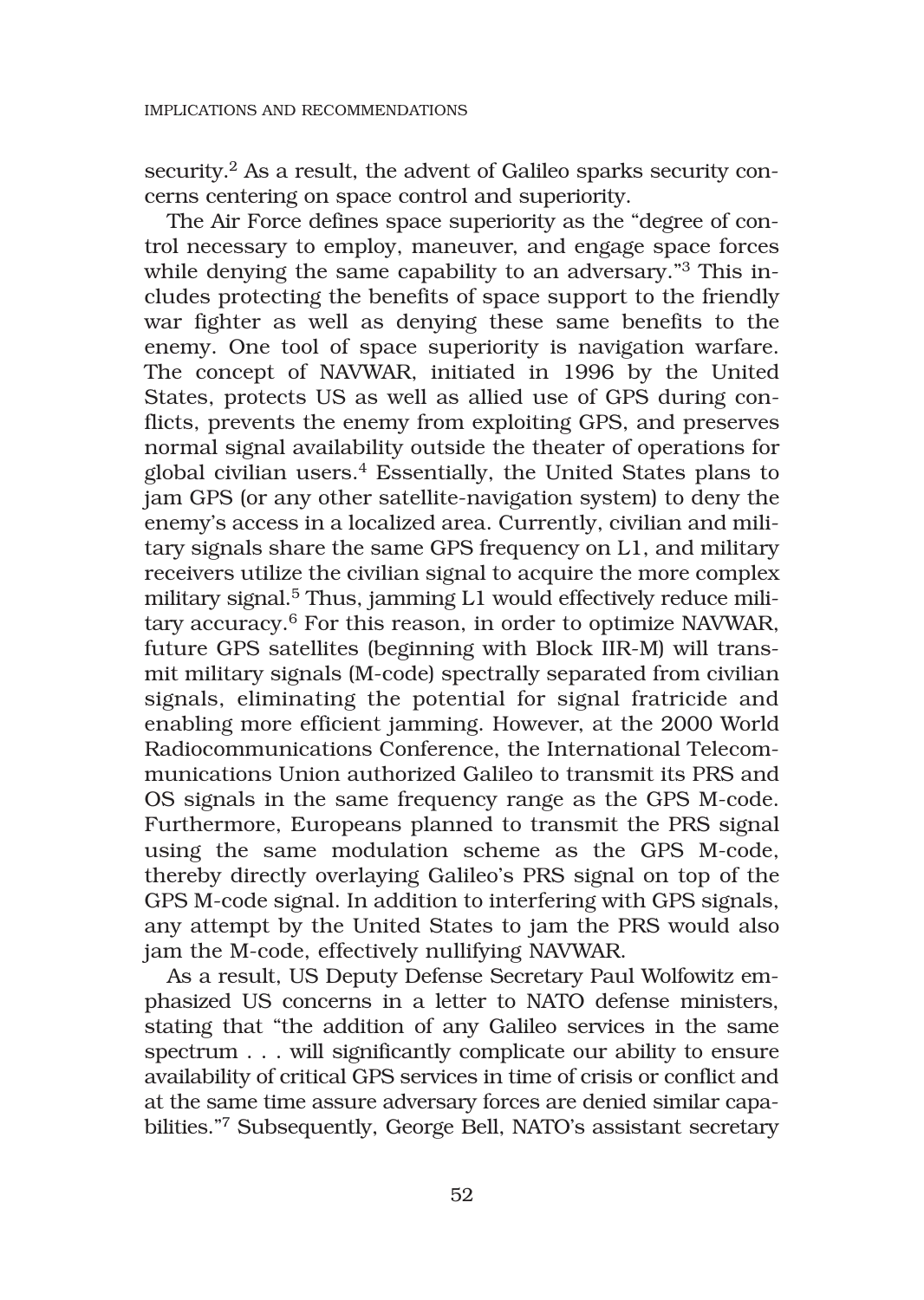security.[2] As a result, the advent of Galileo sparks security concerns centering on space control and superiority.

The Air Force defines space superiority as the "degree of control necessary to employ, maneuver, and engage space forces while denying the same capability to an adversary."[3] This includes protecting the benefits of space support to the friendly war fighter as well as denying these same benefits to the enemy. One tool of space superiority is navigation warfare. The concept of NAVWAR, initiated in 1996 by the United States, protects US as well as allied use of GPS during conflicts, prevents the enemy from exploiting GPS, and preserves normal signal availability outside the theater of operations for global civilian users.[4] Essentially, the United States plans to jam GPS (or any other satellite-navigation system) to deny the enemy's access in a localized area. Currently, civilian and military signals share the same GPS frequency on L1, and military receivers utilize the civilian signal to acquire the more complex military signal.[5] Thus, jamming L1 would effectively reduce military accuracy.[6] For this reason, in order to optimize NAVWAR, future GPS satellites (beginning with Block IIR-M) will transmit military signals (M-code) spectrally separated from civilian signals, eliminating the potential for signal fratricide and enabling more efficient jamming. However, at the 2000 World Radiocommunications Conference, the International Telecommunications Union authorized Galileo to transmit its PRS and OS signals in the same frequency range as the GPS M-code. Furthermore, Europeans planned to transmit the PRS signal using the same modulation scheme as the GPS M-code, thereby directly overlaying Galileo's PRS signal on top of the GPS M-code signal. In addition to interfering with GPS signals, any attempt by the United States to jam the PRS would also jam the M-code, effectively nullifying NAVWAR.

As a result, US Deputy Defense Secretary Paul Wolfowitz emphasized US concerns in a letter to NATO defense ministers, stating that "the addition of any Galileo services in the same spectrum . . . will significantly complicate our ability to ensure availability of critical GPS services in time of crisis or conflict and at the same time assure adversary forces are denied similar capabilities."[7] Subsequently, George Bell, NATO's assistant secretary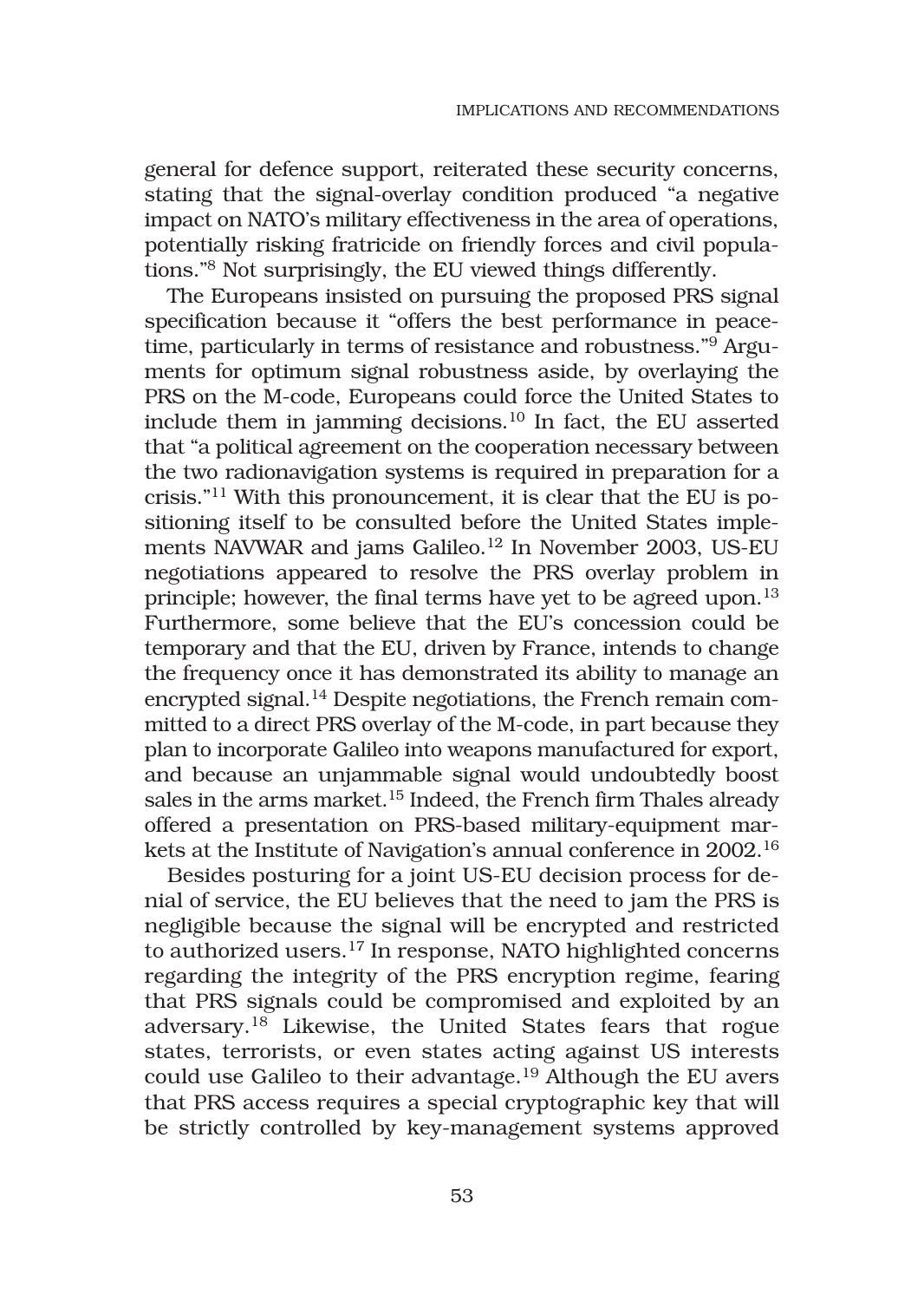general for defence support, reiterated these security concerns, stating that the signal-overlay condition produced "a negative impact on NATO's military effectiveness in the area of operations, potentially risking fratricide on friendly forces and civil populations."[8] Not surprisingly, the EU viewed things differently.

The Europeans insisted on pursuing the proposed PRS signal specification because it "offers the best performance in peacetime, particularly in terms of resistance and robustness."[9] Arguments for optimum signal robustness aside, by overlaying the PRS on the M-code, Europeans could force the United States to include them in jamming decisions.[10] In fact, the EU asserted that "a political agreement on the cooperation necessary between the two radionavigation systems is required in preparation for a crisis."[11] With this pronouncement, it is clear that the EU is positioning itself to be consulted before the United States implements NAVWAR and jams Galileo.[12] In November 2003, US-EU negotiations appeared to resolve the PRS overlay problem in principle; however, the final terms have yet to be agreed upon.[13] Furthermore, some believe that the EU's concession could be temporary and that the EU, driven by France, intends to change the frequency once it has demonstrated its ability to manage an encrypted signal.[14] Despite negotiations, the French remain committed to a direct PRS overlay of the M-code, in part because they plan to incorporate Galileo into weapons manufactured for export, and because an unjammable signal would undoubtedly boost sales in the arms market.[15] Indeed, the French firm Thales already offered a presentation on PRS-based military-equipment markets at the Institute of Navigation's annual conference in 2002.[16]

Besides posturing for a joint US-EU decision process for denial of service, the EU believes that the need to jam the PRS is negligible because the signal will be encrypted and restricted to authorized users.[17] In response, NATO highlighted concerns regarding the integrity of the PRS encryption regime, fearing that PRS signals could be compromised and exploited by an adversary.[18] Likewise, the United States fears that rogue states, terrorists, or even states acting against US interests could use Galileo to their advantage.[19] Although the EU avers that PRS access requires a special cryptographic key that will be strictly controlled by key-management systems approved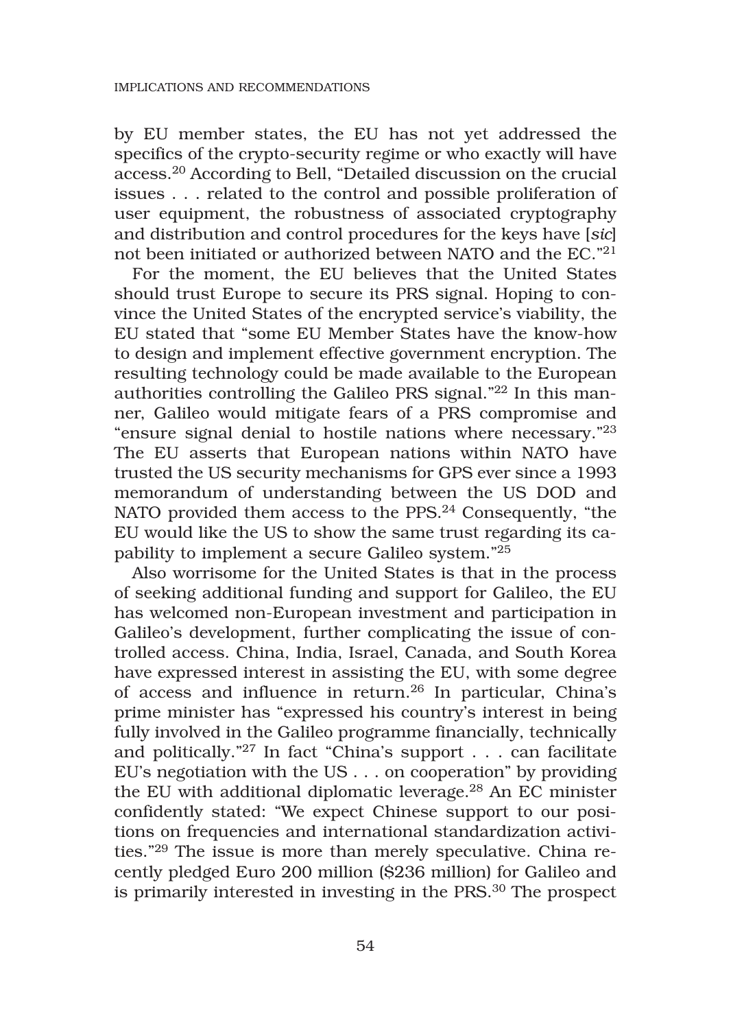by EU member states, the EU has not yet addressed the specifics of the crypto-security regime or who exactly will have access.[20] According to Bell, "Detailed discussion on the crucial issues . . . related to the control and possible proliferation of user equipment, the robustness of associated cryptography and distribution and control procedures for the keys have [*sic*] not been initiated or authorized between NATO and the EC."[21]

For the moment, the EU believes that the United States should trust Europe to secure its PRS signal. Hoping to convince the United States of the encrypted service's viability, the EU stated that "some EU Member States have the know-how to design and implement effective government encryption. The resulting technology could be made available to the European authorities controlling the Galileo PRS signal."[22] In this manner, Galileo would mitigate fears of a PRS compromise and "ensure signal denial to hostile nations where necessary."[23] The EU asserts that European nations within NATO have trusted the US security mechanisms for GPS ever since a 1993 memorandum of understanding between the US DOD and NATO provided them access to the PPS.[24] Consequently, "the EU would like the US to show the same trust regarding its capability to implement a secure Galileo system."[25]

Also worrisome for the United States is that in the process of seeking additional funding and support for Galileo, the EU has welcomed non-European investment and participation in Galileo's development, further complicating the issue of controlled access. China, India, Israel, Canada, and South Korea have expressed interest in assisting the EU, with some degree of access and influence in return.[26] In particular, China's prime minister has "expressed his country's interest in being fully involved in the Galileo programme financially, technically and politically."[27] In fact "China's support . . . can facilitate EU's negotiation with the US . . . on cooperation" by providing the EU with additional diplomatic leverage.[28] An EC minister confidently stated: "We expect Chinese support to our positions on frequencies and international standardization activities."[29] The issue is more than merely speculative. China recently pledged Euro 200 million ($236 million) for Galileo and is primarily interested in investing in the PRS.[30] The prospect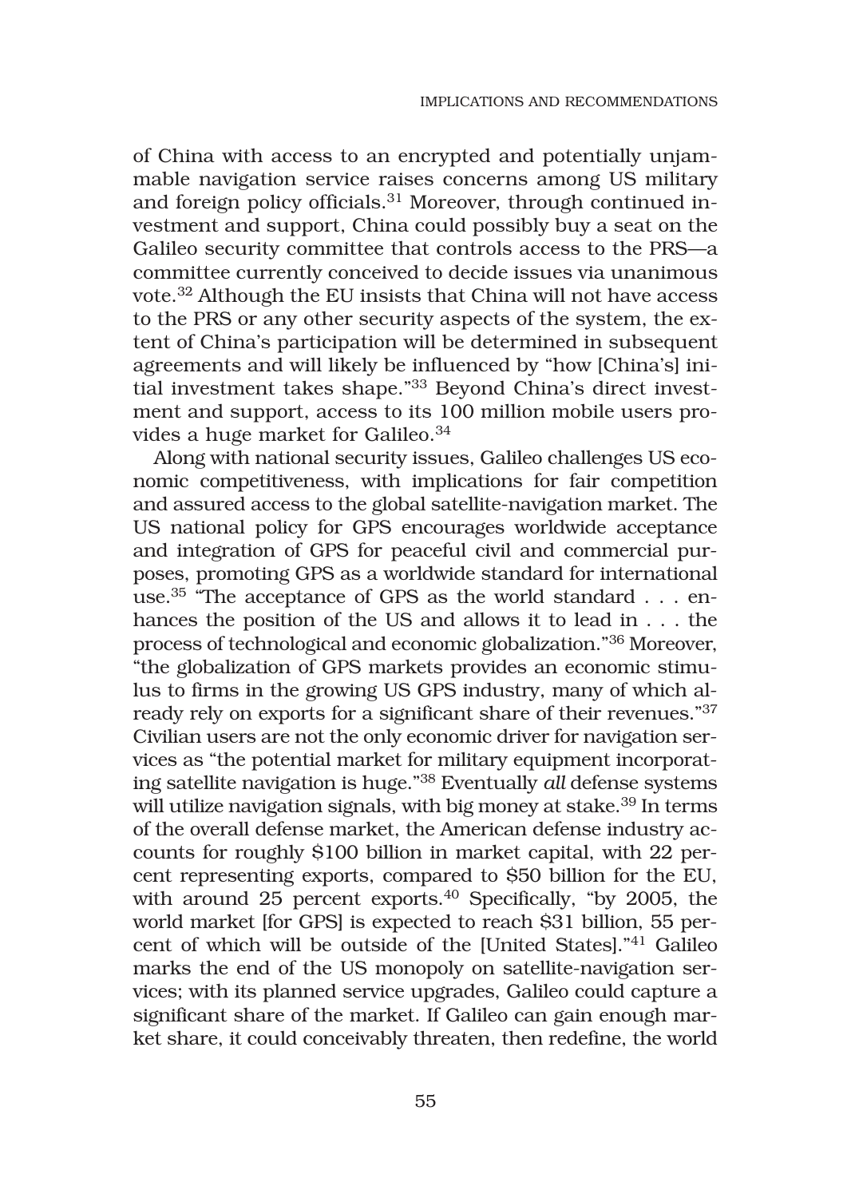of China with access to an encrypted and potentially unjammable navigation service raises concerns among US military and foreign policy officials.[31] Moreover, through continued investment and support, China could possibly buy a seat on the Galileo security committee that controls access to the PRS—a committee currently conceived to decide issues via unanimous vote.[32] Although the EU insists that China will not have access to the PRS or any other security aspects of the system, the extent of China's participation will be determined in subsequent agreements and will likely be influenced by "how [China's] initial investment takes shape."[33] Beyond China's direct investment and support, access to its 100 million mobile users provides a huge market for Galileo.[34]

Along with national security issues, Galileo challenges US economic competitiveness, with implications for fair competition and assured access to the global satellite-navigation market. The US national policy for GPS encourages worldwide acceptance and integration of GPS for peaceful civil and commercial purposes, promoting GPS as a worldwide standard for international use.[35] "The acceptance of GPS as the world standard . . . enhances the position of the US and allows it to lead in . . . the process of technological and economic globalization."[36] Moreover, "the globalization of GPS markets provides an economic stimulus to firms in the growing US GPS industry, many of which already rely on exports for a significant share of their revenues."[37] Civilian users are not the only economic driver for navigation services as "the potential market for military equipment incorporating satellite navigation is huge."[38] Eventually *all* defense systems will utilize navigation signals, with big money at stake.[39] In terms of the overall defense market, the American defense industry accounts for roughly $100 billion in market capital, with 22 percent representing exports, compared to $50 billion for the EU, with around 25 percent exports.[40] Specifically, "by 2005, the world market [for GPS] is expected to reach $31 billion, 55 percent of which will be outside of the [United States]."[41] Galileo marks the end of the US monopoly on satellite-navigation services; with its planned service upgrades, Galileo could capture a significant share of the market. If Galileo can gain enough market share, it could conceivably threaten, then redefine, the world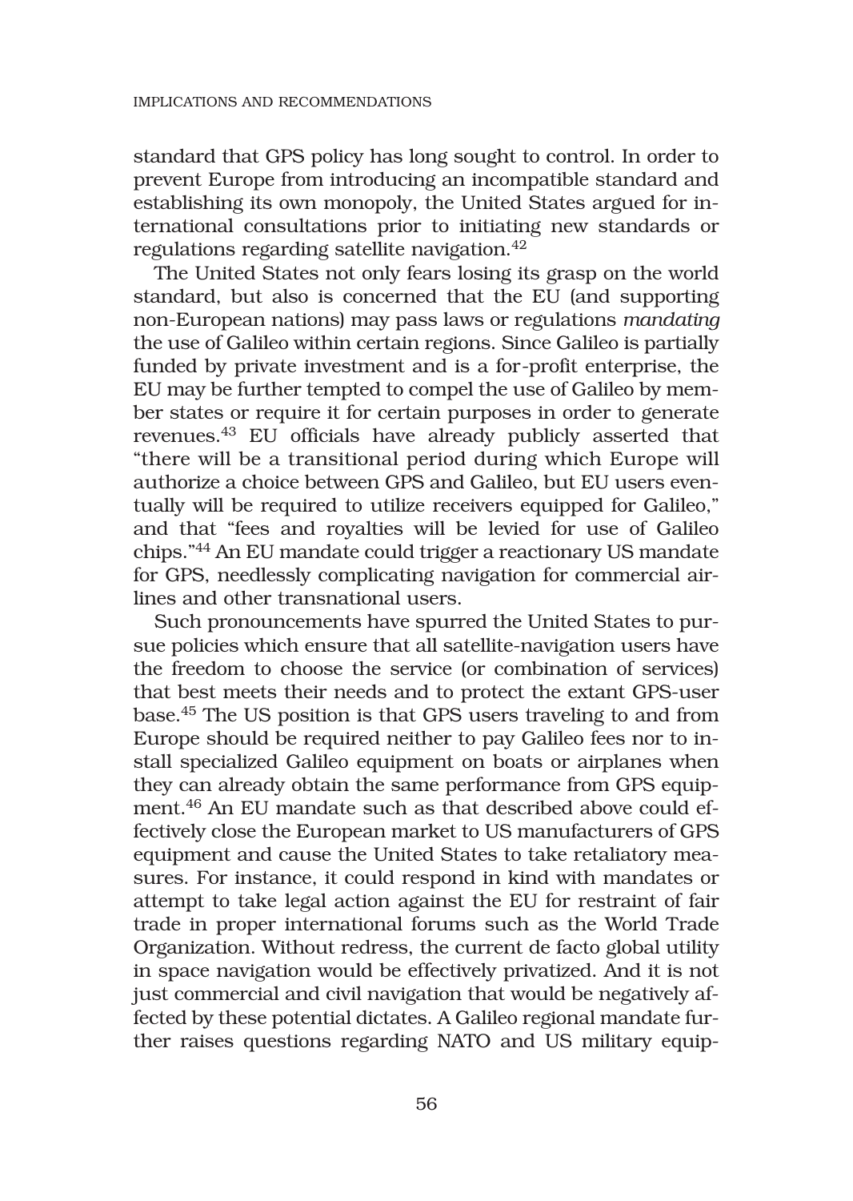standard that GPS policy has long sought to control. In order to prevent Europe from introducing an incompatible standard and establishing its own monopoly, the United States argued for international consultations prior to initiating new standards or regulations regarding satellite navigation.[42]

The United States not only fears losing its grasp on the world standard, but also is concerned that the EU (and supporting non-European nations) may pass laws or regulations *mandating* the use of Galileo within certain regions. Since Galileo is partially funded by private investment and is a for-profit enterprise, the EU may be further tempted to compel the use of Galileo by member states or require it for certain purposes in order to generate revenues.[43] EU officials have already publicly asserted that "there will be a transitional period during which Europe will authorize a choice between GPS and Galileo, but EU users eventually will be required to utilize receivers equipped for Galileo," and that "fees and royalties will be levied for use of Galileo chips."[44] An EU mandate could trigger a reactionary US mandate for GPS, needlessly complicating navigation for commercial airlines and other transnational users.

Such pronouncements have spurred the United States to pursue policies which ensure that all satellite-navigation users have the freedom to choose the service (or combination of services) that best meets their needs and to protect the extant GPS-user base.[45] The US position is that GPS users traveling to and from Europe should be required neither to pay Galileo fees nor to install specialized Galileo equipment on boats or airplanes when they can already obtain the same performance from GPS equipment.[46] An EU mandate such as that described above could effectively close the European market to US manufacturers of GPS equipment and cause the United States to take retaliatory measures. For instance, it could respond in kind with mandates or attempt to take legal action against the EU for restraint of fair trade in proper international forums such as the World Trade Organization. Without redress, the current de facto global utility in space navigation would be effectively privatized. And it is not just commercial and civil navigation that would be negatively affected by these potential dictates. A Galileo regional mandate further raises questions regarding NATO and US military equip-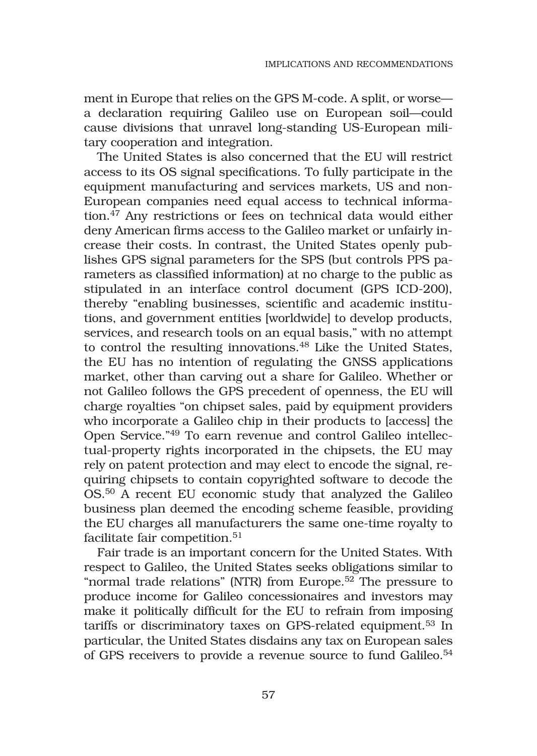ment in Europe that relies on the GPS M-code. A split, or worse—a declaration requiring Galileo use on European soil—could cause divisions that unravel long-standing US-European military cooperation and integration.

The United States is also concerned that the EU will restrict access to its OS signal specifications. To fully participate in the equipment manufacturing and services markets, US and non-European companies need equal access to technical information.[47] Any restrictions or fees on technical data would either deny American firms access to the Galileo market or unfairly increase their costs. In contrast, the United States openly publishes GPS signal parameters for the SPS (but controls PPS parameters as classified information) at no charge to the public as stipulated in an interface control document (GPS ICD-200), thereby "enabling businesses, scientific and academic institutions, and government entities [worldwide] to develop products, services, and research tools on an equal basis," with no attempt to control the resulting innovations.[48] Like the United States, the EU has no intention of regulating the GNSS applications market, other than carving out a share for Galileo. Whether or not Galileo follows the GPS precedent of openness, the EU will charge royalties "on chipset sales, paid by equipment providers who incorporate a Galileo chip in their products to [access] the Open Service."[49] To earn revenue and control Galileo intellectual-property rights incorporated in the chipsets, the EU may rely on patent protection and may elect to encode the signal, requiring chipsets to contain copyrighted software to decode the OS.[50] A recent EU economic study that analyzed the Galileo business plan deemed the encoding scheme feasible, providing the EU charges all manufacturers the same one-time royalty to facilitate fair competition.[51]

Fair trade is an important concern for the United States. With respect to Galileo, the United States seeks obligations similar to "normal trade relations" (NTR) from Europe.[52] The pressure to produce income for Galileo concessionaires and investors may make it politically difficult for the EU to refrain from imposing tariffs or discriminatory taxes on GPS-related equipment.[53] In particular, the United States disdains any tax on European sales of GPS receivers to provide a revenue source to fund Galileo.[54]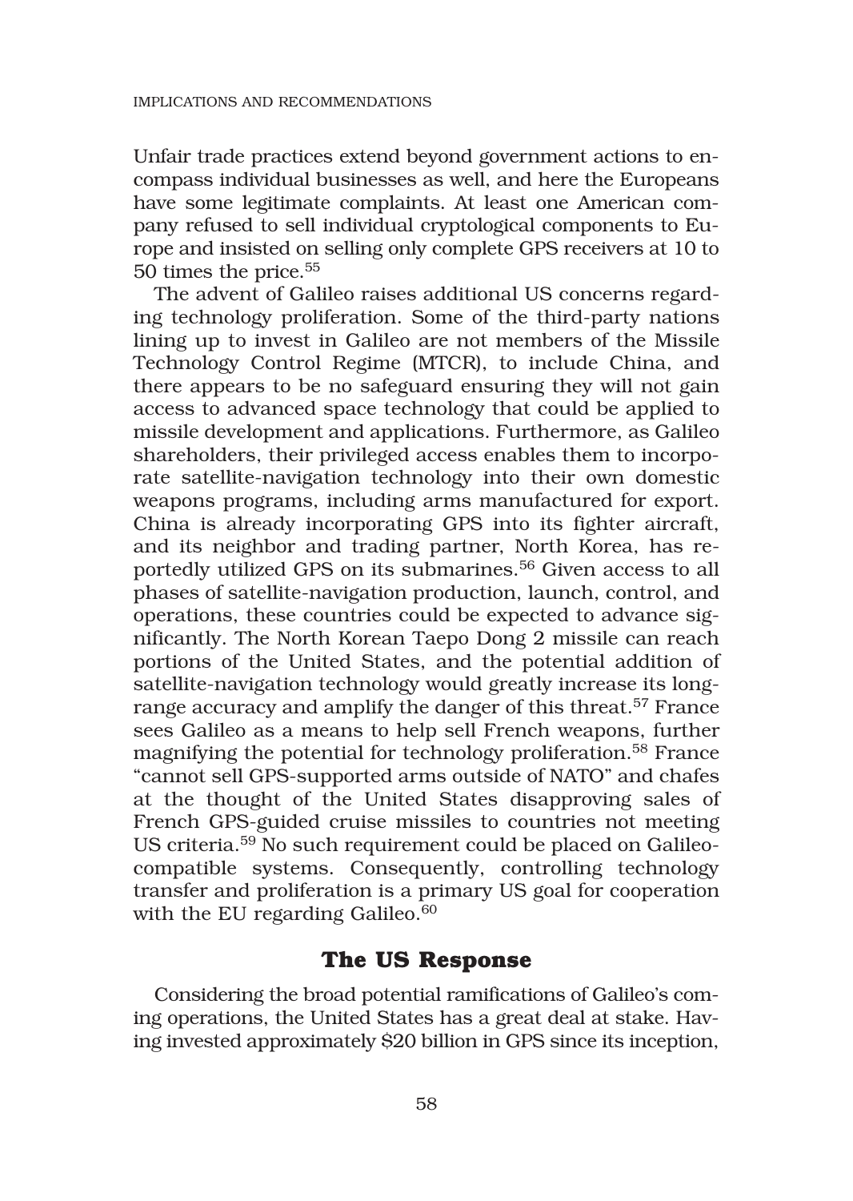Unfair trade practices extend beyond government actions to encompass individual businesses as well, and here the Europeans have some legitimate complaints. At least one American company refused to sell individual cryptological components to Europe and insisted on selling only complete GPS receivers at 10 to 50 times the price.[55]

The advent of Galileo raises additional US concerns regarding technology proliferation. Some of the third-party nations lining up to invest in Galileo are not members of the Missile Technology Control Regime (MTCR), to include China, and there appears to be no safeguard ensuring they will not gain access to advanced space technology that could be applied to missile development and applications. Furthermore, as Galileo shareholders, their privileged access enables them to incorporate satellite-navigation technology into their own domestic weapons programs, including arms manufactured for export. China is already incorporating GPS into its fighter aircraft, and its neighbor and trading partner, North Korea, has reportedly utilized GPS on its submarines.[56] Given access to all phases of satellite-navigation production, launch, control, and operations, these countries could be expected to advance significantly. The North Korean Taepo Dong 2 missile can reach portions of the United States, and the potential addition of satellite-navigation technology would greatly increase its long-range accuracy and amplify the danger of this threat.[57] France sees Galileo as a means to help sell French weapons, further magnifying the potential for technology proliferation.[58] France "cannot sell GPS-supported arms outside of NATO" and chafes at the thought of the United States disapproving sales of French GPS-guided cruise missiles to countries not meeting US criteria.[59] No such requirement could be placed on Galileo-compatible systems. Consequently, controlling technology transfer and proliferation is a primary US goal for cooperation with the EU regarding Galileo.[60]

## The US Response

Considering the broad potential ramifications of Galileo's coming operations, the United States has a great deal at stake. Having invested approximately $20 billion in GPS since its inception,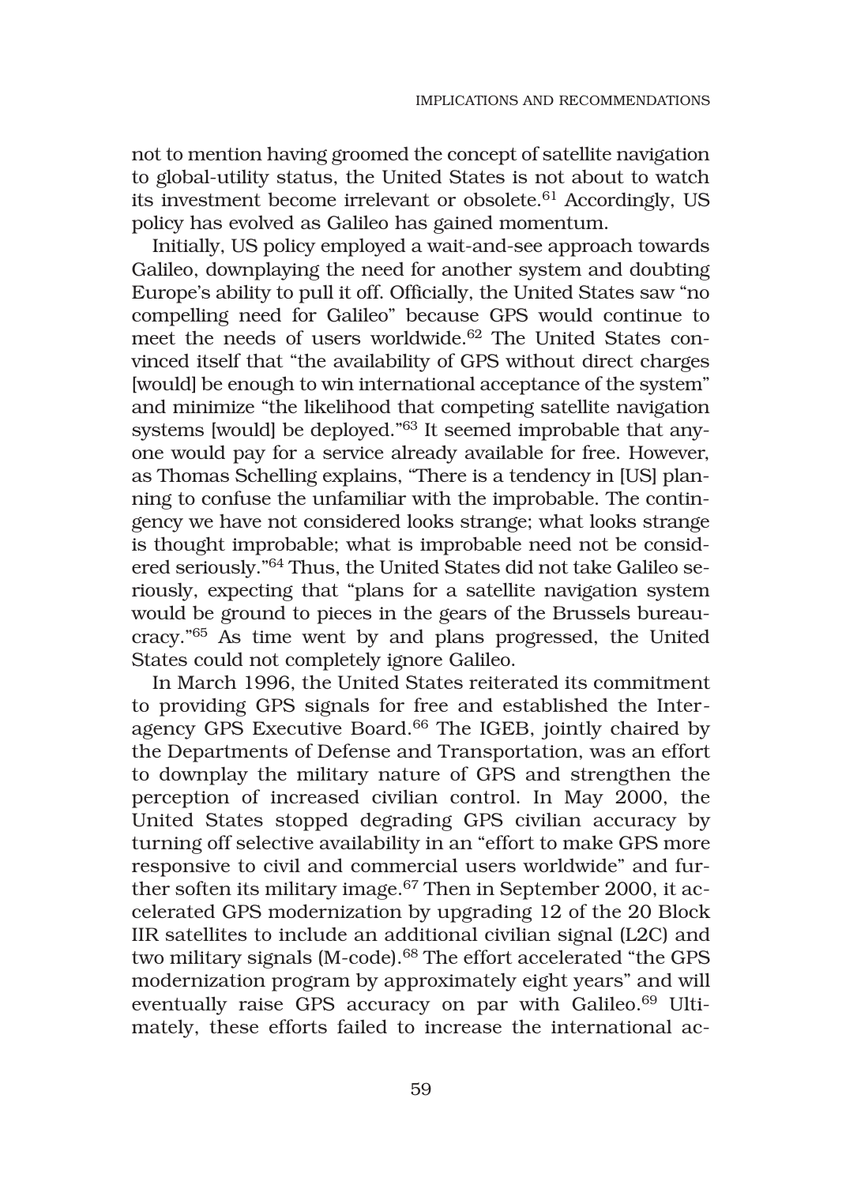not to mention having groomed the concept of satellite navigation to global-utility status, the United States is not about to watch its investment become irrelevant or obsolete.[61] Accordingly, US policy has evolved as Galileo has gained momentum.

Initially, US policy employed a wait-and-see approach towards Galileo, downplaying the need for another system and doubting Europe's ability to pull it off. Officially, the United States saw "no compelling need for Galileo" because GPS would continue to meet the needs of users worldwide.[62] The United States convinced itself that "the availability of GPS without direct charges [would] be enough to win international acceptance of the system" and minimize "the likelihood that competing satellite navigation systems [would] be deployed."[63] It seemed improbable that anyone would pay for a service already available for free. However, as Thomas Schelling explains, "There is a tendency in [US] planning to confuse the unfamiliar with the improbable. The contingency we have not considered looks strange; what looks strange is thought improbable; what is improbable need not be considered seriously."[64] Thus, the United States did not take Galileo seriously, expecting that "plans for a satellite navigation system would be ground to pieces in the gears of the Brussels bureaucracy."[65] As time went by and plans progressed, the United States could not completely ignore Galileo.

In March 1996, the United States reiterated its commitment to providing GPS signals for free and established the Interagency GPS Executive Board.[66] The IGEB, jointly chaired by the Departments of Defense and Transportation, was an effort to downplay the military nature of GPS and strengthen the perception of increased civilian control. In May 2000, the United States stopped degrading GPS civilian accuracy by turning off selective availability in an "effort to make GPS more responsive to civil and commercial users worldwide" and further soften its military image.[67] Then in September 2000, it accelerated GPS modernization by upgrading 12 of the 20 Block IIR satellites to include an additional civilian signal (L2C) and two military signals (M-code).[68] The effort accelerated "the GPS modernization program by approximately eight years" and will eventually raise GPS accuracy on par with Galileo.[69] Ultimately, these efforts failed to increase the international ac-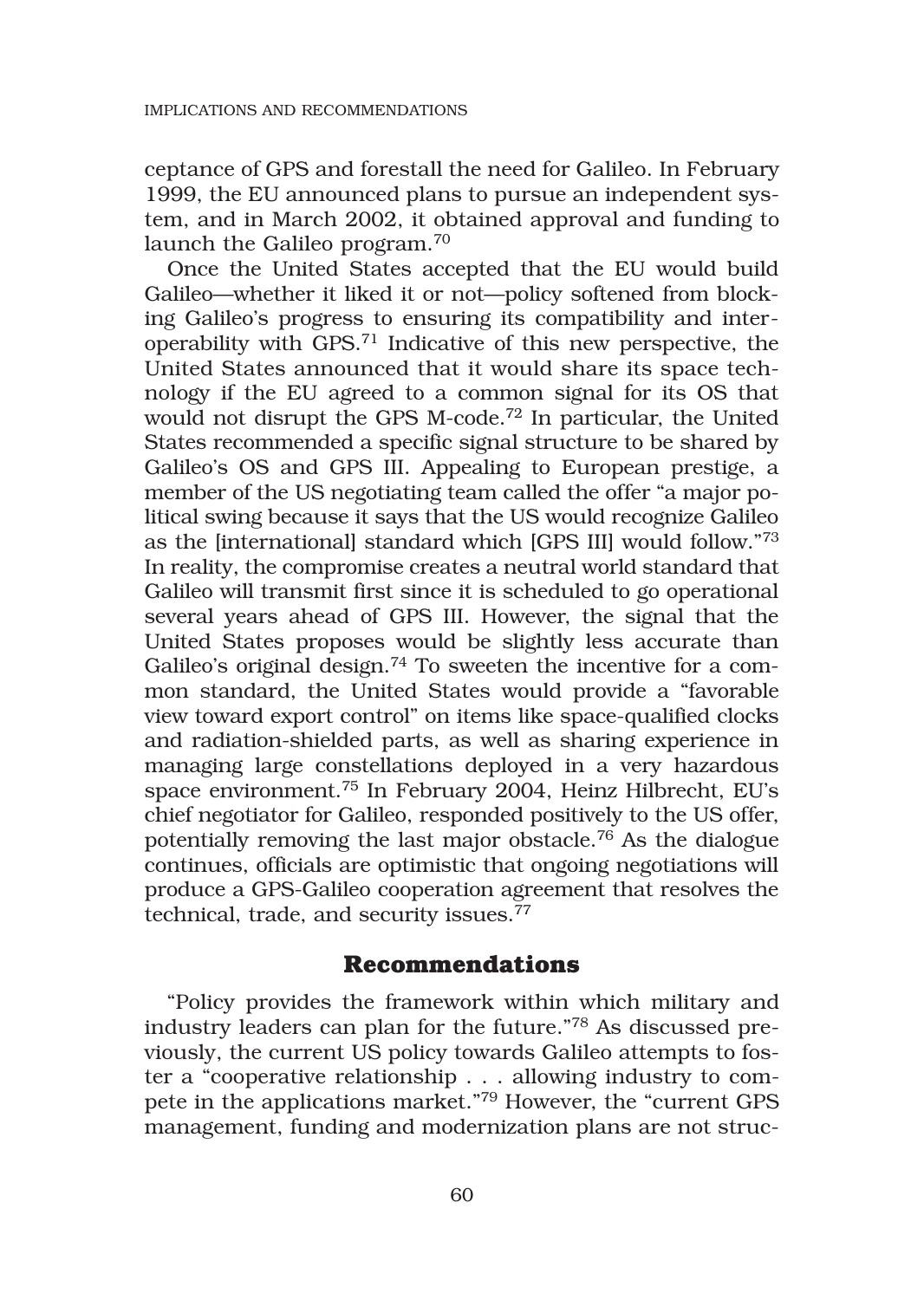ceptance of GPS and forestall the need for Galileo. In February 1999, the EU announced plans to pursue an independent system, and in March 2002, it obtained approval and funding to launch the Galileo program.[70]

Once the United States accepted that the EU would build Galileo—whether it liked it or not—policy softened from blocking Galileo's progress to ensuring its compatibility and interoperability with GPS.[71] Indicative of this new perspective, the United States announced that it would share its space technology if the EU agreed to a common signal for its OS that would not disrupt the GPS M-code.[72] In particular, the United States recommended a specific signal structure to be shared by Galileo's OS and GPS III. Appealing to European prestige, a member of the US negotiating team called the offer "a major political swing because it says that the US would recognize Galileo as the [international] standard which [GPS III] would follow."[73] In reality, the compromise creates a neutral world standard that Galileo will transmit first since it is scheduled to go operational several years ahead of GPS III. However, the signal that the United States proposes would be slightly less accurate than Galileo's original design.[74] To sweeten the incentive for a common standard, the United States would provide a "favorable view toward export control" on items like space-qualified clocks and radiation-shielded parts, as well as sharing experience in managing large constellations deployed in a very hazardous space environment.[75] In February 2004, Heinz Hilbrecht, EU's chief negotiator for Galileo, responded positively to the US offer, potentially removing the last major obstacle.[76] As the dialogue continues, officials are optimistic that ongoing negotiations will produce a GPS-Galileo cooperation agreement that resolves the technical, trade, and security issues.[77]

## Recommendations

"Policy provides the framework within which military and industry leaders can plan for the future."[78] As discussed previously, the current US policy towards Galileo attempts to foster a "cooperative relationship . . . allowing industry to compete in the applications market."[79] However, the "current GPS management, funding and modernization plans are not struc-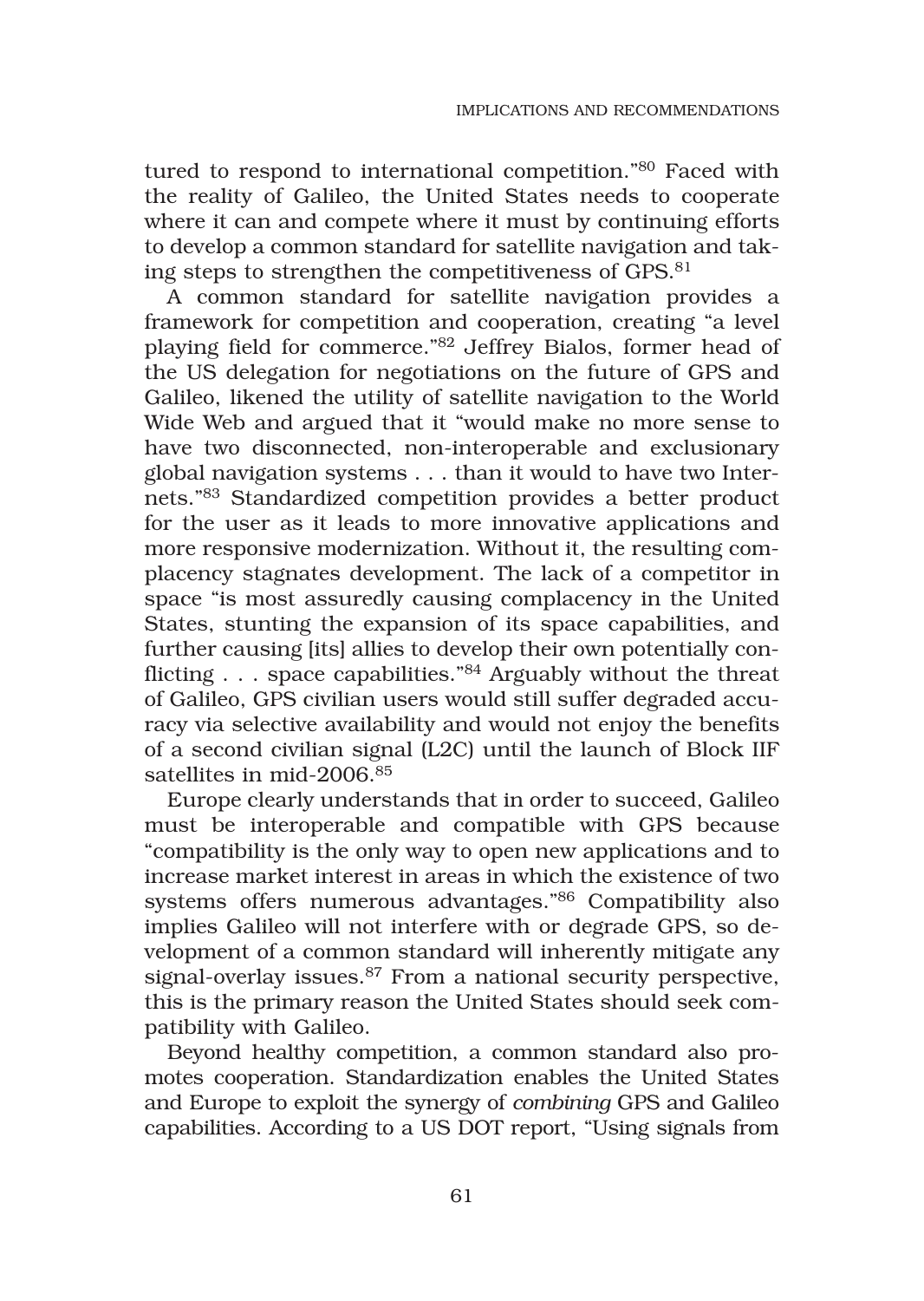tured to respond to international competition."[80] Faced with the reality of Galileo, the United States needs to cooperate where it can and compete where it must by continuing efforts to develop a common standard for satellite navigation and taking steps to strengthen the competitiveness of GPS.[81]

A common standard for satellite navigation provides a framework for competition and cooperation, creating "a level playing field for commerce."[82] Jeffrey Bialos, former head of the US delegation for negotiations on the future of GPS and Galileo, likened the utility of satellite navigation to the World Wide Web and argued that it "would make no more sense to have two disconnected, non-interoperable and exclusionary global navigation systems . . . than it would to have two Internets."[83] Standardized competition provides a better product for the user as it leads to more innovative applications and more responsive modernization. Without it, the resulting complacency stagnates development. The lack of a competitor in space "is most assuredly causing complacency in the United States, stunting the expansion of its space capabilities, and further causing [its] allies to develop their own potentially conflicting . . . space capabilities."[84] Arguably without the threat of Galileo, GPS civilian users would still suffer degraded accuracy via selective availability and would not enjoy the benefits of a second civilian signal (L2C) until the launch of Block IIF satellites in mid-2006.[85]

Europe clearly understands that in order to succeed, Galileo must be interoperable and compatible with GPS because "compatibility is the only way to open new applications and to increase market interest in areas in which the existence of two systems offers numerous advantages."[86] Compatibility also implies Galileo will not interfere with or degrade GPS, so development of a common standard will inherently mitigate any signal-overlay issues.[87] From a national security perspective, this is the primary reason the United States should seek compatibility with Galileo.

Beyond healthy competition, a common standard also promotes cooperation. Standardization enables the United States and Europe to exploit the synergy of *combining* GPS and Galileo capabilities. According to a US DOT report, "Using signals from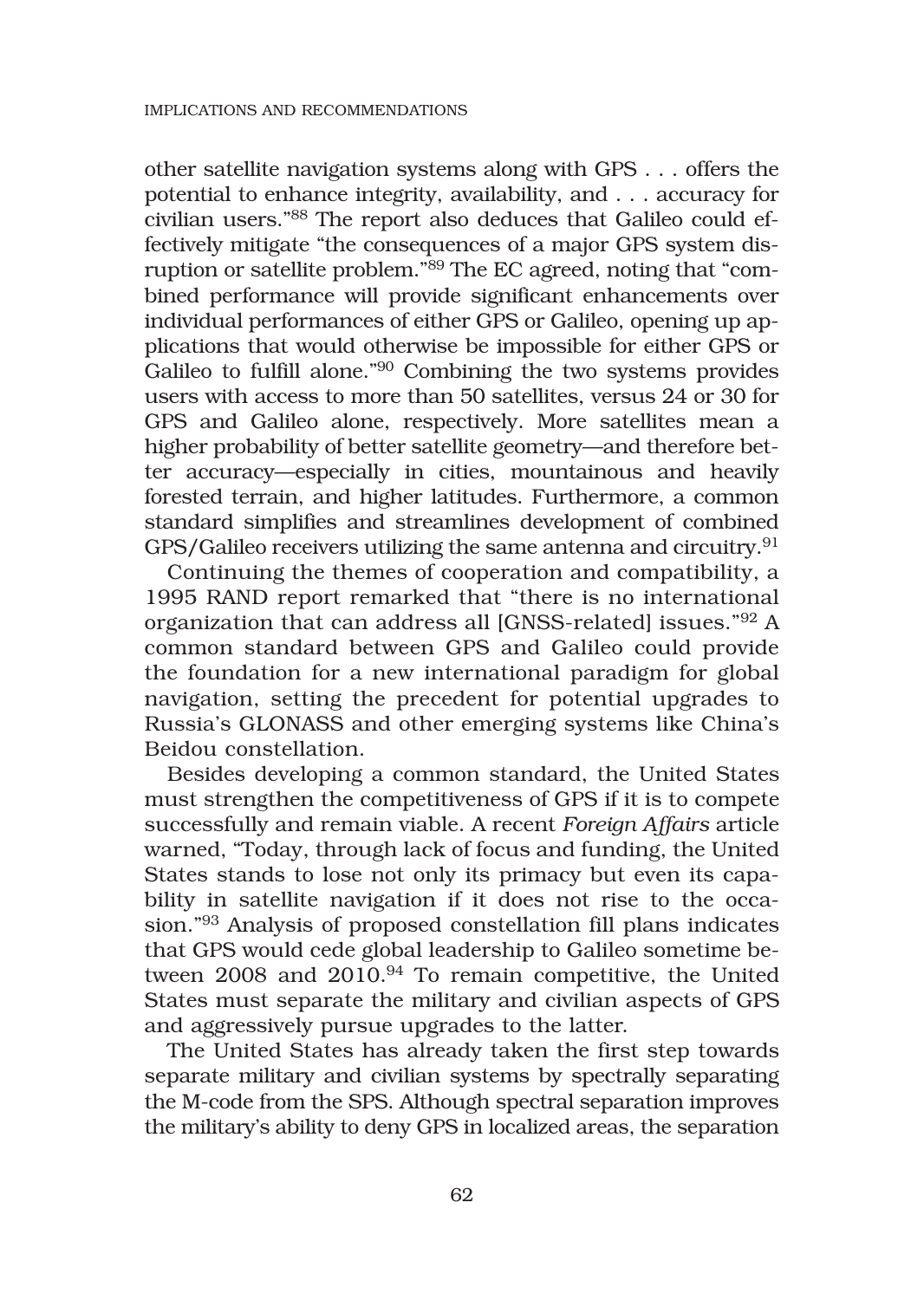other satellite navigation systems along with GPS . . . offers the potential to enhance integrity, availability, and . . . accuracy for civilian users."[88] The report also deduces that Galileo could effectively mitigate "the consequences of a major GPS system disruption or satellite problem."[89] The EC agreed, noting that "combined performance will provide significant enhancements over individual performances of either GPS or Galileo, opening up applications that would otherwise be impossible for either GPS or Galileo to fulfill alone."[90] Combining the two systems provides users with access to more than 50 satellites, versus 24 or 30 for GPS and Galileo alone, respectively. More satellites mean a higher probability of better satellite geometry—and therefore better accuracy—especially in cities, mountainous and heavily forested terrain, and higher latitudes. Furthermore, a common standard simplifies and streamlines development of combined GPS/Galileo receivers utilizing the same antenna and circuitry.[91]

Continuing the themes of cooperation and compatibility, a 1995 RAND report remarked that "there is no international organization that can address all [GNSS-related] issues."[92] A common standard between GPS and Galileo could provide the foundation for a new international paradigm for global navigation, setting the precedent for potential upgrades to Russia's GLONASS and other emerging systems like China's Beidou constellation.

Besides developing a common standard, the United States must strengthen the competitiveness of GPS if it is to compete successfully and remain viable. A recent *Foreign Affairs* article warned, "Today, through lack of focus and funding, the United States stands to lose not only its primacy but even its capability in satellite navigation if it does not rise to the occasion."[93] Analysis of proposed constellation fill plans indicates that GPS would cede global leadership to Galileo sometime between 2008 and 2010.[94] To remain competitive, the United States must separate the military and civilian aspects of GPS and aggressively pursue upgrades to the latter.

The United States has already taken the first step towards separate military and civilian systems by spectrally separating the M-code from the SPS. Although spectral separation improves the military's ability to deny GPS in localized areas, the separation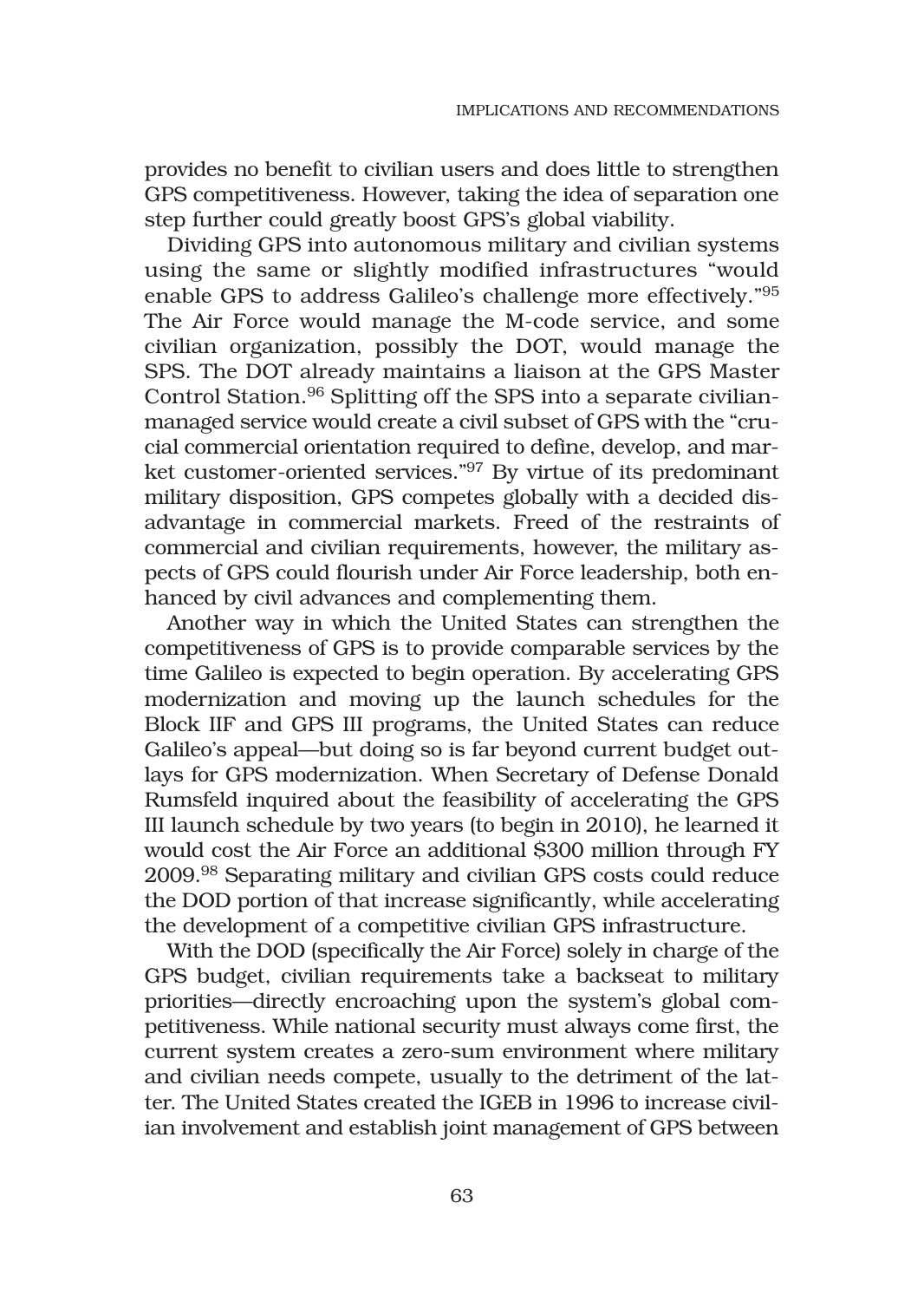provides no benefit to civilian users and does little to strengthen GPS competitiveness. However, taking the idea of separation one step further could greatly boost GPS's global viability.

Dividing GPS into autonomous military and civilian systems using the same or slightly modified infrastructures "would enable GPS to address Galileo's challenge more effectively."[95] The Air Force would manage the M-code service, and some civilian organization, possibly the DOT, would manage the SPS. The DOT already maintains a liaison at the GPS Master Control Station.[96] Splitting off the SPS into a separate civilian-managed service would create a civil subset of GPS with the "crucial commercial orientation required to define, develop, and market customer-oriented services."[97] By virtue of its predominant military disposition, GPS competes globally with a decided disadvantage in commercial markets. Freed of the restraints of commercial and civilian requirements, however, the military aspects of GPS could flourish under Air Force leadership, both enhanced by civil advances and complementing them.

Another way in which the United States can strengthen the competitiveness of GPS is to provide comparable services by the time Galileo is expected to begin operation. By accelerating GPS modernization and moving up the launch schedules for the Block IIF and GPS III programs, the United States can reduce Galileo's appeal—but doing so is far beyond current budget outlays for GPS modernization. When Secretary of Defense Donald Rumsfeld inquired about the feasibility of accelerating the GPS III launch schedule by two years (to begin in 2010), he learned it would cost the Air Force an additional $300 million through FY 2009.[98] Separating military and civilian GPS costs could reduce the DOD portion of that increase significantly, while accelerating the development of a competitive civilian GPS infrastructure.

With the DOD (specifically the Air Force) solely in charge of the GPS budget, civilian requirements take a backseat to military priorities—directly encroaching upon the system's global competitiveness. While national security must always come first, the current system creates a zero-sum environment where military and civilian needs compete, usually to the detriment of the latter. The United States created the IGEB in 1996 to increase civilian involvement and establish joint management of GPS between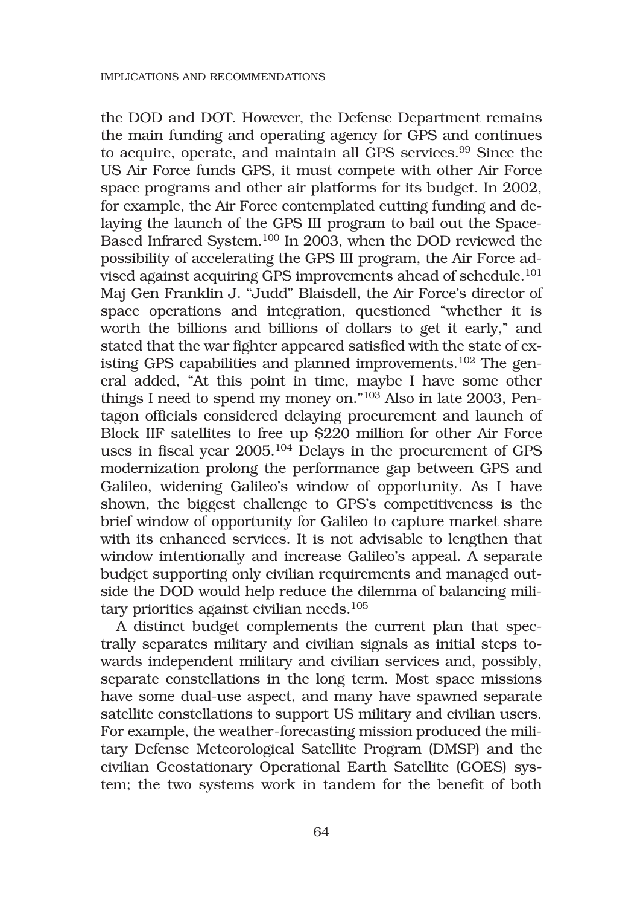the DOD and DOT. However, the Defense Department remains the main funding and operating agency for GPS and continues to acquire, operate, and maintain all GPS services.[99] Since the US Air Force funds GPS, it must compete with other Air Force space programs and other air platforms for its budget. In 2002, for example, the Air Force contemplated cutting funding and delaying the launch of the GPS III program to bail out the Space-Based Infrared System.[100] In 2003, when the DOD reviewed the possibility of accelerating the GPS III program, the Air Force advised against acquiring GPS improvements ahead of schedule.[101] Maj Gen Franklin J. "Judd" Blaisdell, the Air Force's director of space operations and integration, questioned "whether it is worth the billions and billions of dollars to get it early," and stated that the war fighter appeared satisfied with the state of existing GPS capabilities and planned improvements.[102] The general added, "At this point in time, maybe I have some other things I need to spend my money on."[103] Also in late 2003, Pentagon officials considered delaying procurement and launch of Block IIF satellites to free up $220 million for other Air Force uses in fiscal year 2005.[104] Delays in the procurement of GPS modernization prolong the performance gap between GPS and Galileo, widening Galileo's window of opportunity. As I have shown, the biggest challenge to GPS's competitiveness is the brief window of opportunity for Galileo to capture market share with its enhanced services. It is not advisable to lengthen that window intentionally and increase Galileo's appeal. A separate budget supporting only civilian requirements and managed outside the DOD would help reduce the dilemma of balancing military priorities against civilian needs.[105]

A distinct budget complements the current plan that spectrally separates military and civilian signals as initial steps towards independent military and civilian services and, possibly, separate constellations in the long term. Most space missions have some dual-use aspect, and many have spawned separate satellite constellations to support US military and civilian users. For example, the weather-forecasting mission produced the military Defense Meteorological Satellite Program (DMSP) and the civilian Geostationary Operational Earth Satellite (GOES) system; the two systems work in tandem for the benefit of both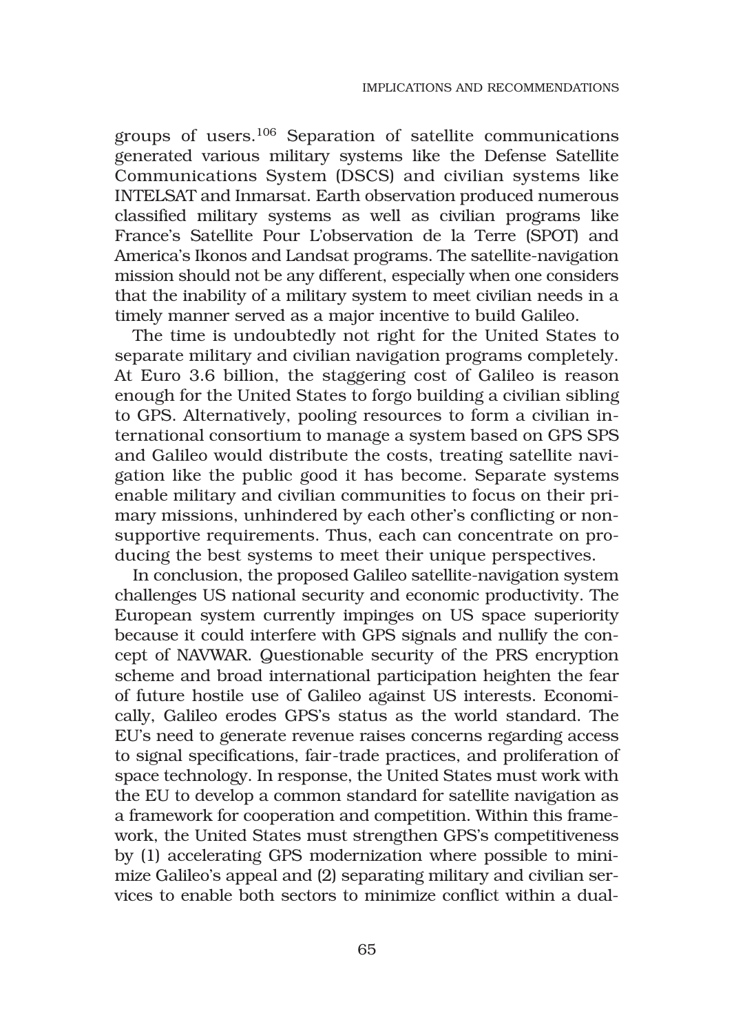groups of users.[106] Separation of satellite communications generated various military systems like the Defense Satellite Communications System (DSCS) and civilian systems like INTELSAT and Inmarsat. Earth observation produced numerous classified military systems as well as civilian programs like France's Satellite Pour L'observation de la Terre (SPOT) and America's Ikonos and Landsat programs. The satellite-navigation mission should not be any different, especially when one considers that the inability of a military system to meet civilian needs in a timely manner served as a major incentive to build Galileo.

The time is undoubtedly not right for the United States to separate military and civilian navigation programs completely. At Euro 3.6 billion, the staggering cost of Galileo is reason enough for the United States to forgo building a civilian sibling to GPS. Alternatively, pooling resources to form a civilian international consortium to manage a system based on GPS SPS and Galileo would distribute the costs, treating satellite navigation like the public good it has become. Separate systems enable military and civilian communities to focus on their primary missions, unhindered by each other's conflicting or nonsupportive requirements. Thus, each can concentrate on producing the best systems to meet their unique perspectives.

In conclusion, the proposed Galileo satellite-navigation system challenges US national security and economic productivity. The European system currently impinges on US space superiority because it could interfere with GPS signals and nullify the concept of NAVWAR. Questionable security of the PRS encryption scheme and broad international participation heighten the fear of future hostile use of Galileo against US interests. Economically, Galileo erodes GPS's status as the world standard. The EU's need to generate revenue raises concerns regarding access to signal specifications, fair-trade practices, and proliferation of space technology. In response, the United States must work with the EU to develop a common standard for satellite navigation as a framework for cooperation and competition. Within this framework, the United States must strengthen GPS's competitiveness by (1) accelerating GPS modernization where possible to minimize Galileo's appeal and (2) separating military and civilian services to enable both sectors to minimize conflict within a dual-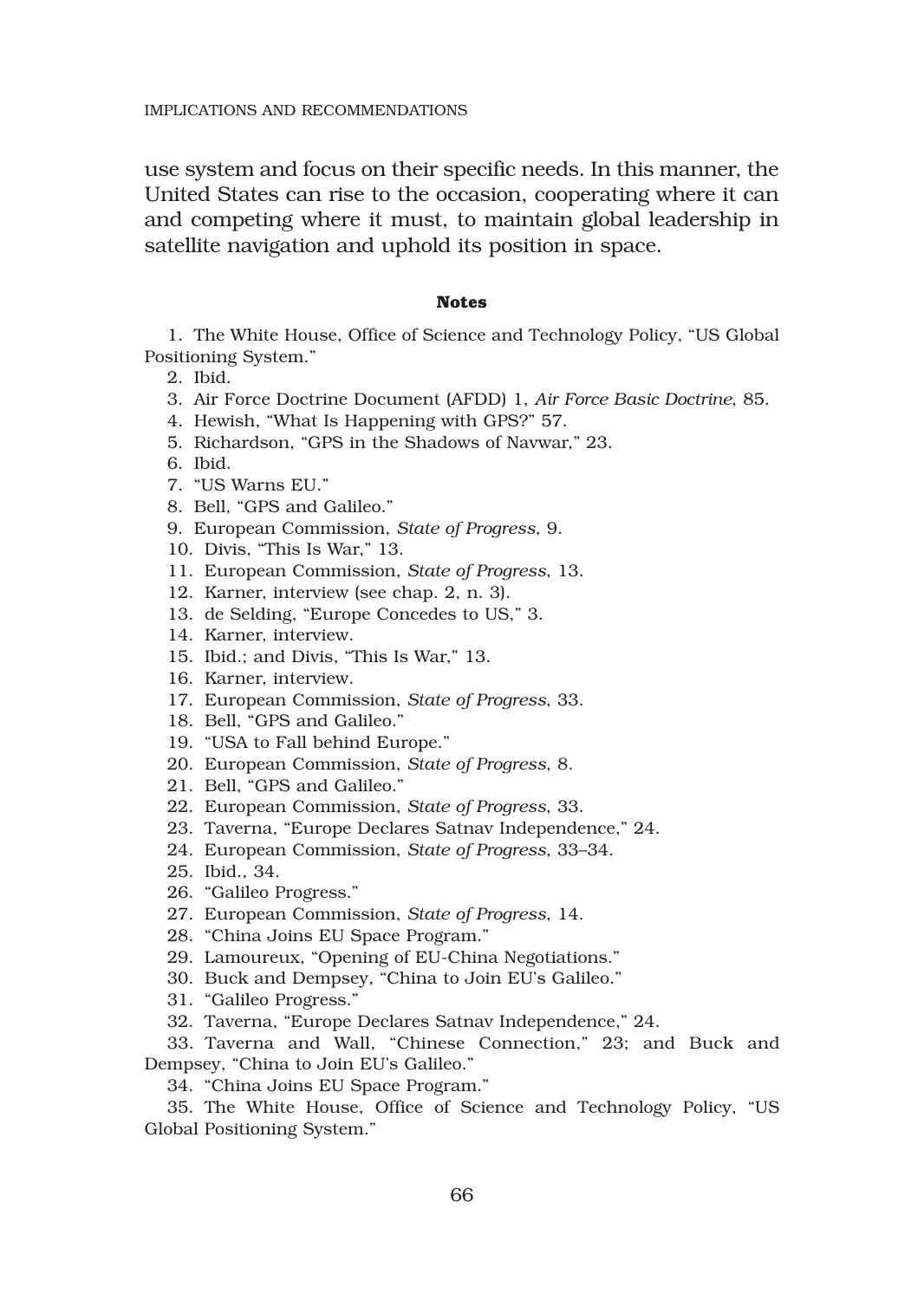use system and focus on their specific needs. In this manner, the United States can rise to the occasion, cooperating where it can and competing where it must, to maintain global leadership in satellite navigation and uphold its position in space.

#### Notes

1. The White House, Office of Science and Technology Policy, "US Global Positioning System."
2. Ibid.
3. Air Force Doctrine Document (AFDD) 1, *Air Force Basic Doctrine*, 85.
4. Hewish, "What Is Happening with GPS?" 57.
5. Richardson, "GPS in the Shadows of Navwar," 23.
6. Ibid.
7. "US Warns EU."
8. Bell, "GPS and Galileo."
9. European Commission, *State of Progress*, 9.
10. Divis, "This Is War," 13.
11. European Commission, *State of Progress*, 13.
12. Karner, interview (see chap. 2, n. 3).
13. de Selding, "Europe Concedes to US," 3.
14. Karner, interview.
15. Ibid.; and Divis, "This Is War," 13.
16. Karner, interview.
17. European Commission, *State of Progress*, 33.
18. Bell, "GPS and Galileo."
19. "USA to Fall behind Europe."
20. European Commission, *State of Progress*, 8.
21. Bell, "GPS and Galileo."
22. European Commission, *State of Progress*, 33.
23. Taverna, "Europe Declares Satnav Independence," 24.
24. European Commission, *State of Progress*, 33–34.
25. Ibid., 34.
26. "Galileo Progress."
27. European Commission, *State of Progress*, 14.
28. "China Joins EU Space Program."
29. Lamoureux, "Opening of EU-China Negotiations."
30. Buck and Dempsey, "China to Join EU's Galileo."
31. "Galileo Progress."
32. Taverna, "Europe Declares Satnav Independence," 24.
33. Taverna and Wall, "Chinese Connection," 23; and Buck and Dempsey, "China to Join EU's Galileo."
34. "China Joins EU Space Program."
35. The White House, Office of Science and Technology Policy, "US Global Positioning System."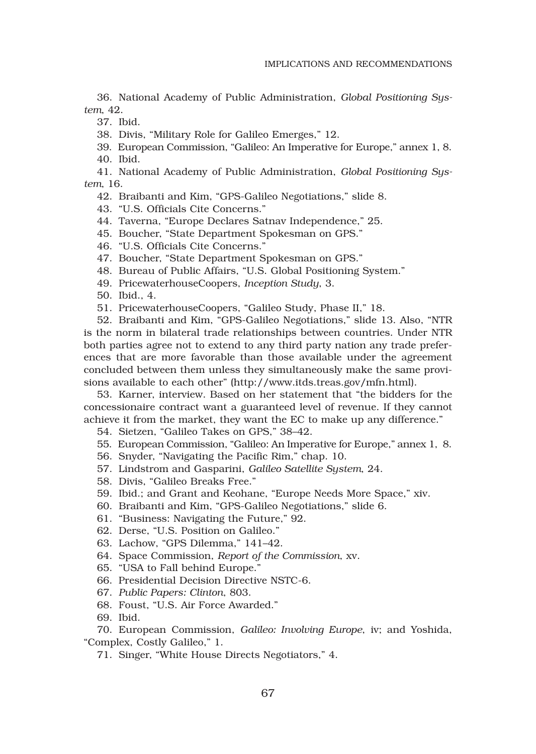36. National Academy of Public Administration, *Global Positioning System*, 42.

37. Ibid.

38. Divis, "Military Role for Galileo Emerges," 12.

39. European Commission, "Galileo: An Imperative for Europe," annex 1, 8.

40. Ibid.

41. National Academy of Public Administration, *Global Positioning System*, 16.

42. Braibanti and Kim, "GPS-Galileo Negotiations," slide 8.

43. "U.S. Officials Cite Concerns."

44. Taverna, "Europe Declares Satnav Independence," 25.

45. Boucher, "State Department Spokesman on GPS."

46. "U.S. Officials Cite Concerns."

47. Boucher, "State Department Spokesman on GPS."

48. Bureau of Public Affairs, "U.S. Global Positioning System."

49. PricewaterhouseCoopers, *Inception Study*, 3.

50. Ibid., 4.

51. PricewaterhouseCoopers, "Galileo Study, Phase II," 18.

52. Braibanti and Kim, "GPS-Galileo Negotiations," slide 13. Also, "NTR is the norm in bilateral trade relationships between countries. Under NTR both parties agree not to extend to any third party nation any trade preferences that are more favorable than those available under the agreement concluded between them unless they simultaneously make the same provisions available to each other" (http://www.itds.treas.gov/mfn.html).

53. Karner, interview. Based on her statement that "the bidders for the concessionaire contract want a guaranteed level of revenue. If they cannot achieve it from the market, they want the EC to make up any difference."

54. Sietzen, "Galileo Takes on GPS," 38–42.

55. European Commission, "Galileo: An Imperative for Europe," annex 1, 8.

56. Snyder, "Navigating the Pacific Rim," chap. 10.

57. Lindstrom and Gasparini, *Galileo Satellite System*, 24.

58. Divis, "Galileo Breaks Free."

59. Ibid.; and Grant and Keohane, "Europe Needs More Space," xiv.

60. Braibanti and Kim, "GPS-Galileo Negotiations," slide 6.

61. "Business: Navigating the Future," 92.

62. Derse, "U.S. Position on Galileo."

63. Lachow, "GPS Dilemma," 141–42.

64. Space Commission, *Report of the Commission*, xv.

65. "USA to Fall behind Europe."

66. Presidential Decision Directive NSTC-6.

67. *Public Papers: Clinton*, 803.

68. Foust, "U.S. Air Force Awarded."

69. Ibid.

70. European Commission, *Galileo: Involving Europe*, iv; and Yoshida, "Complex, Costly Galileo," 1.

71. Singer, "White House Directs Negotiators," 4.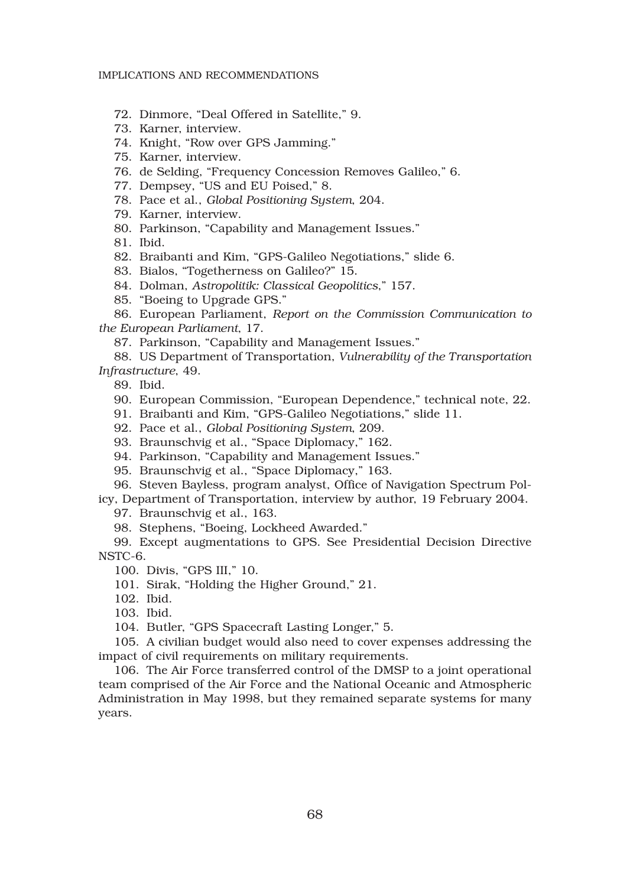72. Dinmore, "Deal Offered in Satellite," 9.

73. Karner, interview.

74. Knight, "Row over GPS Jamming."

75. Karner, interview.

76. de Selding, "Frequency Concession Removes Galileo," 6.

77. Dempsey, "US and EU Poised," 8.

78. Pace et al., *Global Positioning System*, 204.

79. Karner, interview.

80. Parkinson, "Capability and Management Issues."

81. Ibid.

82. Braibanti and Kim, "GPS-Galileo Negotiations," slide 6.

83. Bialos, "Togetherness on Galileo?" 15.

84. Dolman, *Astropolitik: Classical Geopolitics*," 157.

85. "Boeing to Upgrade GPS."

86. European Parliament, *Report on the Commission Communication to the European Parliament*, 17.

87. Parkinson, "Capability and Management Issues."

88. US Department of Transportation, *Vulnerability of the Transportation Infrastructure*, 49.

89. Ibid.

90. European Commission, "European Dependence," technical note, 22.

91. Braibanti and Kim, "GPS-Galileo Negotiations," slide 11.

92. Pace et al., *Global Positioning System*, 209.

93. Braunschvig et al., "Space Diplomacy," 162.

94. Parkinson, "Capability and Management Issues."

95. Braunschvig et al., "Space Diplomacy," 163.

96. Steven Bayless, program analyst, Office of Navigation Spectrum Policy, Department of Transportation, interview by author, 19 February 2004.

97. Braunschvig et al., 163.

98. Stephens, "Boeing, Lockheed Awarded."

99. Except augmentations to GPS. See Presidential Decision Directive NSTC-6.

100. Divis, "GPS III," 10.

101. Sirak, "Holding the Higher Ground," 21.

102. Ibid.

103. Ibid.

104. Butler, "GPS Spacecraft Lasting Longer," 5.

105. A civilian budget would also need to cover expenses addressing the impact of civil requirements on military requirements.

106. The Air Force transferred control of the DMSP to a joint operational team comprised of the Air Force and the National Oceanic and Atmospheric Administration in May 1998, but they remained separate systems for many years.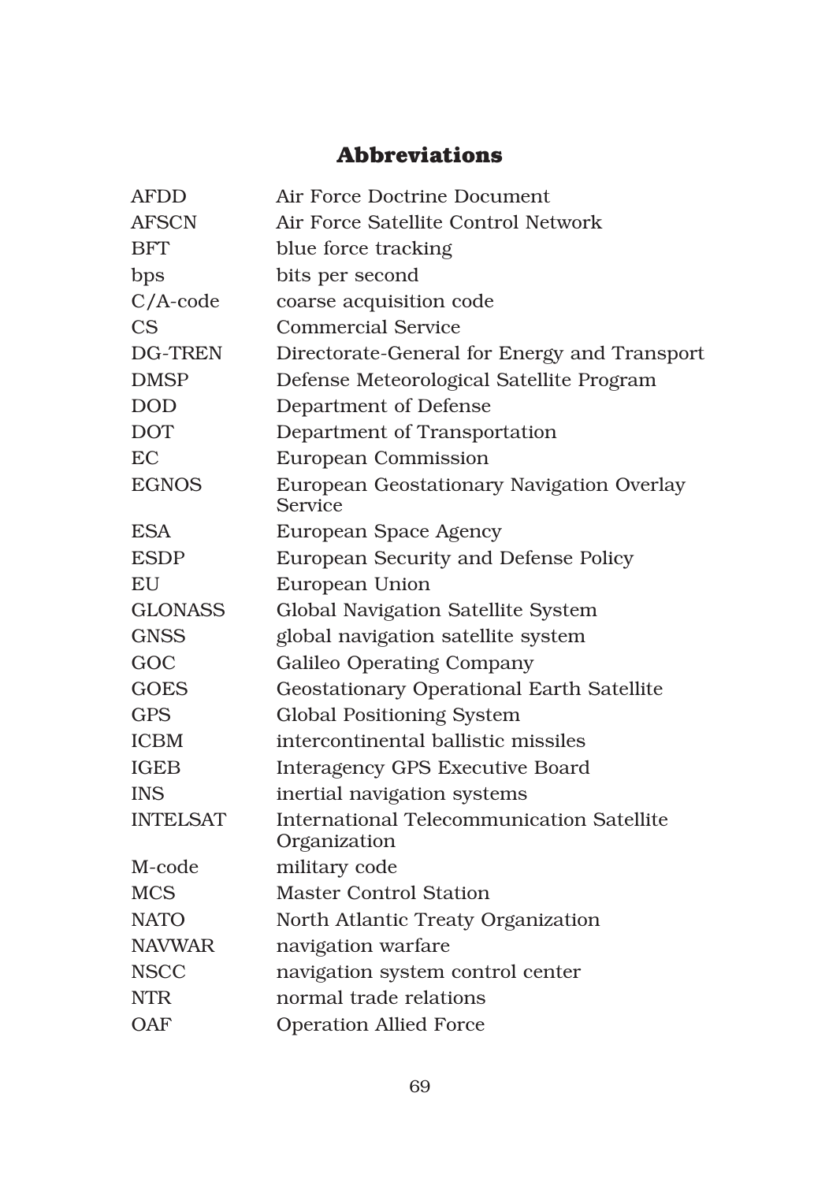# Abbreviations

| | |
|---|---|
| AFDD | Air Force Doctrine Document |
| AFSCN | Air Force Satellite Control Network |
| BFT | blue force tracking |
| bps | bits per second |
| C/A-code | coarse acquisition code |
| CS | Commercial Service |
| DG-TREN | Directorate-General for Energy and Transport |
| DMSP | Defense Meteorological Satellite Program |
| DOD | Department of Defense |
| DOT | Department of Transportation |
| EC | European Commission |
| EGNOS | European Geostationary Navigation Overlay Service |
| ESA | European Space Agency |
| ESDP | European Security and Defense Policy |
| EU | European Union |
| GLONASS | Global Navigation Satellite System |
| GNSS | global navigation satellite system |
| GOC | Galileo Operating Company |
| GOES | Geostationary Operational Earth Satellite |
| GPS | Global Positioning System |
| ICBM | intercontinental ballistic missiles |
| IGEB | Interagency GPS Executive Board |
| INS | inertial navigation systems |
| INTELSAT | International Telecommunication Satellite Organization |
| M-code | military code |
| MCS | Master Control Station |
| NATO | North Atlantic Treaty Organization |
| NAVWAR | navigation warfare |
| NSCC | navigation system control center |
| NTR | normal trade relations |
| OAF | Operation Allied Force |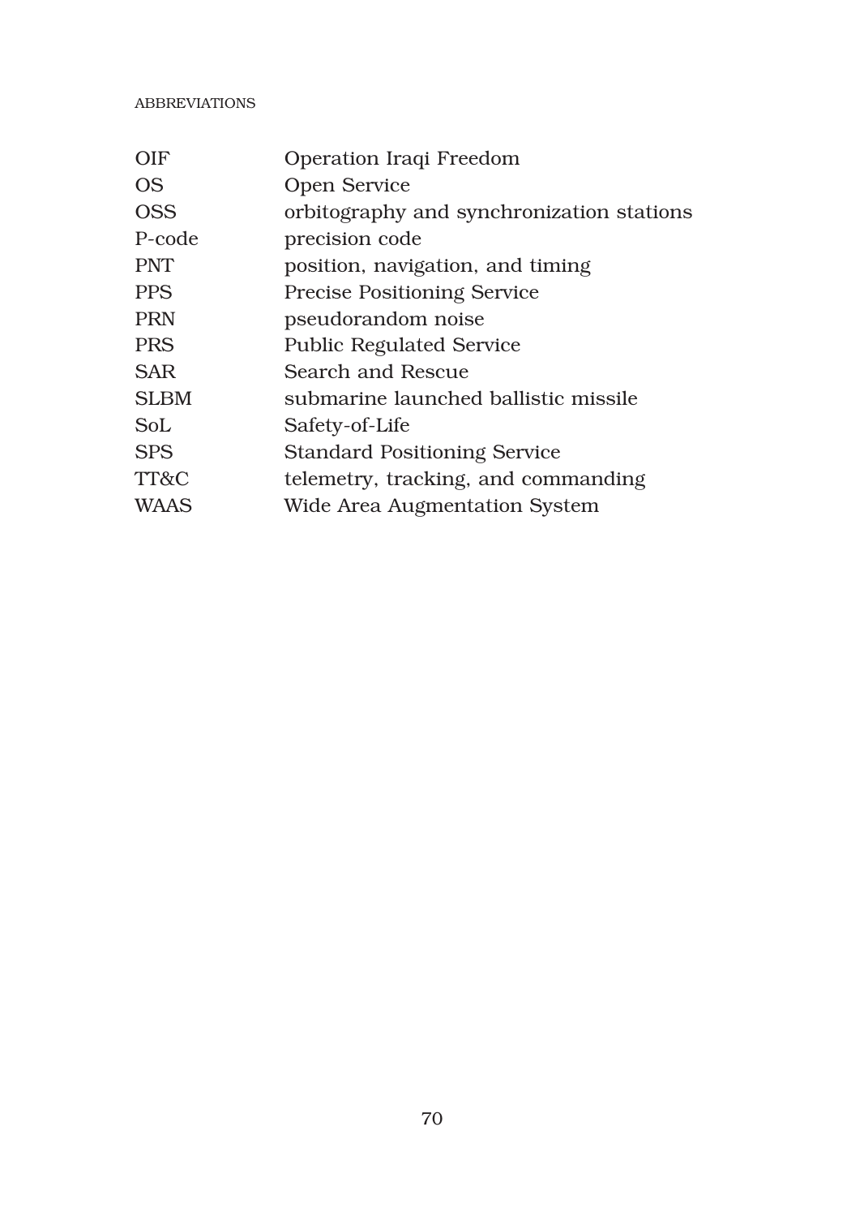| | |
|---|---|
| OIF | Operation Iraqi Freedom |
| OS | Open Service |
| OSS | orbitography and synchronization stations |
| P-code | precision code |
| PNT | position, navigation, and timing |
| PPS | Precise Positioning Service |
| PRN | pseudorandom noise |
| PRS | Public Regulated Service |
| SAR | Search and Rescue |
| SLBM | submarine launched ballistic missile |
| SoL | Safety-of-Life |
| SPS | Standard Positioning Service |
| TT&C | telemetry, tracking, and commanding |
| WAAS | Wide Area Augmentation System |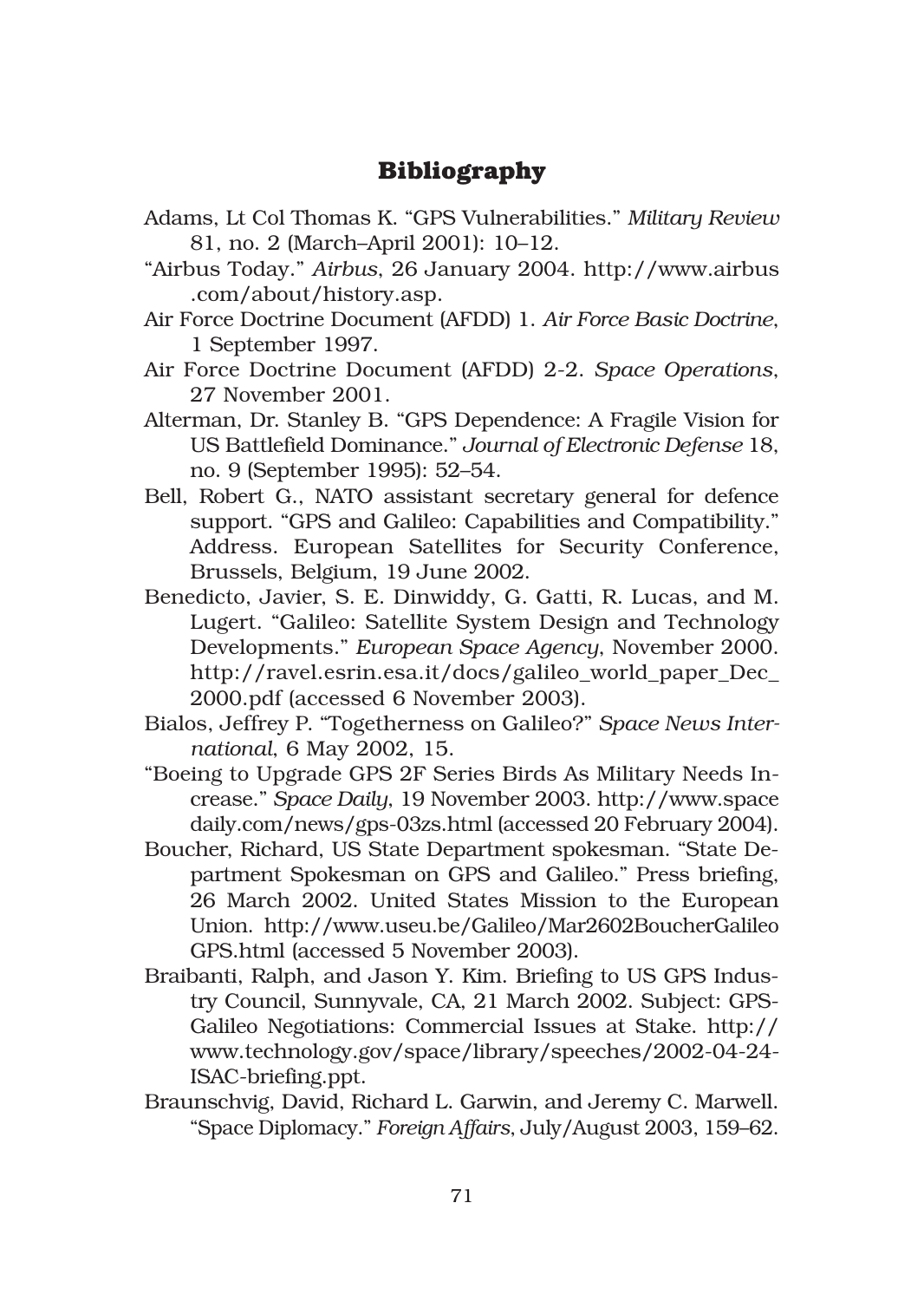# Bibliography

Adams, Lt Col Thomas K. "GPS Vulnerabilities." *Military Review* 81, no. 2 (March–April 2001): 10–12.

"Airbus Today." *Airbus*, 26 January 2004. http://www.airbus.com/about/history.asp.

Air Force Doctrine Document (AFDD) 1. *Air Force Basic Doctrine*, 1 September 1997.

Air Force Doctrine Document (AFDD) 2-2. *Space Operations*, 27 November 2001.

Alterman, Dr. Stanley B. "GPS Dependence: A Fragile Vision for US Battlefield Dominance." *Journal of Electronic Defense* 18, no. 9 (September 1995): 52–54.

Bell, Robert G., NATO assistant secretary general for defence support. "GPS and Galileo: Capabilities and Compatibility." Address. European Satellites for Security Conference, Brussels, Belgium, 19 June 2002.

Benedicto, Javier, S. E. Dinwiddy, G. Gatti, R. Lucas, and M. Lugert. "Galileo: Satellite System Design and Technology Developments." *European Space Agency*, November 2000. http://ravel.esrin.esa.it/docs/galileo_world_paper_Dec_2000.pdf (accessed 6 November 2003).

Bialos, Jeffrey P. "Togetherness on Galileo?" *Space News International*, 6 May 2002, 15.

"Boeing to Upgrade GPS 2F Series Birds As Military Needs Increase." *Space Daily*, 19 November 2003. http://www.spacedaily.com/news/gps-03zs.html (accessed 20 February 2004).

Boucher, Richard, US State Department spokesman. "State Department Spokesman on GPS and Galileo." Press briefing, 26 March 2002. United States Mission to the European Union. http://www.useu.be/Galileo/Mar2602BoucherGalileoGPS.html (accessed 5 November 2003).

Braibanti, Ralph, and Jason Y. Kim. Briefing to US GPS Industry Council, Sunnyvale, CA, 21 March 2002. Subject: GPS-Galileo Negotiations: Commercial Issues at Stake. http://www.technology.gov/space/library/speeches/2002-04-24-ISAC-briefing.ppt.

Braunschvig, David, Richard L. Garwin, and Jeremy C. Marwell. "Space Diplomacy." *Foreign Affairs*, July/August 2003, 159–62.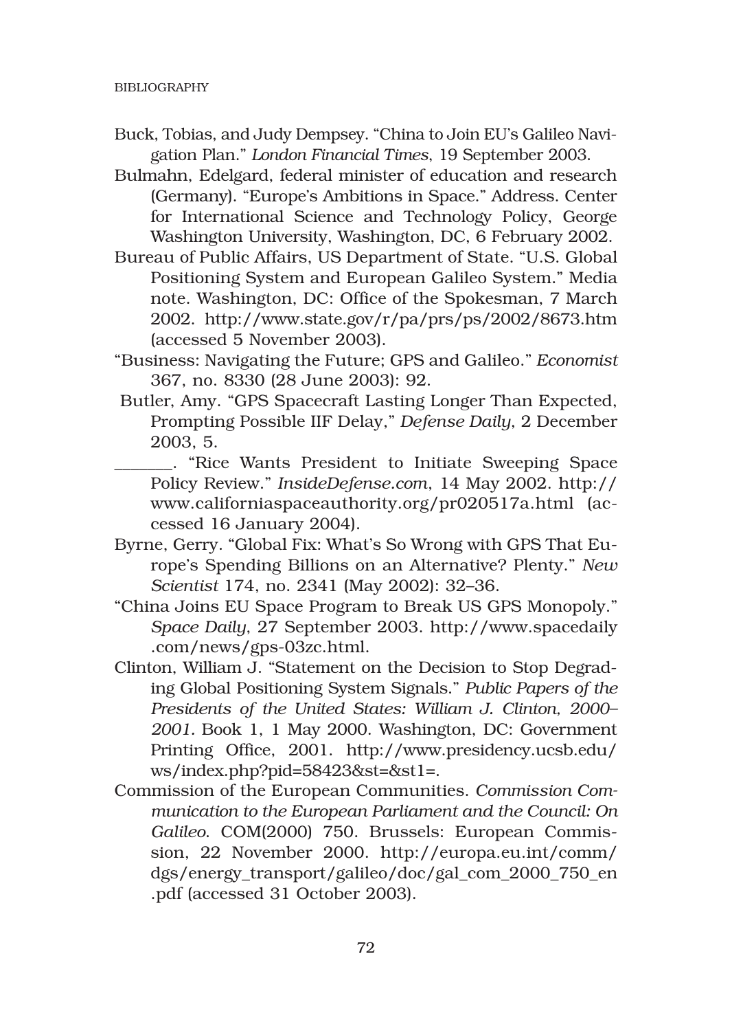Buck, Tobias, and Judy Dempsey. "China to Join EU's Galileo Navigation Plan." *London Financial Times*, 19 September 2003.

Bulmahn, Edelgard, federal minister of education and research (Germany). "Europe's Ambitions in Space." Address. Center for International Science and Technology Policy, George Washington University, Washington, DC, 6 February 2002.

Bureau of Public Affairs, US Department of State. "U.S. Global Positioning System and European Galileo System." Media note. Washington, DC: Office of the Spokesman, 7 March 2002. http://www.state.gov/r/pa/prs/ps/2002/8673.htm (accessed 5 November 2003).

"Business: Navigating the Future; GPS and Galileo." *Economist* 367, no. 8330 (28 June 2003): 92.

Butler, Amy. "GPS Spacecraft Lasting Longer Than Expected, Prompting Possible IIF Delay," *Defense Daily*, 2 December 2003, 5.

_______. "Rice Wants President to Initiate Sweeping Space Policy Review." *InsideDefense.com*, 14 May 2002. http://www.californiaspaceauthority.org/pr020517a.html (accessed 16 January 2004).

Byrne, Gerry. "Global Fix: What's So Wrong with GPS That Europe's Spending Billions on an Alternative? Plenty." *New Scientist* 174, no. 2341 (May 2002): 32–36.

"China Joins EU Space Program to Break US GPS Monopoly." *Space Daily*, 27 September 2003. http://www.spacedaily.com/news/gps-03zc.html.

Clinton, William J. "Statement on the Decision to Stop Degrading Global Positioning System Signals." *Public Papers of the Presidents of the United States: William J. Clinton, 2000–2001.* Book 1, 1 May 2000. Washington, DC: Government Printing Office, 2001. http://www.presidency.ucsb.edu/ws/index.php?pid=58423&st=&st1=.

Commission of the European Communities. *Commission Communication to the European Parliament and the Council: On Galileo.* COM(2000) 750. Brussels: European Commission, 22 November 2000. http://europa.eu.int/comm/dgs/energy_transport/galileo/doc/gal_com_2000_750_en.pdf (accessed 31 October 2003).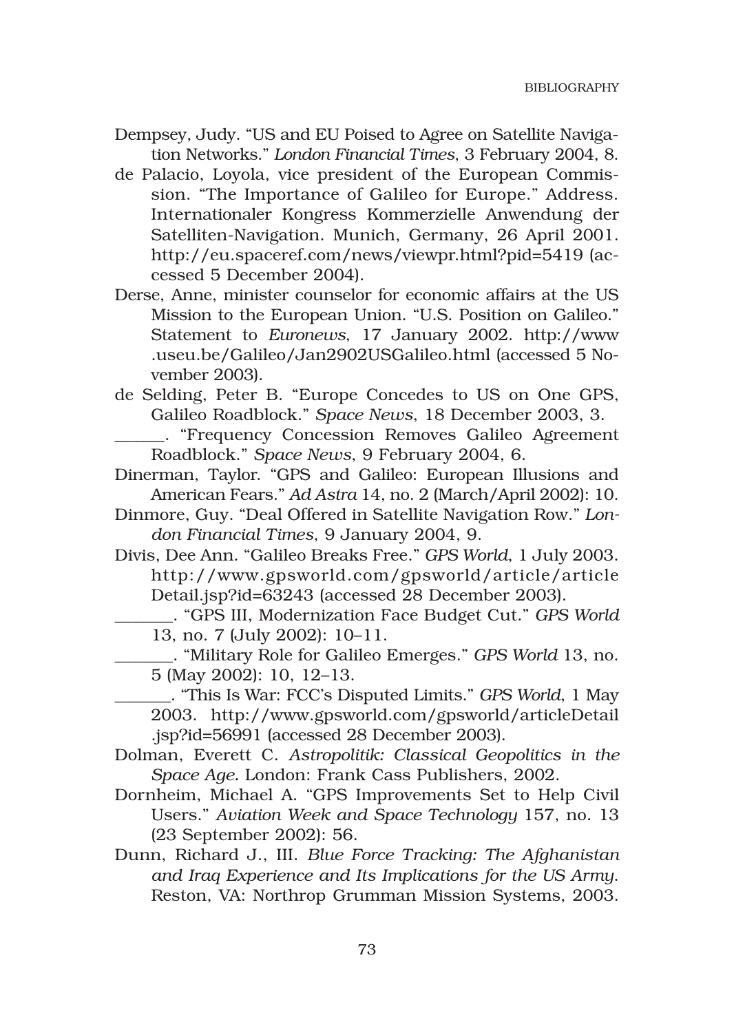Dempsey, Judy. "US and EU Poised to Agree on Satellite Navigation Networks." *London Financial Times*, 3 February 2004, 8.

de Palacio, Loyola, vice president of the European Commission. "The Importance of Galileo for Europe." Address. Internationaler Kongress Kommerzielle Anwendung der Satelliten-Navigation. Munich, Germany, 26 April 2001. http://eu.spaceref.com/news/viewpr.html?pid=5419 (accessed 5 December 2004).

Derse, Anne, minister counselor for economic affairs at the US Mission to the European Union. "U.S. Position on Galileo." Statement to *Euronews*, 17 January 2002. http://www.useu.be/Galileo/Jan2902USGalileo.html (accessed 5 November 2003).

de Selding, Peter B. "Europe Concedes to US on One GPS, Galileo Roadblock." *Space News*, 18 December 2003, 3.

______. "Frequency Concession Removes Galileo Agreement Roadblock." *Space News*, 9 February 2004, 6.

Dinerman, Taylor. "GPS and Galileo: European Illusions and American Fears." *Ad Astra* 14, no. 2 (March/April 2002): 10.

Dinmore, Guy. "Deal Offered in Satellite Navigation Row." *London Financial Times*, 9 January 2004, 9.

Divis, Dee Ann. "Galileo Breaks Free." *GPS World*, 1 July 2003. http://www.gpsworld.com/gpsworld/article/articleDetail.jsp?id=63243 (accessed 28 December 2003).

______. "GPS III, Modernization Face Budget Cut." *GPS World* 13, no. 7 (July 2002): 10–11.

______. "Military Role for Galileo Emerges." *GPS World* 13, no. 5 (May 2002): 10, 12–13.

______. "This Is War: FCC's Disputed Limits." *GPS World*, 1 May 2003. http://www.gpsworld.com/gpsworld/articleDetail.jsp?id=56991 (accessed 28 December 2003).

Dolman, Everett C. *Astropolitik: Classical Geopolitics in the Space Age*. London: Frank Cass Publishers, 2002.

Dornheim, Michael A. "GPS Improvements Set to Help Civil Users." *Aviation Week and Space Technology* 157, no. 13 (23 September 2002): 56.

Dunn, Richard J., III. *Blue Force Tracking: The Afghanistan and Iraq Experience and Its Implications for the US Army*. Reston, VA: Northrop Grumman Mission Systems, 2003.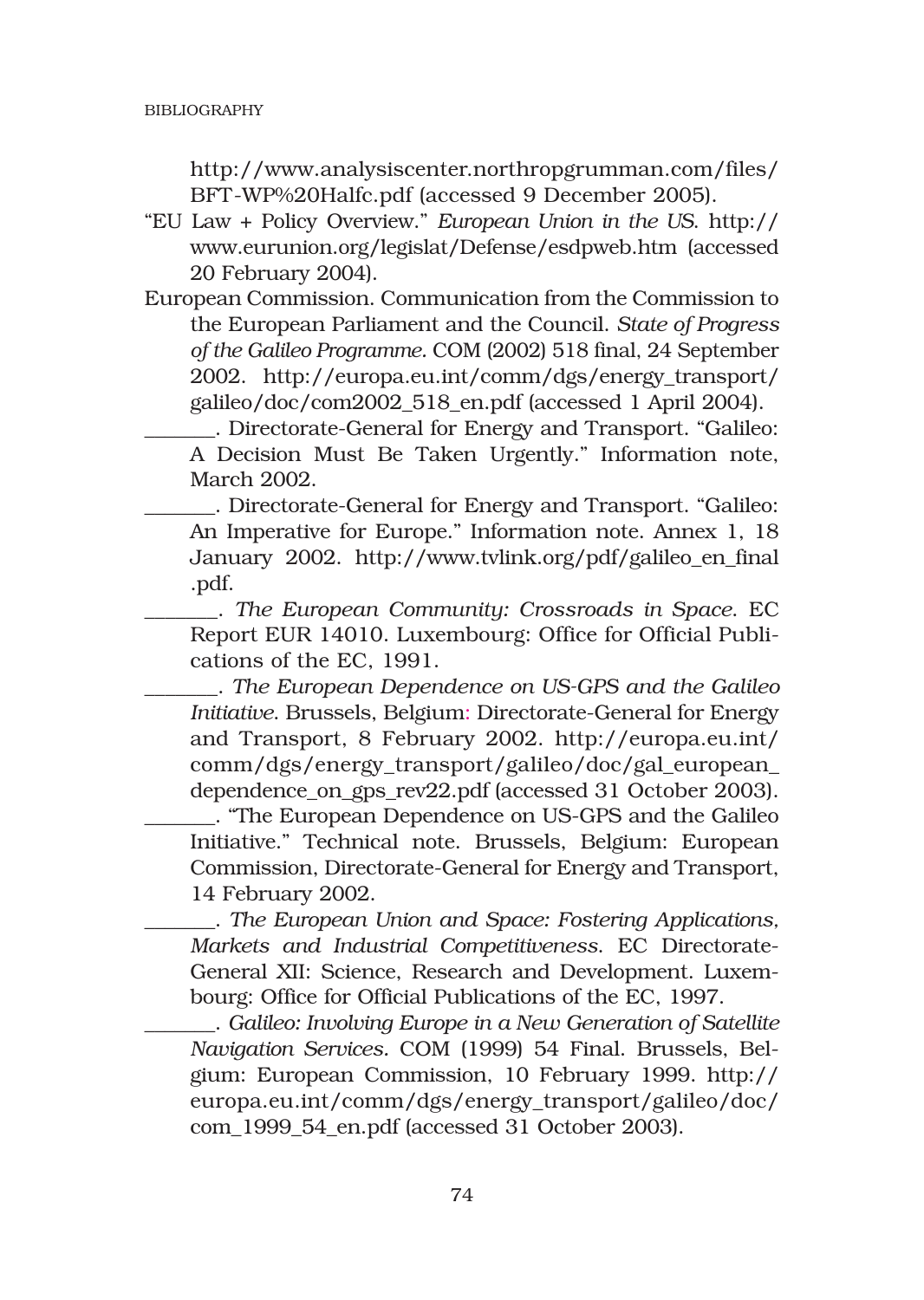http://www.analysiscenter.northropgrumman.com/files/BFT-WP%20Halfc.pdf (accessed 9 December 2005).

"EU Law + Policy Overview." *European Union in the US*. http://www.eurunion.org/legislat/Defense/esdpweb.htm (accessed 20 February 2004).

European Commission. Communication from the Commission to the European Parliament and the Council. *State of Progress of the Galileo Programme.* COM (2002) 518 final, 24 September 2002. http://europa.eu.int/comm/dgs/energy_transport/galileo/doc/com2002_518_en.pdf (accessed 1 April 2004).

_______. Directorate-General for Energy and Transport. "Galileo: A Decision Must Be Taken Urgently." Information note, March 2002.

_______. Directorate-General for Energy and Transport. "Galileo: An Imperative for Europe." Information note. Annex 1, 18 January 2002. http://www.tvlink.org/pdf/galileo_en_final.pdf.

_______. *The European Community: Crossroads in Space*. EC Report EUR 14010. Luxembourg: Office for Official Publications of the EC, 1991.

_______. *The European Dependence on US-GPS and the Galileo Initiative*. Brussels, Belgium: Directorate-General for Energy and Transport, 8 February 2002. http://europa.eu.int/comm/dgs/energy_transport/galileo/doc/gal_european_dependence_on_gps_rev22.pdf (accessed 31 October 2003).

_______. "The European Dependence on US-GPS and the Galileo Initiative." Technical note. Brussels, Belgium: European Commission, Directorate-General for Energy and Transport, 14 February 2002.

_______. *The European Union and Space: Fostering Applications, Markets and Industrial Competitiveness*. EC Directorate-General XII: Science, Research and Development. Luxembourg: Office for Official Publications of the EC, 1997.

_______. *Galileo: Involving Europe in a New Generation of Satellite Navigation Services*. COM (1999) 54 Final. Brussels, Belgium: European Commission, 10 February 1999. http://europa.eu.int/comm/dgs/energy_transport/galileo/doc/com_1999_54_en.pdf (accessed 31 October 2003).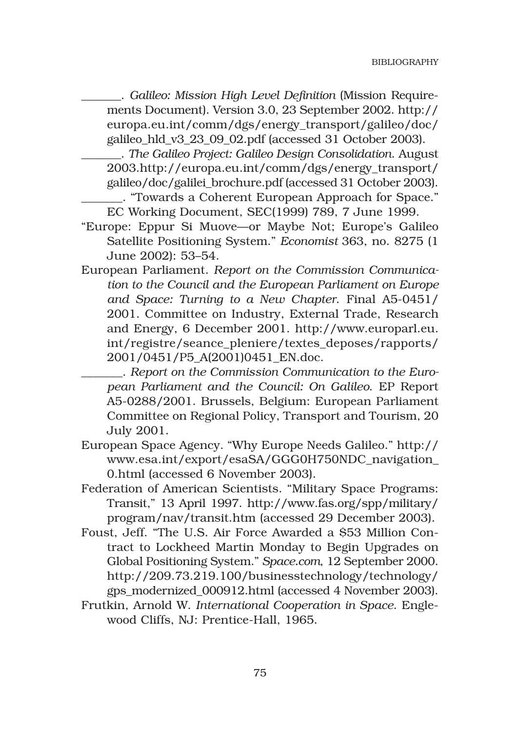\_\_\_\_\_\_\_. *Galileo: Mission High Level Definition* (Mission Requirements Document). Version 3.0, 23 September 2002. http://europa.eu.int/comm/dgs/energy_transport/galileo/doc/galileo_hld_v3_23_09_02.pdf (accessed 31 October 2003).

\_\_\_\_\_\_\_. *The Galileo Project: Galileo Design Consolidation*. August 2003.http://europa.eu.int/comm/dgs/energy_transport/galileo/doc/galilei_brochure.pdf (accessed 31 October 2003).

\_\_\_\_\_\_\_. "Towards a Coherent European Approach for Space." EC Working Document, SEC(1999) 789, 7 June 1999.

"Europe: Eppur Si Muove—or Maybe Not; Europe's Galileo Satellite Positioning System." *Economist* 363, no. 8275 (1 June 2002): 53–54.

European Parliament. *Report on the Commission Communication to the Council and the European Parliament on Europe and Space: Turning to a New Chapter*. Final A5-0451/2001. Committee on Industry, External Trade, Research and Energy, 6 December 2001. http://www.europarl.eu.int/registre/seance_pleniere/textes_deposes/rapports/2001/0451/P5_A(2001)0451_EN.doc.

\_\_\_\_\_\_\_. *Report on the Commission Communication to the European Parliament and the Council: On Galileo*. EP Report A5-0288/2001. Brussels, Belgium: European Parliament Committee on Regional Policy, Transport and Tourism, 20 July 2001.

European Space Agency. "Why Europe Needs Galileo." http://www.esa.int/export/esaSA/GGG0H750NDC_navigation_0.html (accessed 6 November 2003).

Federation of American Scientists. "Military Space Programs: Transit," 13 April 1997. http://www.fas.org/spp/military/program/nav/transit.htm (accessed 29 December 2003).

Foust, Jeff. "The U.S. Air Force Awarded a $53 Million Contract to Lockheed Martin Monday to Begin Upgrades on Global Positioning System." *Space.com*, 12 September 2000. http://209.73.219.100/businesstechnology/technology/gps_modernized_000912.html (accessed 4 November 2003).

Frutkin, Arnold W. *International Cooperation in Space*. Englewood Cliffs, NJ: Prentice-Hall, 1965.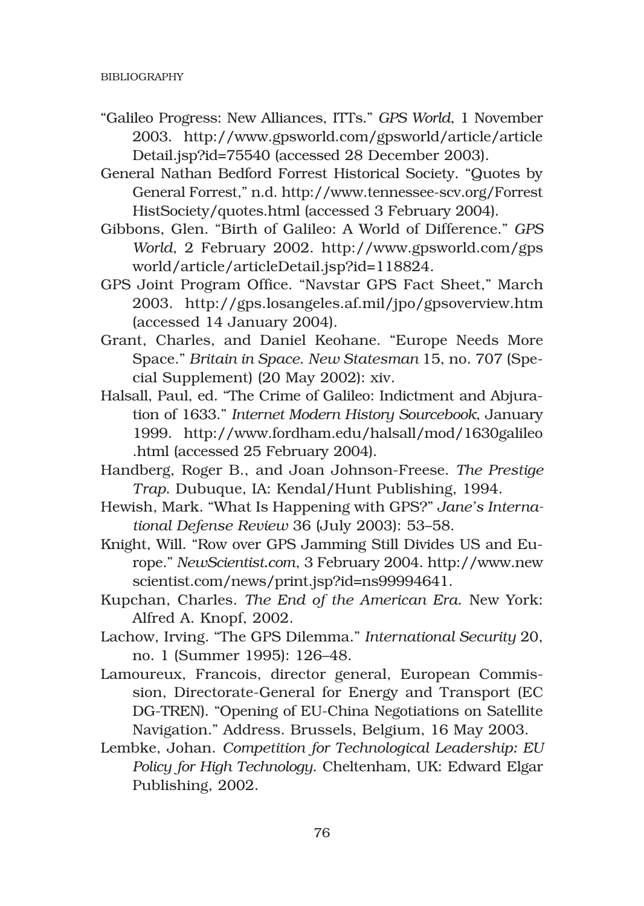"Galileo Progress: New Alliances, ITTs." *GPS World*, 1 November 2003. http://www.gpsworld.com/gpsworld/article/articleDetail.jsp?id=75540 (accessed 28 December 2003).

General Nathan Bedford Forrest Historical Society. "Quotes by General Forrest," n.d. http://www.tennessee-scv.org/ForrestHistSociety/quotes.html (accessed 3 February 2004).

Gibbons, Glen. "Birth of Galileo: A World of Difference." *GPS World*, 2 February 2002. http://www.gpsworld.com/gpsworld/article/articleDetail.jsp?id=118824.

GPS Joint Program Office. "Navstar GPS Fact Sheet," March 2003. http://gps.losangeles.af.mil/jpo/gpsoverview.htm (accessed 14 January 2004).

Grant, Charles, and Daniel Keohane. "Europe Needs More Space." *Britain in Space*. *New Statesman* 15, no. 707 (Special Supplement) (20 May 2002): xiv.

Halsall, Paul, ed. "The Crime of Galileo: Indictment and Abjuration of 1633." *Internet Modern History Sourcebook*, January 1999. http://www.fordham.edu/halsall/mod/1630galileo.html (accessed 25 February 2004).

Handberg, Roger B., and Joan Johnson-Freese. *The Prestige Trap*. Dubuque, IA: Kendal/Hunt Publishing, 1994.

Hewish, Mark. "What Is Happening with GPS?" *Jane's International Defense Review* 36 (July 2003): 53–58.

Knight, Will. "Row over GPS Jamming Still Divides US and Europe." *NewScientist.com*, 3 February 2004. http://www.newscientist.com/news/print.jsp?id=ns99994641.

Kupchan, Charles. *The End of the American Era*. New York: Alfred A. Knopf, 2002.

Lachow, Irving. "The GPS Dilemma." *International Security* 20, no. 1 (Summer 1995): 126–48.

Lamoureux, Francois, director general, European Commission, Directorate-General for Energy and Transport (EC DG-TREN). "Opening of EU-China Negotiations on Satellite Navigation." Address. Brussels, Belgium, 16 May 2003.

Lembke, Johan. *Competition for Technological Leadership: EU Policy for High Technology*. Cheltenham, UK: Edward Elgar Publishing, 2002.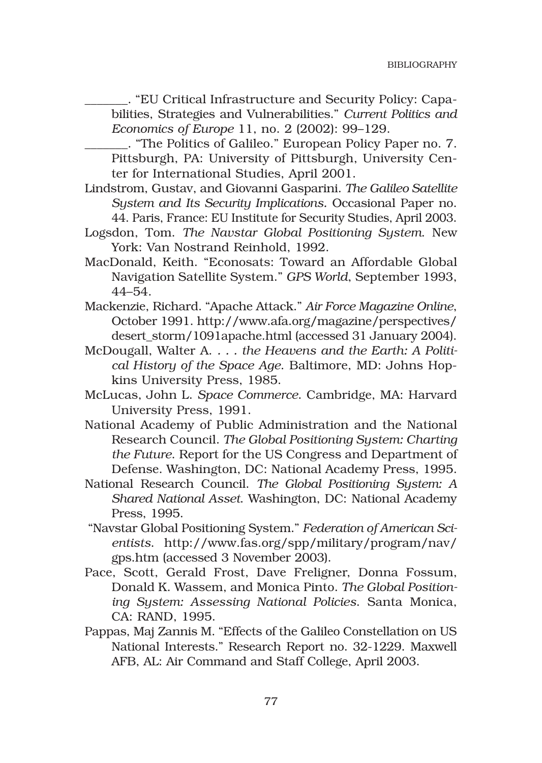\_\_\_\_\_\_\_. "EU Critical Infrastructure and Security Policy: Capabilities, Strategies and Vulnerabilities." *Current Politics and Economics of Europe* 11, no. 2 (2002): 99–129.

\_\_\_\_\_\_\_. "The Politics of Galileo." European Policy Paper no. 7. Pittsburgh, PA: University of Pittsburgh, University Center for International Studies, April 2001.

Lindstrom, Gustav, and Giovanni Gasparini. *The Galileo Satellite System and Its Security Implications.* Occasional Paper no. 44. Paris, France: EU Institute for Security Studies, April 2003.

Logsdon, Tom. *The Navstar Global Positioning System.* New York: Van Nostrand Reinhold, 1992.

MacDonald, Keith. "Econosats: Toward an Affordable Global Navigation Satellite System." *GPS World*, September 1993, 44–54.

Mackenzie, Richard. "Apache Attack." *Air Force Magazine Online*, October 1991. http://www.afa.org/magazine/perspectives/desert_storm/1091apache.html (accessed 31 January 2004).

McDougall, Walter A. *. . . the Heavens and the Earth: A Political History of the Space Age.* Baltimore, MD: Johns Hopkins University Press, 1985.

McLucas, John L. *Space Commerce.* Cambridge, MA: Harvard University Press, 1991.

National Academy of Public Administration and the National Research Council. *The Global Positioning System: Charting the Future.* Report for the US Congress and Department of Defense. Washington, DC: National Academy Press, 1995.

National Research Council. *The Global Positioning System: A Shared National Asset.* Washington, DC: National Academy Press, 1995.

"Navstar Global Positioning System." *Federation of American Scientists.* http://www.fas.org/spp/military/program/nav/gps.htm (accessed 3 November 2003).

Pace, Scott, Gerald Frost, Dave Freligner, Donna Fossum, Donald K. Wassem, and Monica Pinto. *The Global Positioning System: Assessing National Policies.* Santa Monica, CA: RAND, 1995.

Pappas, Maj Zannis M. "Effects of the Galileo Constellation on US National Interests." Research Report no. 32-1229. Maxwell AFB, AL: Air Command and Staff College, April 2003.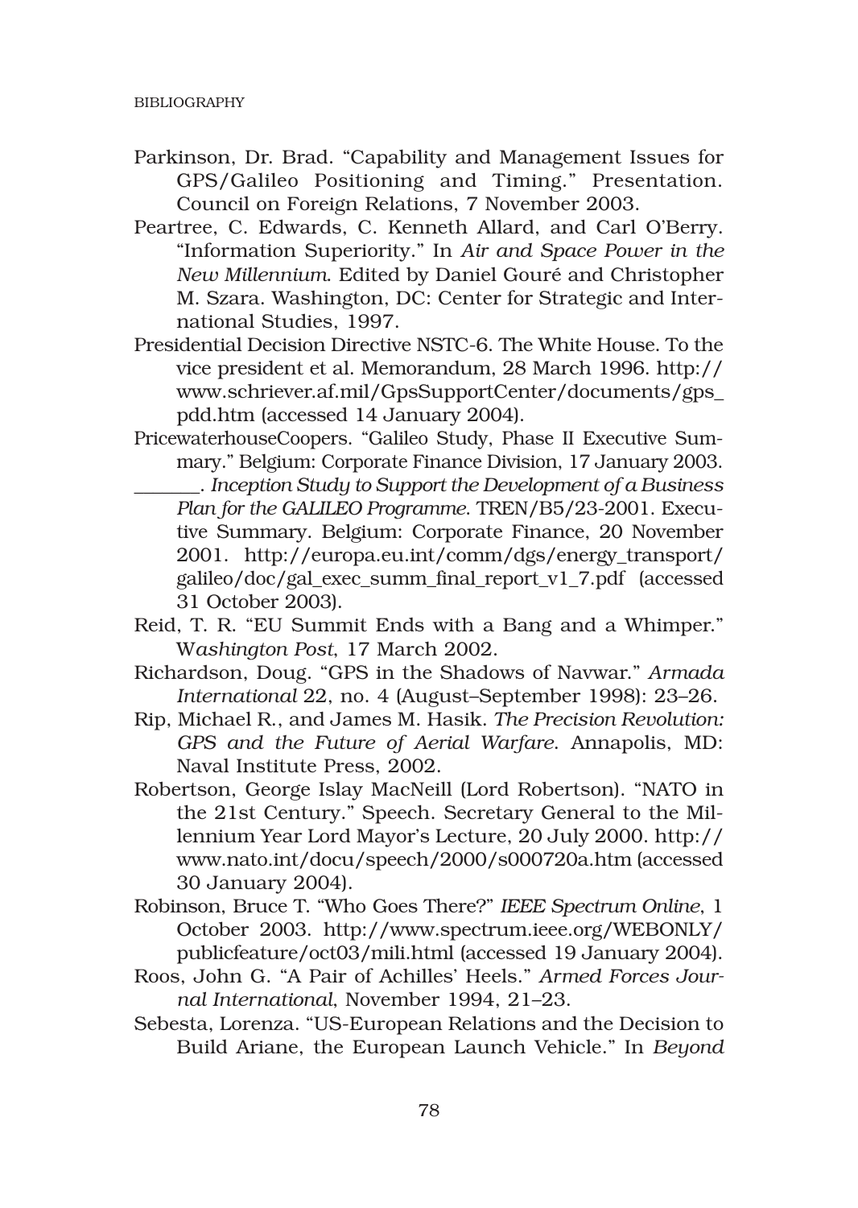Parkinson, Dr. Brad. "Capability and Management Issues for GPS/Galileo Positioning and Timing." Presentation. Council on Foreign Relations, 7 November 2003.

Peartree, C. Edwards, C. Kenneth Allard, and Carl O'Berry. "Information Superiority." In *Air and Space Power in the New Millennium*. Edited by Daniel Gouré and Christopher M. Szara. Washington, DC: Center for Strategic and International Studies, 1997.

Presidential Decision Directive NSTC-6. The White House. To the vice president et al. Memorandum, 28 March 1996. http://www.schriever.af.mil/GpsSupportCenter/documents/gps_pdd.htm (accessed 14 January 2004).

PricewaterhouseCoopers. "Galileo Study, Phase II Executive Summary." Belgium: Corporate Finance Division, 17 January 2003.

_______. *Inception Study to Support the Development of a Business Plan for the GALILEO Programme*. TREN/B5/23-2001. Executive Summary. Belgium: Corporate Finance, 20 November 2001. http://europa.eu.int/comm/dgs/energy_transport/galileo/doc/gal_exec_summ_final_report_v1_7.pdf (accessed 31 October 2003).

Reid, T. R. "EU Summit Ends with a Bang and a Whimper." W*ashington Post*, 17 March 2002.

Richardson, Doug. "GPS in the Shadows of Navwar." *Armada International* 22, no. 4 (August–September 1998): 23–26.

Rip, Michael R., and James M. Hasik. *The Precision Revolution: GPS and the Future of Aerial Warfare*. Annapolis, MD: Naval Institute Press, 2002.

Robertson, George Islay MacNeill (Lord Robertson). "NATO in the 21st Century." Speech. Secretary General to the Millennium Year Lord Mayor's Lecture, 20 July 2000. http://www.nato.int/docu/speech/2000/s000720a.htm (accessed 30 January 2004).

Robinson, Bruce T. "Who Goes There?" *IEEE Spectrum Online*, 1 October 2003. http://www.spectrum.ieee.org/WEBONLY/publicfeature/oct03/mili.html (accessed 19 January 2004).

Roos, John G. "A Pair of Achilles' Heels." *Armed Forces Journal International*, November 1994, 21–23.

Sebesta, Lorenza. "US-European Relations and the Decision to Build Ariane, the European Launch Vehicle." In *Beyond*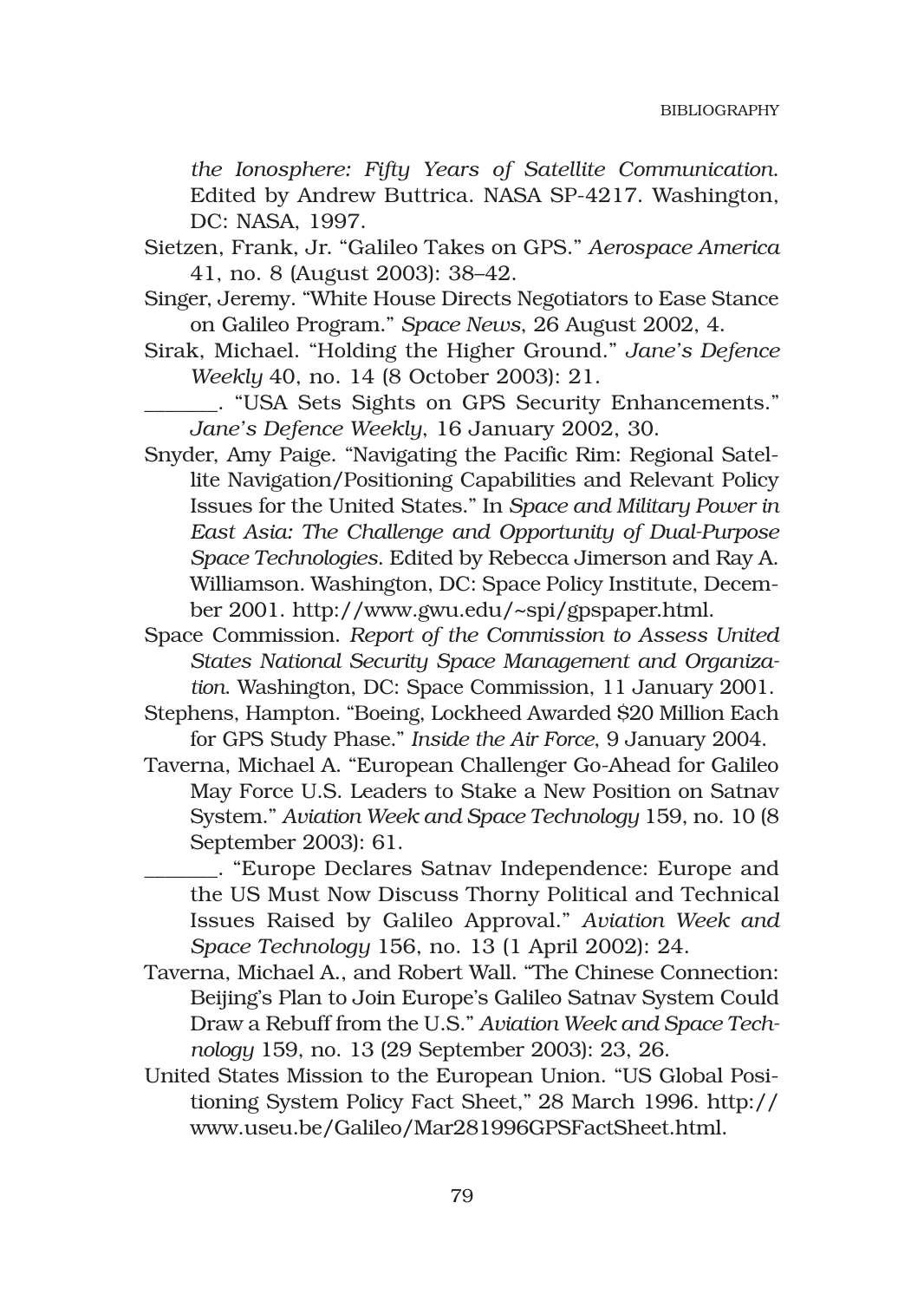*the Ionosphere: Fifty Years of Satellite Communication*. Edited by Andrew Buttrica. NASA SP-4217. Washington, DC: NASA, 1997.

Sietzen, Frank, Jr. "Galileo Takes on GPS." *Aerospace America* 41, no. 8 (August 2003): 38–42.

Singer, Jeremy. "White House Directs Negotiators to Ease Stance on Galileo Program." *Space News*, 26 August 2002, 4.

Sirak, Michael. "Holding the Higher Ground." *Jane's Defence Weekly* 40, no. 14 (8 October 2003): 21.

\_\_\_\_\_\_\_. "USA Sets Sights on GPS Security Enhancements." *Jane's Defence Weekly*, 16 January 2002, 30.

Snyder, Amy Paige. "Navigating the Pacific Rim: Regional Satellite Navigation/Positioning Capabilities and Relevant Policy Issues for the United States." In *Space and Military Power in East Asia: The Challenge and Opportunity of Dual-Purpose Space Technologies*. Edited by Rebecca Jimerson and Ray A. Williamson. Washington, DC: Space Policy Institute, December 2001. http://www.gwu.edu/~spi/gpspaper.html.

Space Commission. *Report of the Commission to Assess United States National Security Space Management and Organization*. Washington, DC: Space Commission, 11 January 2001.

Stephens, Hampton. "Boeing, Lockheed Awarded $20 Million Each for GPS Study Phase." *Inside the Air Force*, 9 January 2004.

Taverna, Michael A. "European Challenger Go-Ahead for Galileo May Force U.S. Leaders to Stake a New Position on Satnav System." *Aviation Week and Space Technology* 159, no. 10 (8 September 2003): 61.

\_\_\_\_\_\_\_. "Europe Declares Satnav Independence: Europe and the US Must Now Discuss Thorny Political and Technical Issues Raised by Galileo Approval." *Aviation Week and Space Technology* 156, no. 13 (1 April 2002): 24.

Taverna, Michael A., and Robert Wall. "The Chinese Connection: Beijing's Plan to Join Europe's Galileo Satnav System Could Draw a Rebuff from the U.S." *Aviation Week and Space Technology* 159, no. 13 (29 September 2003): 23, 26.

United States Mission to the European Union. "US Global Positioning System Policy Fact Sheet," 28 March 1996. http://www.useu.be/Galileo/Mar281996GPSFactSheet.html.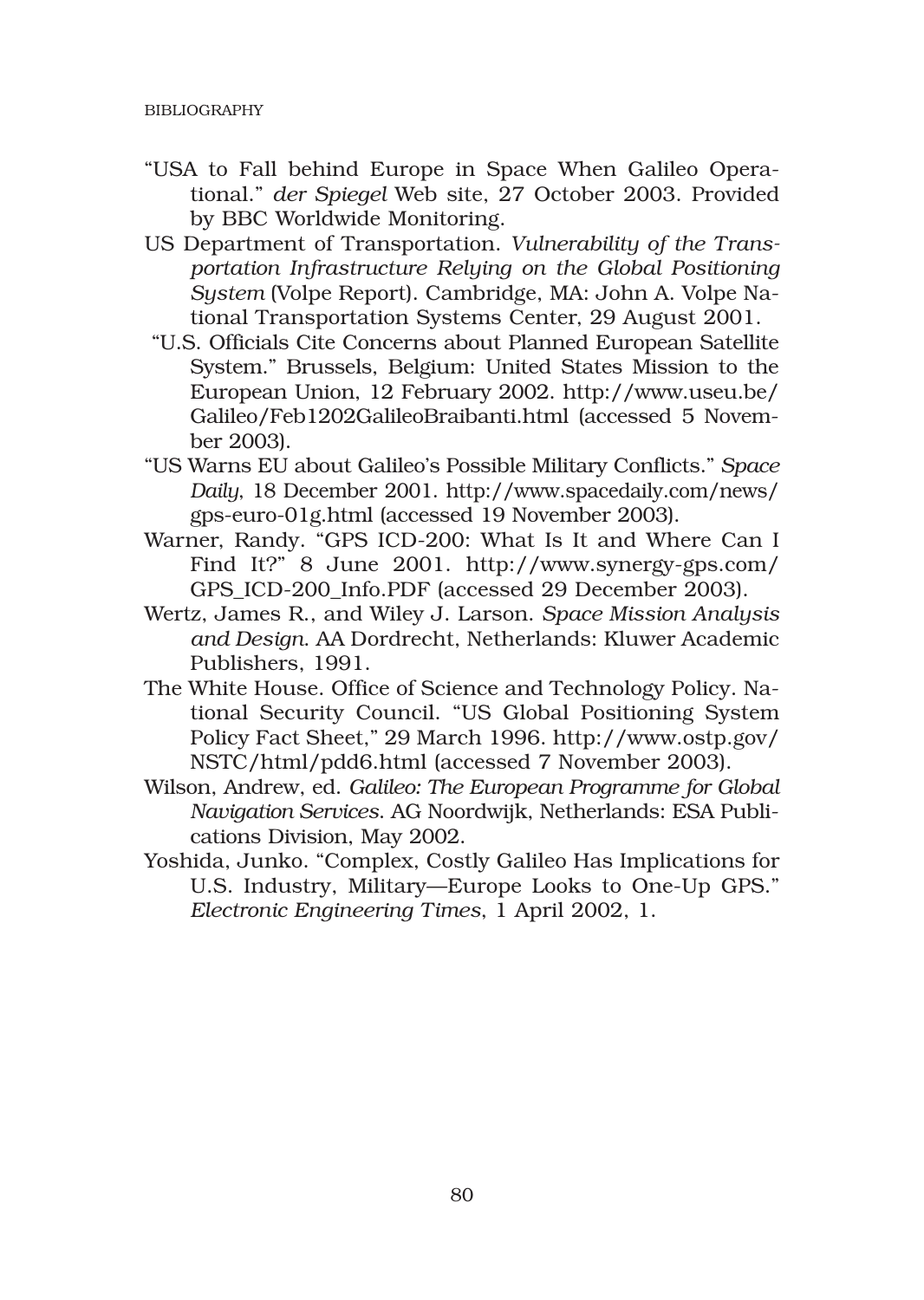"USA to Fall behind Europe in Space When Galileo Operational." *der Spiegel* Web site, 27 October 2003. Provided by BBC Worldwide Monitoring.

US Department of Transportation. *Vulnerability of the Transportation Infrastructure Relying on the Global Positioning System* (Volpe Report). Cambridge, MA: John A. Volpe National Transportation Systems Center, 29 August 2001.

"U.S. Officials Cite Concerns about Planned European Satellite System." Brussels, Belgium: United States Mission to the European Union, 12 February 2002. http://www.useu.be/Galileo/Feb1202GalileoBraibanti.html (accessed 5 November 2003).

"US Warns EU about Galileo's Possible Military Conflicts." *Space Daily*, 18 December 2001. http://www.spacedaily.com/news/gps-euro-01g.html (accessed 19 November 2003).

Warner, Randy. "GPS ICD-200: What Is It and Where Can I Find It?" 8 June 2001. http://www.synergy-gps.com/GPS_ICD-200_Info.PDF (accessed 29 December 2003).

Wertz, James R., and Wiley J. Larson. *Space Mission Analysis and Design*. AA Dordrecht, Netherlands: Kluwer Academic Publishers, 1991.

The White House. Office of Science and Technology Policy. National Security Council. "US Global Positioning System Policy Fact Sheet," 29 March 1996. http://www.ostp.gov/NSTC/html/pdd6.html (accessed 7 November 2003).

Wilson, Andrew, ed. *Galileo: The European Programme for Global Navigation Services*. AG Noordwijk, Netherlands: ESA Publications Division, May 2002.

Yoshida, Junko. "Complex, Costly Galileo Has Implications for U.S. Industry, Military—Europe Looks to One-Up GPS." *Electronic Engineering Times*, 1 April 2002, 1.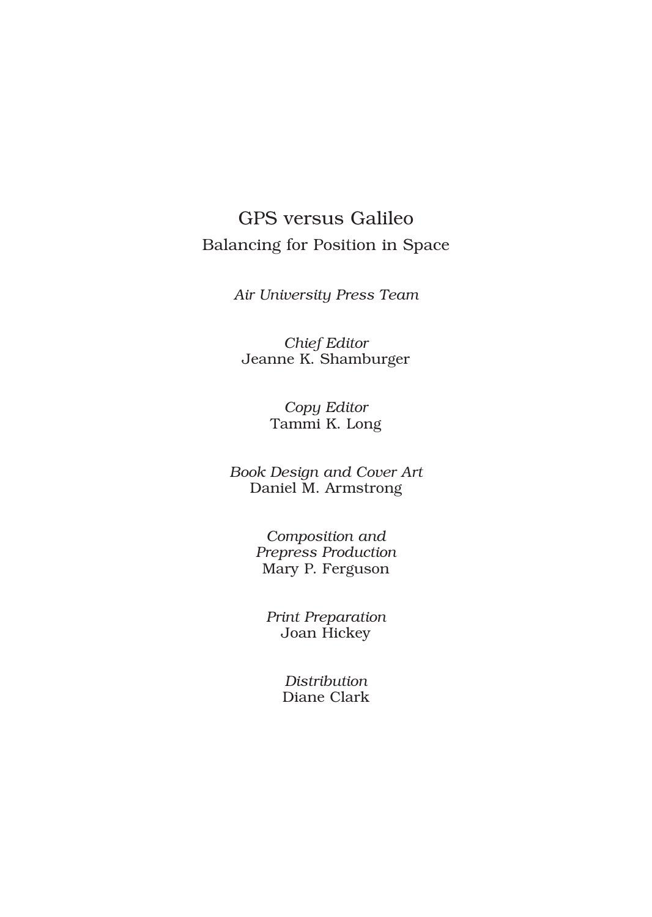# GPS versus Galileo

## Balancing for Position in Space

*Air University Press Team*

*Chief Editor*
Jeanne K. Shamburger

*Copy Editor*
Tammi K. Long

*Book Design and Cover Art*
Daniel M. Armstrong

*Composition and Prepress Production*
Mary P. Ferguson

*Print Preparation*
Joan Hickey

*Distribution*
Diane Clark